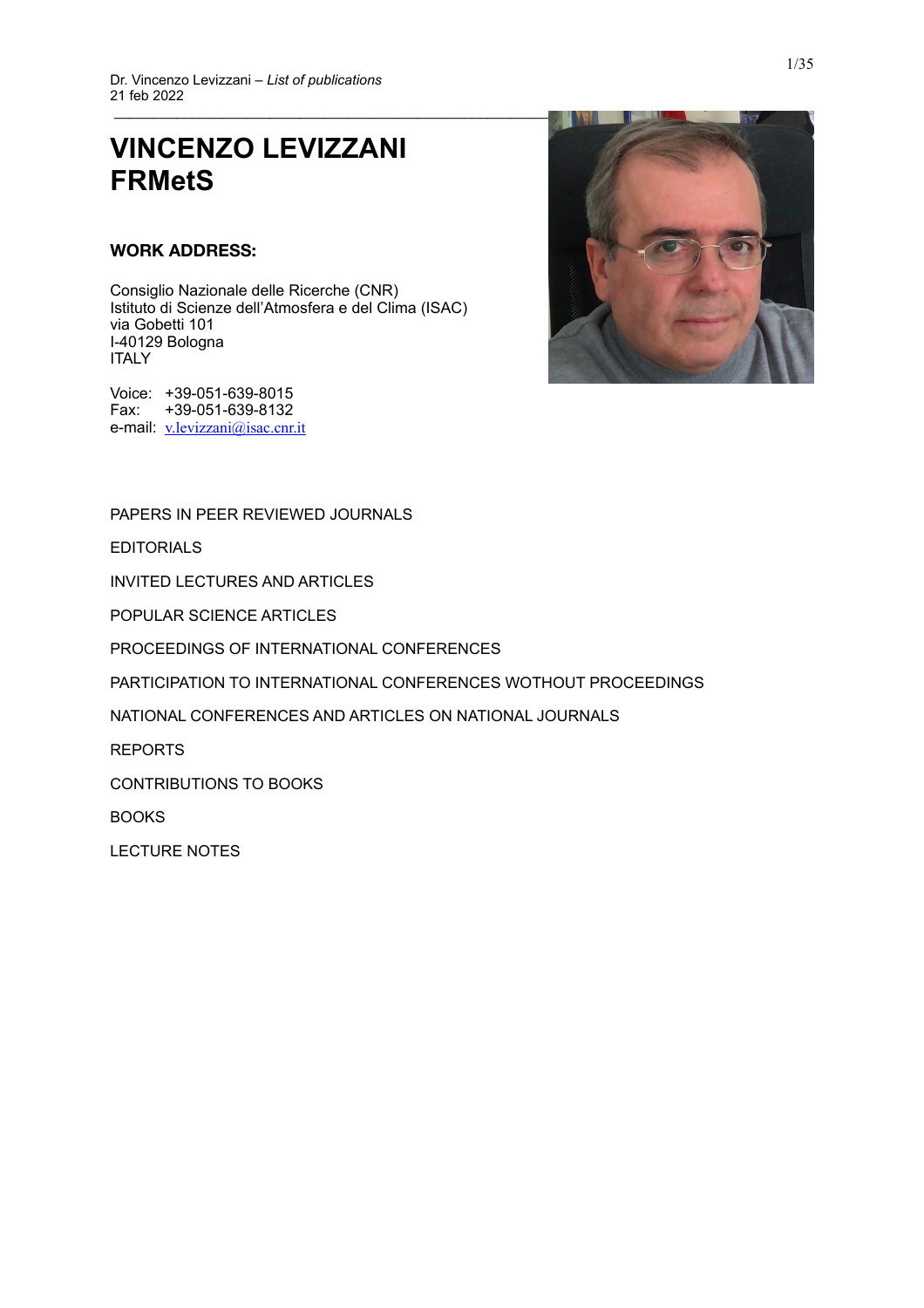Dr. Vincenzo Levizzani – *List of publications*
21 feb 2022

# VINCENZO LEVIZZANI FRMetS

### WORK ADDRESS:

Consiglio Nazionale delle Ricerche (CNR)
Istituto di Scienze dell'Atmosfera e del Clima (ISAC)
via Gobetti 101
I-40129 Bologna
ITALY

Voice: +39-051-639-8015
Fax: +39-051-639-8132
e-mail: v.levizzani@isac.cnr.it

PAPERS IN PEER REVIEWED JOURNALS

EDITORIALS

INVITED LECTURES AND ARTICLES

POPULAR SCIENCE ARTICLES

PROCEEDINGS OF INTERNATIONAL CONFERENCES

PARTICIPATION TO INTERNATIONAL CONFERENCES WOTHOUT PROCEEDINGS

NATIONAL CONFERENCES AND ARTICLES ON NATIONAL JOURNALS

REPORTS

CONTRIBUTIONS TO BOOKS

BOOKS

LECTURE NOTES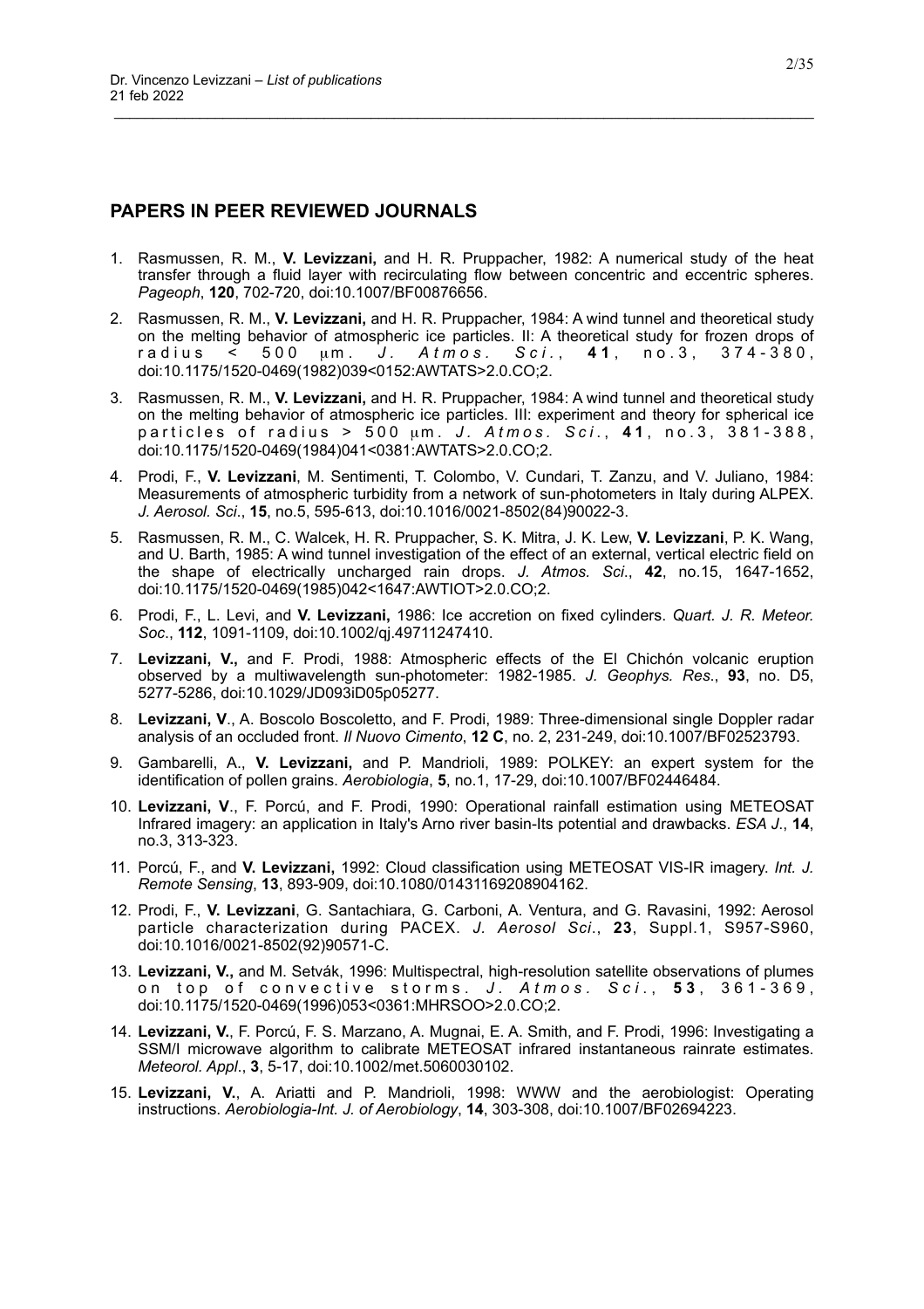## PAPERS IN PEER REVIEWED JOURNALS

1. Rasmussen, R. M., **V. Levizzani,** and H. R. Pruppacher, 1982: A numerical study of the heat transfer through a fluid layer with recirculating flow between concentric and eccentric spheres. *Pageoph*, **120**, 702-720, doi:10.1007/BF00876656.

2. Rasmussen, R. M., **V. Levizzani,** and H. R. Pruppacher, 1984: A wind tunnel and theoretical study on the melting behavior of atmospheric ice particles. II: A theoretical study for frozen drops of radius < 500 μm. *J. Atmos. Sci.*, **41**, no.3, 374-380, doi:10.1175/1520-0469(1982)039<0152:AWTATS>2.0.CO;2.

3. Rasmussen, R. M., **V. Levizzani,** and H. R. Pruppacher, 1984: A wind tunnel and theoretical study on the melting behavior of atmospheric ice particles. III: experiment and theory for spherical ice particles of radius > 500 μm. *J. Atmos. Sci.*, **41**, no.3, 381-388, doi:10.1175/1520-0469(1984)041<0381:AWTATS>2.0.CO;2.

4. Prodi, F., **V. Levizzani**, M. Sentimenti, T. Colombo, V. Cundari, T. Zanzu, and V. Juliano, 1984: Measurements of atmospheric turbidity from a network of sun-photometers in Italy during ALPEX. *J. Aerosol. Sci.*, **15**, no.5, 595-613, doi:10.1016/0021-8502(84)90022-3.

5. Rasmussen, R. M., C. Walcek, H. R. Pruppacher, S. K. Mitra, J. K. Lew, **V. Levizzani**, P. K. Wang, and U. Barth, 1985: A wind tunnel investigation of the effect of an external, vertical electric field on the shape of electrically uncharged rain drops. *J. Atmos. Sci.*, **42**, no.15, 1647-1652, doi:10.1175/1520-0469(1985)042<1647:AWTIOT>2.0.CO;2.

6. Prodi, F., L. Levi, and **V. Levizzani,** 1986: Ice accretion on fixed cylinders. *Quart. J. R. Meteor. Soc.*, **112**, 1091-1109, doi:10.1002/qj.49711247410.

7. **Levizzani, V.,** and F. Prodi, 1988: Atmospheric effects of the El Chichón volcanic eruption observed by a multiwavelength sun-photometer: 1982-1985. *J. Geophys. Res.*, **93**, no. D5, 5277-5286, doi:10.1029/JD093iD05p05277.

8. **Levizzani, V**., A. Boscolo Boscoletto, and F. Prodi, 1989: Three-dimensional single Doppler radar analysis of an occluded front. *Il Nuovo Cimento*, **12 C**, no. 2, 231-249, doi:10.1007/BF02523793.

9. Gambarelli, A., **V. Levizzani,** and P. Mandrioli, 1989: POLKEY: an expert system for the identification of pollen grains. *Aerobiologia*, **5**, no.1, 17-29, doi:10.1007/BF02446484.

10. **Levizzani, V**., F. Porcú, and F. Prodi, 1990: Operational rainfall estimation using METEOSAT Infrared imagery: an application in Italy's Arno river basin-Its potential and drawbacks. *ESA J*., **14**, no.3, 313-323.

11. Porcú, F., and **V. Levizzani,** 1992: Cloud classification using METEOSAT VIS-IR imagery. *Int. J. Remote Sensing*, **13**, 893-909, doi:10.1080/01431169208904162.

12. Prodi, F., **V. Levizzani**, G. Santachiara, G. Carboni, A. Ventura, and G. Ravasini, 1992: Aerosol particle characterization during PACEX. *J. Aerosol Sci*., **23**, Suppl.1, S957-S960, doi:10.1016/0021-8502(92)90571-C.

13. **Levizzani, V.,** and M. Setvák, 1996: Multispectral, high-resolution satellite observations of plumes on top of convective storms. *J. Atmos. Sci.*, **53**, 361-369, doi:10.1175/1520-0469(1996)053<0361:MHRSOO>2.0.CO;2.

14. **Levizzani, V.**, F. Porcú, F. S. Marzano, A. Mugnai, E. A. Smith, and F. Prodi, 1996: Investigating a SSM/I microwave algorithm to calibrate METEOSAT infrared instantaneous rainrate estimates. *Meteorol. Appl*., **3**, 5-17, doi:10.1002/met.5060030102.

15. **Levizzani, V.**, A. Ariatti and P. Mandrioli, 1998: WWW and the aerobiologist: Operating instructions. *Aerobiologia-Int. J. of Aerobiology*, **14**, 303-308, doi:10.1007/BF02694223.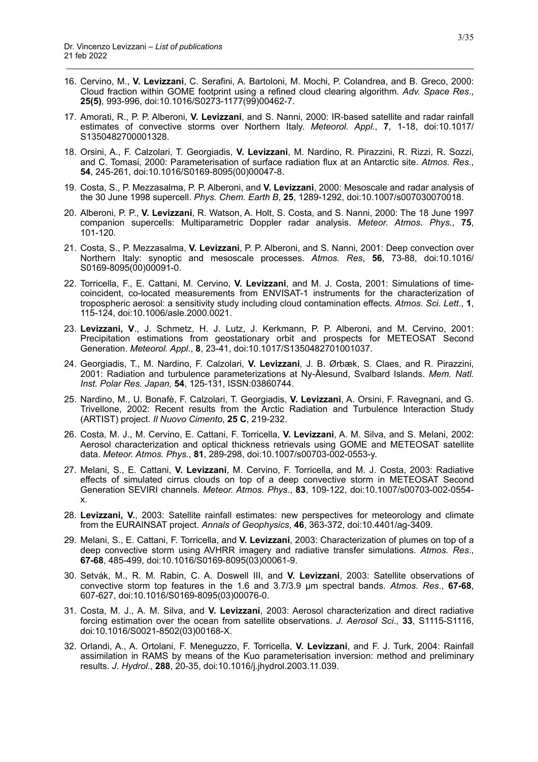16. Cervino, M., **V. Levizzani**, C. Serafini, A. Bartoloni, M. Mochi, P. Colandrea, and B. Greco, 2000: Cloud fraction within GOME footprint using a refined cloud clearing algorithm. *Adv. Space Res.*, **25(5)**, 993-996, doi:10.1016/S0273-1177(99)00462-7.

17. Amorati, R., P. P. Alberoni, **V. Levizzani**, and S. Nanni, 2000: IR-based satellite and radar rainfall estimates of convective storms over Northern Italy. *Meteorol. Appl.*, **7**, 1-18, doi:10.1017/S1350482700001328.

18. Orsini, A., F. Calzolari, T. Georgiadis, **V. Levizzani**, M. Nardino, R. Pirazzini, R. Rizzi, R. Sozzi, and C. Tomasi, 2000: Parameterisation of surface radiation flux at an Antarctic site. *Atmos. Res.*, **54**, 245-261, doi:10.1016/S0169-8095(00)00047-8.

19. Costa, S., P. Mezzasalma, P. P. Alberoni, and **V. Levizzani**, 2000: Mesoscale and radar analysis of the 30 June 1998 supercell. *Phys. Chem. Earth B*, **25**, 1289-1292, doi:10.1007/s007030070018.

20. Alberoni, P. P., **V. Levizzani**, R. Watson, A. Holt, S. Costa, and S. Nanni, 2000: The 18 June 1997 companion supercells: Multiparametric Doppler radar analysis. *Meteor. Atmos. Phys.*, **75**, 101-120.

21. Costa, S., P. Mezzasalma, **V. Levizzani**, P. P. Alberoni, and S. Nanni, 2001: Deep convection over Northern Italy: synoptic and mesoscale processes. *Atmos. Res*, **56**, 73-88, doi:10.1016/S0169-8095(00)00091-0.

22. Torricella, F., E. Cattani, M. Cervino, **V. Levizzani**, and M. J. Costa, 2001: Simulations of time-coincident, co-located measurements from ENVISAT-1 instruments for the characterization of tropospheric aerosol: a sensitivity study including cloud contamination effects. *Atmos. Sci. Lett.*, **1**, 115-124, doi:10.1006/asle.2000.0021.

23. **Levizzani, V**., J. Schmetz, H. J. Lutz, J. Kerkmann, P. P. Alberoni, and M. Cervino, 2001: Precipitation estimations from geostationary orbit and prospects for METEOSAT Second Generation. *Meteorol. Appl*., **8**, 23-41, doi:10.1017/S1350482701001037.

24. Georgiadis, T., M. Nardino, F. Calzolari, **V. Levizzani**, J. B. Ørbæk, S. Claes, and R. Pirazzini, 2001: Radiation and turbulence parameterizations at Ny-Ålesund, Svalbard Islands. *Mem. Natl. Inst. Polar Res. Japan,* **54**, 125-131, ISSN:03860744.

25. Nardino, M., U. Bonafè, F. Calzolari, T. Georgiadis, **V. Levizzani**, A. Orsini, F. Ravegnani, and G. Trivellone, 2002: Recent results from the Arctic Radiation and Turbulence Interaction Study (ARTIST) project. *Il Nuovo Cimento*, **25 C**, 219-232.

26. Costa, M. J., M. Cervino, E. Cattani, F. Torricella, **V. Levizzani**, A. M. Silva, and S. Melani, 2002: Aerosol characterization and optical thickness retrievals using GOME and METEOSAT satellite data. *Meteor. Atmos. Phys.*, **81**, 289-298, doi:10.1007/s00703-002-0553-y.

27. Melani, S., E. Cattani, **V. Levizzani**, M. Cervino, F. Torricella, and M. J. Costa, 2003: Radiative effects of simulated cirrus clouds on top of a deep convective storm in METEOSAT Second Generation SEVIRI channels. *Meteor. Atmos. Phys*., **83**, 109-122, doi:10.1007/s00703-002-0554-x.

28. **Levizzani, V.**, 2003: Satellite rainfall estimates: new perspectives for meteorology and climate from the EURAINSAT project. *Annals of Geophysics*, **46**, 363-372, doi:10.4401/ag-3409.

29. Melani, S., E. Cattani, F. Torricella, and **V. Levizzani**, 2003: Characterization of plumes on top of a deep convective storm using AVHRR imagery and radiative transfer simulations. *Atmos. Res*., **67-68**, 485-499, doi:10.1016/S0169-8095(03)00061-9.

30. Setvák, M., R. M. Rabin, C. A. Doswell III, and **V. Levizzani**, 2003: Satellite observations of convective storm top features in the 1.6 and 3.7/3.9 μm spectral bands. *Atmos. Res*., **67-68**, 607-627, doi:10.1016/S0169-8095(03)00076-0.

31. Costa, M. J., A. M. Silva, and **V. Levizzani**, 2003: Aerosol characterization and direct radiative forcing estimation over the ocean from satellite observations. *J. Aerosol Sci*., **33**, S1115-S1116, doi:10.1016/S0021-8502(03)00168-X.

32. Orlandi, A., A. Ortolani, F. Meneguzzo, F. Torricella, **V. Levizzani**, and F. J. Turk, 2004: Rainfall assimilation in RAMS by means of the Kuo parameterisation inversion: method and preliminary results. *J. Hydrol.*, **288**, 20-35, doi:10.1016/j.jhydrol.2003.11.039.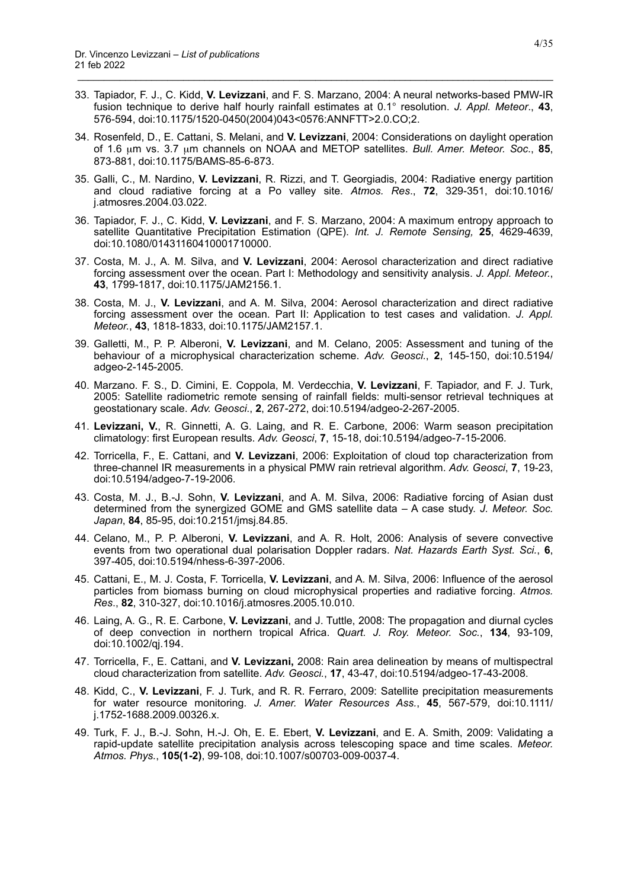33. Tapiador, F. J., C. Kidd, **V. Levizzani**, and F. S. Marzano, 2004: A neural networks-based PMW-IR fusion technique to derive half hourly rainfall estimates at 0.1° resolution. *J. Appl. Meteor*., **43**, 576-594, doi:10.1175/1520-0450(2004)043<0576:ANNFTT>2.0.CO;2.

34. Rosenfeld, D., E. Cattani, S. Melani, and **V. Levizzani**, 2004: Considerations on daylight operation of 1.6 μm vs. 3.7 μm channels on NOAA and METOP satellites. *Bull. Amer. Meteor. Soc*., **85**, 873-881, doi:10.1175/BAMS-85-6-873.

35. Galli, C., M. Nardino, **V. Levizzani**, R. Rizzi, and T. Georgiadis, 2004: Radiative energy partition and cloud radiative forcing at a Po valley site. *Atmos. Res*., **72**, 329-351, doi:10.1016/j.atmosres.2004.03.022.

36. Tapiador, F. J., C. Kidd, **V. Levizzani**, and F. S. Marzano, 2004: A maximum entropy approach to satellite Quantitative Precipitation Estimation (QPE). *Int. J. Remote Sensing,* **25**, 4629-4639, doi:10.1080/01431160410001710000.

37. Costa, M. J., A. M. Silva, and **V. Levizzani**, 2004: Aerosol characterization and direct radiative forcing assessment over the ocean. Part I: Methodology and sensitivity analysis. *J. Appl. Meteor.*, **43**, 1799-1817, doi:10.1175/JAM2156.1.

38. Costa, M. J., **V. Levizzani**, and A. M. Silva, 2004: Aerosol characterization and direct radiative forcing assessment over the ocean. Part II: Application to test cases and validation. *J. Appl. Meteor.*, **43**, 1818-1833, doi:10.1175/JAM2157.1.

39. Galletti, M., P. P. Alberoni, **V. Levizzani**, and M. Celano, 2005: Assessment and tuning of the behaviour of a microphysical characterization scheme. *Adv. Geosci.*, **2**, 145-150, doi:10.5194/adgeo-2-145-2005.

40. Marzano. F. S., D. Cimini, E. Coppola, M. Verdecchia, **V. Levizzani**, F. Tapiador, and F. J. Turk, 2005: Satellite radiometric remote sensing of rainfall fields: multi-sensor retrieval techniques at geostationary scale. *Adv. Geosci.*, **2**, 267-272, doi:10.5194/adgeo-2-267-2005.

41. **Levizzani, V.**, R. Ginnetti, A. G. Laing, and R. E. Carbone, 2006: Warm season precipitation climatology: first European results. *Adv. Geosci*, **7**, 15-18, doi:10.5194/adgeo-7-15-2006.

42. Torricella, F., E. Cattani, and **V. Levizzani**, 2006: Exploitation of cloud top characterization from three-channel IR measurements in a physical PMW rain retrieval algorithm. *Adv. Geosci*, **7**, 19-23, doi:10.5194/adgeo-7-19-2006.

43. Costa, M. J., B.-J. Sohn, **V. Levizzani**, and A. M. Silva, 2006: Radiative forcing of Asian dust determined from the synergized GOME and GMS satellite data – A case study. *J. Meteor. Soc. Japan*, **84**, 85-95, doi:10.2151/jmsj.84.85.

44. Celano, M., P. P. Alberoni, **V. Levizzani**, and A. R. Holt, 2006: Analysis of severe convective events from two operational dual polarisation Doppler radars. *Nat. Hazards Earth Syst. Sci.*, **6**, 397-405, doi:10.5194/nhess-6-397-2006.

45. Cattani, E., M. J. Costa, F. Torricella, **V. Levizzani**, and A. M. Silva, 2006: Influence of the aerosol particles from biomass burning on cloud microphysical properties and radiative forcing. *Atmos. Res*., **82**, 310-327, doi:10.1016/j.atmosres.2005.10.010.

46. Laing, A. G., R. E. Carbone, **V. Levizzani**, and J. Tuttle, 2008: The propagation and diurnal cycles of deep convection in northern tropical Africa. *Quart. J. Roy. Meteor. Soc.*, **134**, 93-109, doi:10.1002/qj.194.

47. Torricella, F., E. Cattani, and **V. Levizzani,** 2008: Rain area delineation by means of multispectral cloud characterization from satellite. *Adv. Geosci.*, **17**, 43-47, doi:10.5194/adgeo-17-43-2008.

48. Kidd, C., **V. Levizzani**, F. J. Turk, and R. R. Ferraro, 2009: Satellite precipitation measurements for water resource monitoring. *J. Amer. Water Resources Ass.*, **45**, 567-579, doi:10.1111/j.1752-1688.2009.00326.x.

49. Turk, F. J., B.-J. Sohn, H.-J. Oh, E. E. Ebert, **V. Levizzani**, and E. A. Smith, 2009: Validating a rapid-update satellite precipitation analysis across telescoping space and time scales. *Meteor. Atmos. Phys.*, **105(1-2)**, 99-108, doi:10.1007/s00703-009-0037-4.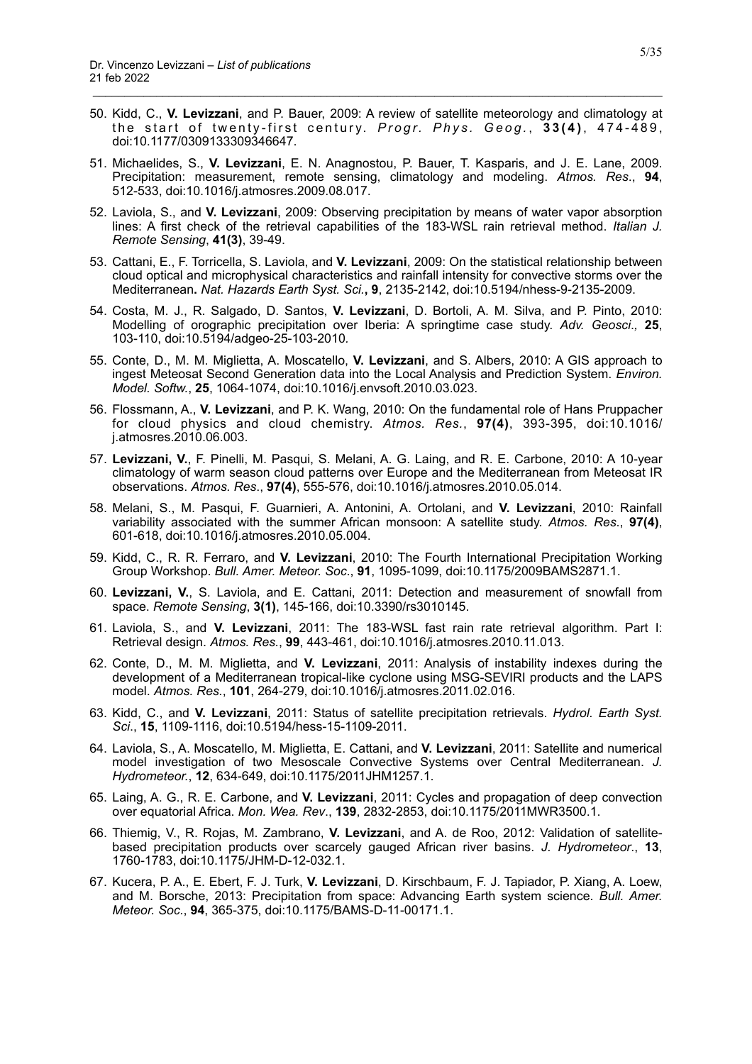50. Kidd, C., **V. Levizzani**, and P. Bauer, 2009: A review of satellite meteorology and climatology at the start of twenty-first century. *Progr. Phys. Geog.*, **33(4)**, 474-489, doi:10.1177/0309133309346647.

51. Michaelides, S., **V. Levizzani**, E. N. Anagnostou, P. Bauer, T. Kasparis, and J. E. Lane, 2009. Precipitation: measurement, remote sensing, climatology and modeling. *Atmos. Res*., **94**, 512-533, doi:10.1016/j.atmosres.2009.08.017.

52. Laviola, S., and **V. Levizzani**, 2009: Observing precipitation by means of water vapor absorption lines: A first check of the retrieval capabilities of the 183-WSL rain retrieval method. *Italian J. Remote Sensing*, **41(3)**, 39-49.

53. Cattani, E., F. Torricella, S. Laviola, and **V. Levizzani**, 2009: On the statistical relationship between cloud optical and microphysical characteristics and rainfall intensity for convective storms over the Mediterranean**.** *Nat. Hazards Earth Syst. Sci.***, 9**, 2135-2142, doi:10.5194/nhess-9-2135-2009.

54. Costa, M. J., R. Salgado, D. Santos, **V. Levizzani**, D. Bortoli, A. M. Silva, and P. Pinto, 2010: Modelling of orographic precipitation over Iberia: A springtime case study. *Adv. Geosci.,* **25**, 103-110, doi:10.5194/adgeo-25-103-2010.

55. Conte, D., M. M. Miglietta, A. Moscatello, **V. Levizzani**, and S. Albers, 2010: A GIS approach to ingest Meteosat Second Generation data into the Local Analysis and Prediction System. *Environ. Model. Softw.*, **25**, 1064-1074, doi:10.1016/j.envsoft.2010.03.023.

56. Flossmann, A., **V. Levizzani**, and P. K. Wang, 2010: On the fundamental role of Hans Pruppacher for cloud physics and cloud chemistry. *Atmos. Res.*, **97(4)**, 393-395, doi:10.1016/j.atmosres.2010.06.003.

57. **Levizzani, V.**, F. Pinelli, M. Pasqui, S. Melani, A. G. Laing, and R. E. Carbone, 2010: A 10-year climatology of warm season cloud patterns over Europe and the Mediterranean from Meteosat IR observations. *Atmos. Res*., **97(4)**, 555-576, doi:10.1016/j.atmosres.2010.05.014.

58. Melani, S., M. Pasqui, F. Guarnieri, A. Antonini, A. Ortolani, and **V. Levizzani**, 2010: Rainfall variability associated with the summer African monsoon: A satellite study. *Atmos. Res*., **97(4)**, 601-618, doi:10.1016/j.atmosres.2010.05.004.

59. Kidd, C., R. R. Ferraro, and **V. Levizzani**, 2010: The Fourth International Precipitation Working Group Workshop. *Bull. Amer. Meteor. Soc*., **91**, 1095-1099, doi:10.1175/2009BAMS2871.1.

60. **Levizzani, V.**, S. Laviola, and E. Cattani, 2011: Detection and measurement of snowfall from space. *Remote Sensing*, **3(1)**, 145-166, doi:10.3390/rs3010145.

61. Laviola, S., and **V. Levizzani**, 2011: The 183-WSL fast rain rate retrieval algorithm. Part I: Retrieval design. *Atmos. Res.*, **99**, 443-461, doi:10.1016/j.atmosres.2010.11.013.

62. Conte, D., M. M. Miglietta, and **V. Levizzani**, 2011: Analysis of instability indexes during the development of a Mediterranean tropical-like cyclone using MSG-SEVIRI products and the LAPS model. *Atmos. Res.*, **101**, 264-279, doi:10.1016/j.atmosres.2011.02.016.

63. Kidd, C., and **V. Levizzani**, 2011: Status of satellite precipitation retrievals. *Hydrol. Earth Syst. Sci*., **15**, 1109-1116, doi:10.5194/hess-15-1109-2011.

64. Laviola, S., A. Moscatello, M. Miglietta, E. Cattani, and **V. Levizzani**, 2011: Satellite and numerical model investigation of two Mesoscale Convective Systems over Central Mediterranean. *J. Hydrometeor.*, **12**, 634-649, doi:10.1175/2011JHM1257.1.

65. Laing, A. G., R. E. Carbone, and **V. Levizzani**, 2011: Cycles and propagation of deep convection over equatorial Africa. *Mon. Wea. Rev*., **139**, 2832-2853, doi:10.1175/2011MWR3500.1.

66. Thiemig, V., R. Rojas, M. Zambrano, **V. Levizzani**, and A. de Roo, 2012: Validation of satellite-based precipitation products over scarcely gauged African river basins. *J. Hydrometeor*., **13**, 1760-1783, doi:10.1175/JHM-D-12-032.1.

67. Kucera, P. A., E. Ebert, F. J. Turk, **V. Levizzani**, D. Kirschbaum, F. J. Tapiador, P. Xiang, A. Loew, and M. Borsche, 2013: Precipitation from space: Advancing Earth system science. *Bull. Amer. Meteor. Soc.*, **94**, 365-375, doi:10.1175/BAMS-D-11-00171.1.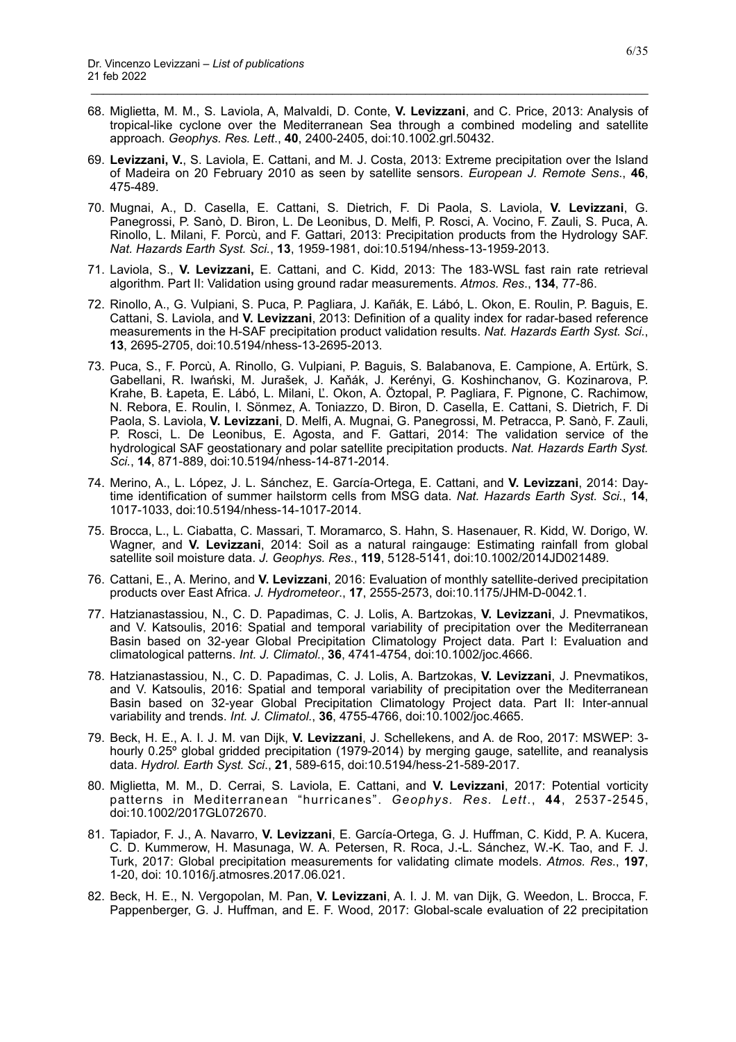68. Miglietta, M. M., S. Laviola, A, Malvaldi, D. Conte, **V. Levizzani**, and C. Price, 2013: Analysis of tropical-like cyclone over the Mediterranean Sea through a combined modeling and satellite approach. *Geophys. Res. Lett*., **40**, 2400-2405, doi:10.1002.grl.50432.

69. **Levizzani, V.**, S. Laviola, E. Cattani, and M. J. Costa, 2013: Extreme precipitation over the Island of Madeira on 20 February 2010 as seen by satellite sensors. *European J. Remote Sens*., **46**, 475-489.

70. Mugnai, A., D. Casella, E. Cattani, S. Dietrich, F. Di Paola, S. Laviola, **V. Levizzani**, G. Panegrossi, P. Sanò, D. Biron, L. De Leonibus, D. Melfi, P. Rosci, A. Vocino, F. Zauli, S. Puca, A. Rinollo, L. Milani, F. Porcù, and F. Gattari, 2013: Precipitation products from the Hydrology SAF. *Nat. Hazards Earth Syst. Sci.*, **13**, 1959-1981, doi:10.5194/nhess-13-1959-2013.

71. Laviola, S., **V. Levizzani,** E. Cattani, and C. Kidd, 2013: The 183-WSL fast rain rate retrieval algorithm. Part II: Validation using ground radar measurements. *Atmos. Res*., **134**, 77-86.

72. Rinollo, A., G. Vulpiani, S. Puca, P. Pagliara, J. Kaňák, E. Lábó, L. Okon, E. Roulin, P. Baguis, E. Cattani, S. Laviola, and **V. Levizzani**, 2013: Definition of a quality index for radar-based reference measurements in the H-SAF precipitation product validation results. *Nat. Hazards Earth Syst. Sci*., **13**, 2695-2705, doi:10.5194/nhess-13-2695-2013.

73. Puca, S., F. Porcù, A. Rinollo, G. Vulpiani, P. Baguis, S. Balabanova, E. Campione, A. Ertürk, S. Gabellani, R. Iwański, M. Jurašek, J. Kaňák, J. Kerényi, G. Koshinchanov, G. Kozinarova, P. Krahe, B. Łapeta, E. Lábó, L. Milani, Ľ. Okon, A. Öztopal, P. Pagliara, F. Pignone, C. Rachimow, N. Rebora, E. Roulin, I. Sönmez, A. Toniazzo, D. Biron, D. Casella, E. Cattani, S. Dietrich, F. Di Paola, S. Laviola, **V. Levizzani**, D. Melfi, A. Mugnai, G. Panegrossi, M. Petracca, P. Sanò, F. Zauli, P. Rosci, L. De Leonibus, E. Agosta, and F. Gattari, 2014: The validation service of the hydrological SAF geostationary and polar satellite precipitation products. *Nat. Hazards Earth Syst. Sci.*, **14**, 871-889, doi:10.5194/nhess-14-871-2014.

74. Merino, A., L. López, J. L. Sánchez, E. García-Ortega, E. Cattani, and **V. Levizzani**, 2014: Day-time identification of summer hailstorm cells from MSG data. *Nat. Hazards Earth Syst. Sci.*, **14**, 1017-1033, doi:10.5194/nhess-14-1017-2014.

75. Brocca, L., L. Ciabatta, C. Massari, T. Moramarco, S. Hahn, S. Hasenauer, R. Kidd, W. Dorigo, W. Wagner, and **V. Levizzani**, 2014: Soil as a natural raingauge: Estimating rainfall from global satellite soil moisture data. *J. Geophys. Res*., **119**, 5128-5141, doi:10.1002/2014JD021489.

76. Cattani, E., A. Merino, and **V. Levizzani**, 2016: Evaluation of monthly satellite-derived precipitation products over East Africa. *J. Hydrometeor*., **17**, 2555-2573, doi:10.1175/JHM-D-0042.1.

77. Hatzianastassiou, N., C. D. Papadimas, C. J. Lolis, A. Bartzokas, **V. Levizzani**, J. Pnevmatikos, and V. Katsoulis, 2016: Spatial and temporal variability of precipitation over the Mediterranean Basin based on 32-year Global Precipitation Climatology Project data. Part I: Evaluation and climatological patterns. *Int. J. Climatol.*, **36**, 4741-4754, doi:10.1002/joc.4666.

78. Hatzianastassiou, N., C. D. Papadimas, C. J. Lolis, A. Bartzokas, **V. Levizzani**, J. Pnevmatikos, and V. Katsoulis, 2016: Spatial and temporal variability of precipitation over the Mediterranean Basin based on 32-year Global Precipitation Climatology Project data. Part II: Inter-annual variability and trends. *Int. J. Climatol.*, **36**, 4755-4766, doi:10.1002/joc.4665.

79. Beck, H. E., A. I. J. M. van Dijk, **V. Levizzani**, J. Schellekens, and A. de Roo, 2017: MSWEP: 3-hourly 0.25º global gridded precipitation (1979-2014) by merging gauge, satellite, and reanalysis data. *Hydrol. Earth Syst. Sci*., **21**, 589-615, doi:10.5194/hess-21-589-2017.

80. Miglietta, M. M., D. Cerrai, S. Laviola, E. Cattani, and **V. Levizzani**, 2017: Potential vorticity patterns in Mediterranean "hurricanes". *Geophys. Res. Lett*., **44**, 2537-2545, doi:10.1002/2017GL072670.

81. Tapiador, F. J., A. Navarro, **V. Levizzani**, E. García-Ortega, G. J. Huffman, C. Kidd, P. A. Kucera, C. D. Kummerow, H. Masunaga, W. A. Petersen, R. Roca, J.-L. Sánchez, W.-K. Tao, and F. J. Turk, 2017: Global precipitation measurements for validating climate models. *Atmos. Res*., **197**, 1-20, doi: 10.1016/j.atmosres.2017.06.021.

82. Beck, H. E., N. Vergopolan, M. Pan, **V. Levizzani**, A. I. J. M. van Dijk, G. Weedon, L. Brocca, F. Pappenberger, G. J. Huffman, and E. F. Wood, 2017: Global-scale evaluation of 22 precipitation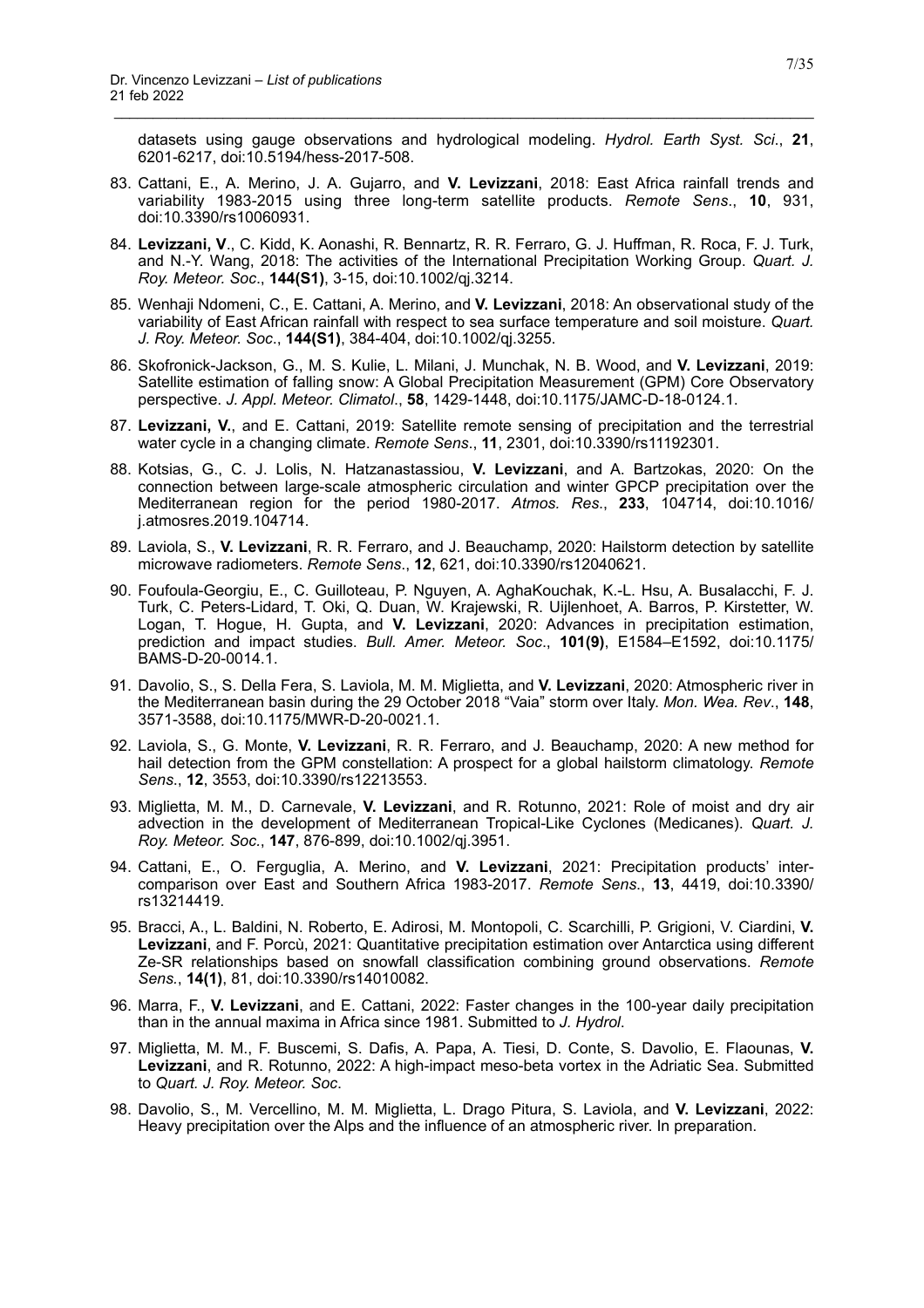datasets using gauge observations and hydrological modeling. *Hydrol. Earth Syst. Sci*., **21**, 6201-6217, doi:10.5194/hess-2017-508.

83. Cattani, E., A. Merino, J. A. Gujarro, and **V. Levizzani**, 2018: East Africa rainfall trends and variability 1983-2015 using three long-term satellite products. *Remote Sens*., **10**, 931, doi:10.3390/rs10060931.

84. **Levizzani, V**., C. Kidd, K. Aonashi, R. Bennartz, R. R. Ferraro, G. J. Huffman, R. Roca, F. J. Turk, and N.-Y. Wang, 2018: The activities of the International Precipitation Working Group. *Quart. J. Roy. Meteor. Soc*., **144(S1)**, 3-15, doi:10.1002/qj.3214.

85. Wenhaji Ndomeni, C., E. Cattani, A. Merino, and **V. Levizzani**, 2018: An observational study of the variability of East African rainfall with respect to sea surface temperature and soil moisture. *Quart. J. Roy. Meteor. Soc*., **144(S1)**, 384-404, doi:10.1002/qj.3255.

86. Skofronick-Jackson, G., M. S. Kulie, L. Milani, J. Munchak, N. B. Wood, and **V. Levizzani**, 2019: Satellite estimation of falling snow: A Global Precipitation Measurement (GPM) Core Observatory perspective. *J. Appl. Meteor. Climatol*., **58**, 1429-1448, doi:10.1175/JAMC-D-18-0124.1.

87. **Levizzani, V.**, and E. Cattani, 2019: Satellite remote sensing of precipitation and the terrestrial water cycle in a changing climate. *Remote Sens*., **11**, 2301, doi:10.3390/rs11192301.

88. Kotsias, G., C. J. Lolis, N. Hatzanastassiou, **V. Levizzani**, and A. Bartzokas, 2020: On the connection between large-scale atmospheric circulation and winter GPCP precipitation over the Mediterranean region for the period 1980-2017. *Atmos. Res*., **233**, 104714, doi:10.1016/j.atmosres.2019.104714.

89. Laviola, S., **V. Levizzani**, R. R. Ferraro, and J. Beauchamp, 2020: Hailstorm detection by satellite microwave radiometers. *Remote Sens*., **12**, 621, doi:10.3390/rs12040621.

90. Foufoula-Georgiu, E., C. Guilloteau, P. Nguyen, A. AghaKouchak, K.-L. Hsu, A. Busalacchi, F. J. Turk, C. Peters-Lidard, T. Oki, Q. Duan, W. Krajewski, R. Uijlenhoet, A. Barros, P. Kirstetter, W. Logan, T. Hogue, H. Gupta, and **V. Levizzani**, 2020: Advances in precipitation estimation, prediction and impact studies. *Bull. Amer. Meteor. Soc*., **101(9)**, E1584–E1592, doi:10.1175/BAMS-D-20-0014.1.

91. Davolio, S., S. Della Fera, S. Laviola, M. M. Miglietta, and **V. Levizzani**, 2020: Atmospheric river in the Mediterranean basin during the 29 October 2018 "Vaia" storm over Italy. *Mon. Wea. Rev*., **148**, 3571-3588, doi:10.1175/MWR-D-20-0021.1.

92. Laviola, S., G. Monte, **V. Levizzani**, R. R. Ferraro, and J. Beauchamp, 2020: A new method for hail detection from the GPM constellation: A prospect for a global hailstorm climatology. *Remote Sens*., **12**, 3553, doi:10.3390/rs12213553.

93. Miglietta, M. M., D. Carnevale, **V. Levizzani**, and R. Rotunno, 2021: Role of moist and dry air advection in the development of Mediterranean Tropical-Like Cyclones (Medicanes). *Quart. J. Roy. Meteor. Soc.*, **147**, 876-899, doi:10.1002/qj.3951.

94. Cattani, E., O. Ferguglia, A. Merino, and **V. Levizzani**, 2021: Precipitation products' inter-comparison over East and Southern Africa 1983-2017. *Remote Sens*., **13**, 4419, doi:10.3390/rs13214419.

95. Bracci, A., L. Baldini, N. Roberto, E. Adirosi, M. Montopoli, C. Scarchilli, P. Grigioni, V. Ciardini, **V. Levizzani**, and F. Porcù, 2021: Quantitative precipitation estimation over Antarctica using different Ze-SR relationships based on snowfall classification combining ground observations. *Remote Sens.*, **14(1)**, 81, doi:10.3390/rs14010082.

96. Marra, F., **V. Levizzani**, and E. Cattani, 2022: Faster changes in the 100-year daily precipitation than in the annual maxima in Africa since 1981. Submitted to *J. Hydrol*.

97. Miglietta, M. M., F. Buscemi, S. Dafis, A. Papa, A. Tiesi, D. Conte, S. Davolio, E. Flaounas, **V. Levizzani**, and R. Rotunno, 2022: A high-impact meso-beta vortex in the Adriatic Sea. Submitted to *Quart. J. Roy. Meteor. Soc*.

98. Davolio, S., M. Vercellino, M. M. Miglietta, L. Drago Pitura, S. Laviola, and **V. Levizzani**, 2022: Heavy precipitation over the Alps and the influence of an atmospheric river. In preparation.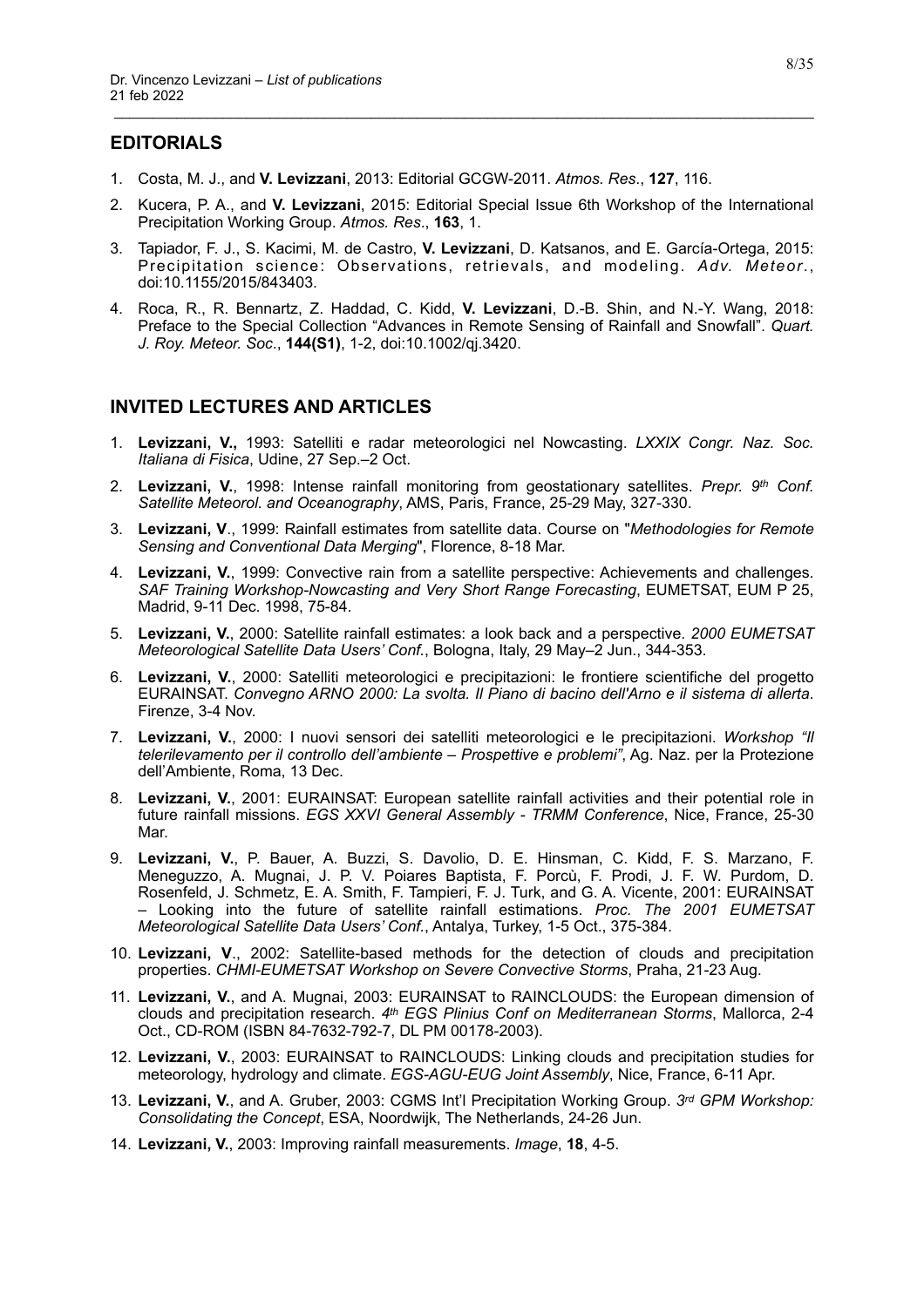## EDITORIALS

1. Costa, M. J., and **V. Levizzani**, 2013: Editorial GCGW-2011. *Atmos. Res*., **127**, 116.
2. Kucera, P. A., and **V. Levizzani**, 2015: Editorial Special Issue 6th Workshop of the International Precipitation Working Group. *Atmos. Res*., **163**, 1.
3. Tapiador, F. J., S. Kacimi, M. de Castro, **V. Levizzani**, D. Katsanos, and E. García-Ortega, 2015: Precipitation science: Observations, retrievals, and modeling. *Adv. Meteor*., doi:10.1155/2015/843403.
4. Roca, R., R. Bennartz, Z. Haddad, C. Kidd, **V. Levizzani**, D.-B. Shin, and N.-Y. Wang, 2018: Preface to the Special Collection "Advances in Remote Sensing of Rainfall and Snowfall". *Quart. J. Roy. Meteor. Soc*., **144(S1)**, 1-2, doi:10.1002/qj.3420.

## INVITED LECTURES AND ARTICLES

1. **Levizzani, V.,** 1993: Satelliti e radar meteorologici nel Nowcasting. *LXXIX Congr. Naz. Soc. Italiana di Fisica*, Udine, 27 Sep.–2 Oct.
2. **Levizzani, V.**, 1998: Intense rainfall monitoring from geostationary satellites. *Prepr. 9th Conf. Satellite Meteorol. and Oceanography*, AMS, Paris, France, 25-29 May, 327-330.
3. **Levizzani, V**., 1999: Rainfall estimates from satellite data. Course on "*Methodologies for Remote Sensing and Conventional Data Merging*", Florence, 8-18 Mar.
4. **Levizzani, V.**, 1999: Convective rain from a satellite perspective: Achievements and challenges. *SAF Training Workshop-Nowcasting and Very Short Range Forecasting*, EUMETSAT, EUM P 25, Madrid, 9-11 Dec. 1998, 75-84.
5. **Levizzani, V.**, 2000: Satellite rainfall estimates: a look back and a perspective. *2000 EUMETSAT Meteorological Satellite Data Users' Conf.*, Bologna, Italy, 29 May–2 Jun., 344-353.
6. **Levizzani, V.**, 2000: Satelliti meteorologici e precipitazioni: le frontiere scientifiche del progetto EURAINSAT. *Convegno ARNO 2000: La svolta. Il Piano di bacino dell'Arno e il sistema di allerta*. Firenze, 3-4 Nov.
7. **Levizzani, V.**, 2000: I nuovi sensori dei satelliti meteorologici e le precipitazioni. *Workshop "Il telerilevamento per il controllo dell'ambiente – Prospettive e problemi"*, Ag. Naz. per la Protezione dell'Ambiente, Roma, 13 Dec.
8. **Levizzani, V.**, 2001: EURAINSAT: European satellite rainfall activities and their potential role in future rainfall missions. *EGS XXVI General Assembly - TRMM Conference*, Nice, France, 25-30 Mar.
9. **Levizzani, V.**, P. Bauer, A. Buzzi, S. Davolio, D. E. Hinsman, C. Kidd, F. S. Marzano, F. Meneguzzo, A. Mugnai, J. P. V. Poiares Baptista, F. Porcù, F. Prodi, J. F. W. Purdom, D. Rosenfeld, J. Schmetz, E. A. Smith, F. Tampieri, F. J. Turk, and G. A. Vicente, 2001: EURAINSAT – Looking into the future of satellite rainfall estimations. *Proc. The 2001 EUMETSAT Meteorological Satellite Data Users' Conf.*, Antalya, Turkey, 1-5 Oct., 375-384.
10. **Levizzani, V**., 2002: Satellite-based methods for the detection of clouds and precipitation properties. *CHMI-EUMETSAT Workshop on Severe Convective Storms*, Praha, 21-23 Aug.
11. **Levizzani, V.**, and A. Mugnai, 2003: EURAINSAT to RAINCLOUDS: the European dimension of clouds and precipitation research. *4th EGS Plinius Conf on Mediterranean Storms*, Mallorca, 2-4 Oct., CD-ROM (ISBN 84-7632-792-7, DL PM 00178-2003).
12. **Levizzani, V.**, 2003: EURAINSAT to RAINCLOUDS: Linking clouds and precipitation studies for meteorology, hydrology and climate. *EGS-AGU-EUG Joint Assembly*, Nice, France, 6-11 Apr.
13. **Levizzani, V.**, and A. Gruber, 2003: CGMS Int'l Precipitation Working Group. *3rd GPM Workshop: Consolidating the Concept*, ESA, Noordwijk, The Netherlands, 24-26 Jun.
14. **Levizzani, V.**, 2003: Improving rainfall measurements. *Image*, **18**, 4-5.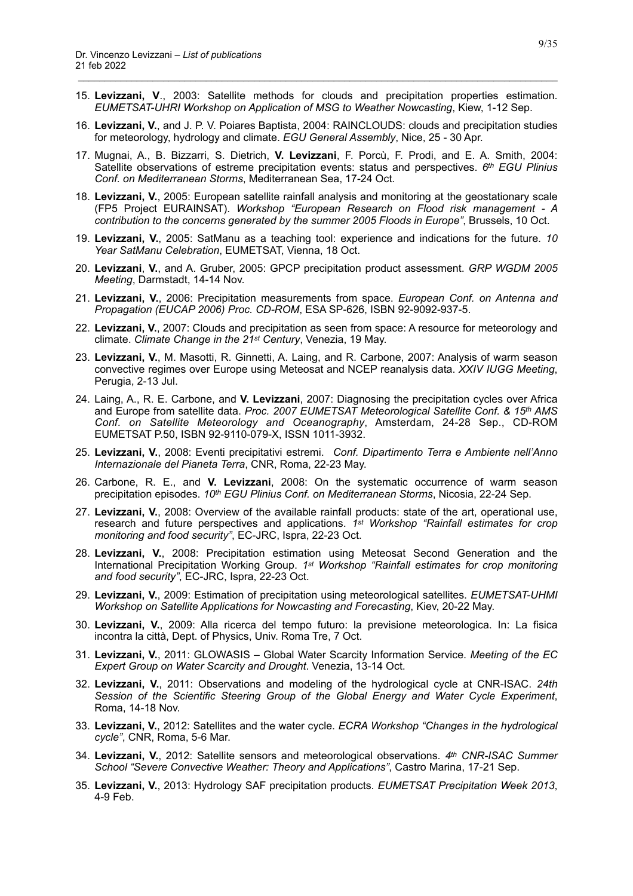15. **Levizzani, V**., 2003: Satellite methods for clouds and precipitation properties estimation. *EUMETSAT-UHRI Workshop on Application of MSG to Weather Nowcasting*, Kiew, 1-12 Sep.
16. **Levizzani, V.**, and J. P. V. Poiares Baptista, 2004: RAINCLOUDS: clouds and precipitation studies for meteorology, hydrology and climate. *EGU General Assembly*, Nice, 25 - 30 Apr.
17. Mugnai, A., B. Bizzarri, S. Dietrich, **V. Levizzani**, F. Porcù, F. Prodi, and E. A. Smith, 2004: Satellite observations of estreme precipitation events: status and perspectives. *6th EGU Plinius Conf. on Mediterranean Storms*, Mediterranean Sea, 17-24 Oct.
18. **Levizzani, V.**, 2005: European satellite rainfall analysis and monitoring at the geostationary scale (FP5 Project EURAINSAT). *Workshop "European Research on Flood risk management - A contribution to the concerns generated by the summer 2005 Floods in Europe"*, Brussels, 10 Oct.
19. **Levizzani, V.**, 2005: SatManu as a teaching tool: experience and indications for the future. *10 Year SatManu Celebration*, EUMETSAT, Vienna, 18 Oct.
20. **Levizzani**, **V.**, and A. Gruber, 2005: GPCP precipitation product assessment. *GRP WGDM 2005 Meeting*, Darmstadt, 14-14 Nov.
21. **Levizzani, V.**, 2006: Precipitation measurements from space. *European Conf. on Antenna and Propagation (EUCAP 2006) Proc. CD-ROM*, ESA SP-626, ISBN 92-9092-937-5.
22. **Levizzani, V.**, 2007: Clouds and precipitation as seen from space: A resource for meteorology and climate. *Climate Change in the 21st Century*, Venezia, 19 May.
23. **Levizzani, V.**, M. Masotti, R. Ginnetti, A. Laing, and R. Carbone, 2007: Analysis of warm season convective regimes over Europe using Meteosat and NCEP reanalysis data. *XXIV IUGG Meeting*, Perugia, 2-13 Jul.
24. Laing, A., R. E. Carbone, and **V. Levizzani**, 2007: Diagnosing the precipitation cycles over Africa and Europe from satellite data. *Proc. 2007 EUMETSAT Meteorological Satellite Conf. & 15th AMS Conf. on Satellite Meteorology and Oceanography*, Amsterdam, 24-28 Sep., CD-ROM EUMETSAT P.50, ISBN 92-9110-079-X, ISSN 1011-3932.
25. **Levizzani, V.**, 2008: Eventi precipitativi estremi. *Conf. Dipartimento Terra e Ambiente nell'Anno Internazionale del Pianeta Terra*, CNR, Roma, 22-23 May.
26. Carbone, R. E., and **V. Levizzani**, 2008: On the systematic occurrence of warm season precipitation episodes. *10th EGU Plinius Conf. on Mediterranean Storms*, Nicosia, 22-24 Sep.
27. **Levizzani, V.**, 2008: Overview of the available rainfall products: state of the art, operational use, research and future perspectives and applications. *1st Workshop "Rainfall estimates for crop monitoring and food security"*, EC-JRC, Ispra, 22-23 Oct.
28. **Levizzani, V.**, 2008: Precipitation estimation using Meteosat Second Generation and the International Precipitation Working Group. *1st Workshop "Rainfall estimates for crop monitoring and food security"*, EC-JRC, Ispra, 22-23 Oct.
29. **Levizzani, V.**, 2009: Estimation of precipitation using meteorological satellites. *EUMETSAT-UHMI Workshop on Satellite Applications for Nowcasting and Forecasting*, Kiev, 20-22 May.
30. **Levizzani, V.**, 2009: Alla ricerca del tempo futuro: la previsione meteorologica. In: La fisica incontra la città, Dept. of Physics, Univ. Roma Tre, 7 Oct.
31. **Levizzani, V.**, 2011: GLOWASIS – Global Water Scarcity Information Service. *Meeting of the EC Expert Group on Water Scarcity and Drought*. Venezia, 13-14 Oct.
32. **Levizzani, V.**, 2011: Observations and modeling of the hydrological cycle at CNR-ISAC. *24th Session of the Scientific Steering Group of the Global Energy and Water Cycle Experiment*, Roma, 14-18 Nov.
33. **Levizzani, V.**, 2012: Satellites and the water cycle. *ECRA Workshop "Changes in the hydrological cycle"*, CNR, Roma, 5-6 Mar.
34. **Levizzani, V.**, 2012: Satellite sensors and meteorological observations. *4th CNR-ISAC Summer School "Severe Convective Weather: Theory and Applications"*, Castro Marina, 17-21 Sep.
35. **Levizzani, V.**, 2013: Hydrology SAF precipitation products. *EUMETSAT Precipitation Week 2013*, 4-9 Feb.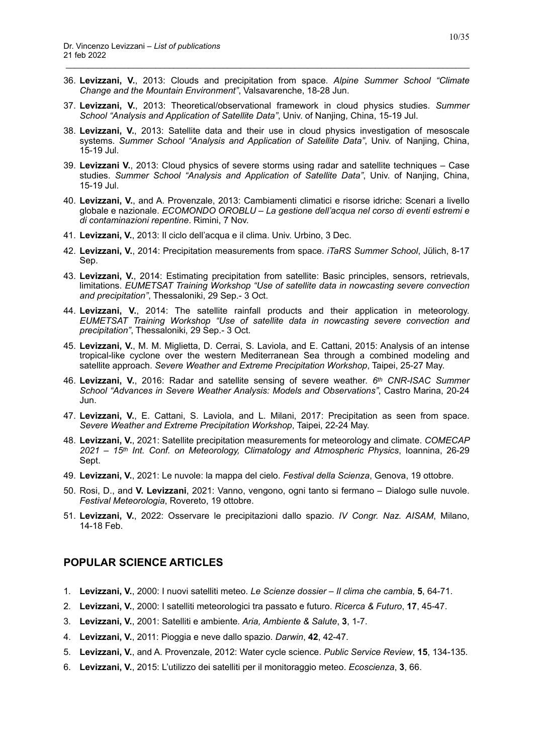36. **Levizzani, V.**, 2013: Clouds and precipitation from space. *Alpine Summer School "Climate Change and the Mountain Environment"*, Valsavarenche, 18-28 Jun.
37. **Levizzani, V.**, 2013: Theoretical/observational framework in cloud physics studies. *Summer School "Analysis and Application of Satellite Data"*, Univ. of Nanjing, China, 15-19 Jul.
38. **Levizzani, V.**, 2013: Satellite data and their use in cloud physics investigation of mesoscale systems. *Summer School "Analysis and Application of Satellite Data"*, Univ. of Nanjing, China, 15-19 Jul.
39. **Levizzani V.**, 2013: Cloud physics of severe storms using radar and satellite techniques – Case studies. *Summer School "Analysis and Application of Satellite Data"*, Univ. of Nanjing, China, 15-19 Jul.
40. **Levizzani, V.**, and A. Provenzale, 2013: Cambiamenti climatici e risorse idriche: Scenari a livello globale e nazionale. *ECOMONDO OROBLU – La gestione dell'acqua nel corso di eventi estremi e di contaminazioni repentine*. Rimini, 7 Nov.
41. **Levizzani, V.**, 2013: Il ciclo dell'acqua e il clima. Univ. Urbino, 3 Dec.
42. **Levizzani, V.**, 2014: Precipitation measurements from space. *iTaRS Summer School*, Jülich, 8-17 Sep.
43. **Levizzani, V.**, 2014: Estimating precipitation from satellite: Basic principles, sensors, retrievals, limitations. *EUMETSAT Training Workshop "Use of satellite data in nowcasting severe convection and precipitation"*, Thessaloniki, 29 Sep.- 3 Oct.
44. **Levizzani, V.**, 2014: The satellite rainfall products and their application in meteorology. *EUMETSAT Training Workshop "Use of satellite data in nowcasting severe convection and precipitation"*, Thessaloniki, 29 Sep.- 3 Oct.
45. **Levizzani, V.**, M. M. Miglietta, D. Cerrai, S. Laviola, and E. Cattani, 2015: Analysis of an intense tropical-like cyclone over the western Mediterranean Sea through a combined modeling and satellite approach. *Severe Weather and Extreme Precipitation Workshop*, Taipei, 25-27 May.
46. **Levizzani, V.**, 2016: Radar and satellite sensing of severe weather. *6th CNR-ISAC Summer School "Advances in Severe Weather Analysis: Models and Observations"*, Castro Marina, 20-24 Jun.
47. **Levizzani, V.**, E. Cattani, S. Laviola, and L. Milani, 2017: Precipitation as seen from space. *Severe Weather and Extreme Precipitation Workshop*, Taipei, 22-24 May.
48. **Levizzani, V.**, 2021: Satellite precipitation measurements for meteorology and climate. *COMECAP 2021 – 15th Int. Conf. on Meteorology, Climatology and Atmospheric Physics*, Ioannina, 26-29 Sept.
49. **Levizzani, V.**, 2021: Le nuvole: la mappa del cielo. *Festival della Scienza*, Genova, 19 ottobre.
50. Rosi, D., and **V. Levizzani**, 2021: Vanno, vengono, ogni tanto si fermano – Dialogo sulle nuvole. *Festival Meteorologia*, Rovereto, 19 ottobre.
51. **Levizzani, V.**, 2022: Osservare le precipitazioni dallo spazio. *IV Congr. Naz. AISAM*, Milano, 14-18 Feb.

## POPULAR SCIENCE ARTICLES

1. **Levizzani, V.**, 2000: I nuovi satelliti meteo. *Le Scienze dossier – Il clima che cambia*, **5**, 64-71.
2. **Levizzani, V.**, 2000: I satelliti meteorologici tra passato e futuro. *Ricerca & Futuro*, **17**, 45-47.
3. **Levizzani, V.**, 2001: Satelliti e ambiente*. Aria, Ambiente & Salute*, **3**, 1-7.
4. **Levizzani, V.**, 2011: Pioggia e neve dallo spazio. *Darwin*, **42**, 42-47.
5. **Levizzani, V.**, and A. Provenzale, 2012: Water cycle science. *Public Service Review*, **15**, 134-135.
6. **Levizzani, V.**, 2015: L'utilizzo dei satelliti per il monitoraggio meteo. *Ecoscienza*, **3**, 66.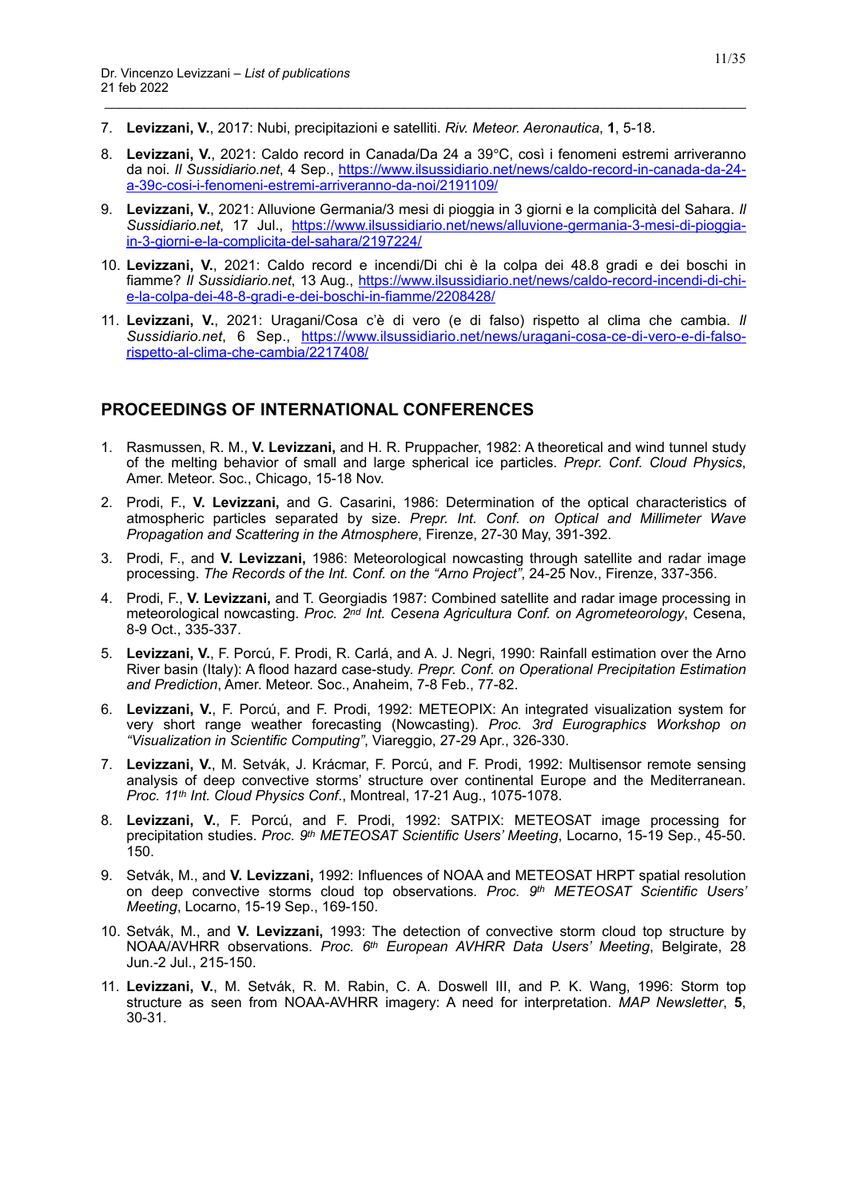7. **Levizzani, V.**, 2017: Nubi, precipitazioni e satelliti. *Riv. Meteor. Aeronautica*, **1**, 5-18.

8. **Levizzani, V.**, 2021: Caldo record in Canada/Da 24 a 39°C, così i fenomeni estremi arriveranno da noi. *Il Sussidiario.net*, 4 Sep., https://www.ilsussidiario.net/news/caldo-record-in-canada-da-24-a-39c-cosi-i-fenomeni-estremi-arriveranno-da-noi/2191109/

9. **Levizzani, V.**, 2021: Alluvione Germania/3 mesi di pioggia in 3 giorni e la complicità del Sahara. *Il Sussidiario.net*, 17 Jul., https://www.ilsussidiario.net/news/alluvione-germania-3-mesi-di-pioggia-in-3-giorni-e-la-complicita-del-sahara/2197224/

10. **Levizzani, V.**, 2021: Caldo record e incendi/Di chi è la colpa dei 48.8 gradi e dei boschi in fiamme? *Il Sussidiario.net*, 13 Aug., https://www.ilsussidiario.net/news/caldo-record-incendi-di-chi-e-la-colpa-dei-48-8-gradi-e-dei-boschi-in-fiamme/2208428/

11. **Levizzani, V.**, 2021: Uragani/Cosa c'è di vero (e di falso) rispetto al clima che cambia. *Il Sussidiario.net*, 6 Sep., https://www.ilsussidiario.net/news/uragani-cosa-ce-di-vero-e-di-falso-rispetto-al-clima-che-cambia/2217408/

## PROCEEDINGS OF INTERNATIONAL CONFERENCES

1. Rasmussen, R. M., **V. Levizzani,** and H. R. Pruppacher, 1982: A theoretical and wind tunnel study of the melting behavior of small and large spherical ice particles. *Prepr. Conf. Cloud Physics*, Amer. Meteor. Soc., Chicago, 15-18 Nov.

2. Prodi, F., **V. Levizzani,** and G. Casarini, 1986: Determination of the optical characteristics of atmospheric particles separated by size. *Prepr. Int. Conf. on Optical and Millimeter Wave Propagation and Scattering in the Atmosphere*, Firenze, 27-30 May, 391-392.

3. Prodi, F., and **V. Levizzani,** 1986: Meteorological nowcasting through satellite and radar image processing. *The Records of the Int. Conf. on the "Arno Project"*, 24-25 Nov., Firenze, 337-356.

4. Prodi, F., **V. Levizzani,** and T. Georgiadis 1987: Combined satellite and radar image processing in meteorological nowcasting. *Proc. 2nd Int. Cesena Agricultura Conf. on Agrometeorology*, Cesena, 8-9 Oct., 335-337.

5. **Levizzani, V.**, F. Porcú, F. Prodi, R. Carlá, and A. J. Negri, 1990: Rainfall estimation over the Arno River basin (Italy): A flood hazard case-study. *Prepr. Conf. on Operational Precipitation Estimation and Prediction*, Amer. Meteor. Soc., Anaheim, 7-8 Feb., 77-82.

6. **Levizzani, V.**, F. Porcú, and F. Prodi, 1992: METEOPIX: An integrated visualization system for very short range weather forecasting (Nowcasting). *Proc. 3rd Eurographics Workshop on "Visualization in Scientific Computing"*, Viareggio, 27-29 Apr., 326-330.

7. **Levizzani, V.**, M. Setvák, J. Krácmar, F. Porcú, and F. Prodi, 1992: Multisensor remote sensing analysis of deep convective storms' structure over continental Europe and the Mediterranean. *Proc. 11th Int. Cloud Physics Conf.*, Montreal, 17-21 Aug., 1075-1078.

8. **Levizzani, V.**, F. Porcú, and F. Prodi, 1992: SATPIX: METEOSAT image processing for precipitation studies. *Proc. 9th METEOSAT Scientific Users' Meeting*, Locarno, 15-19 Sep., 45-50. 150.

9. Setvák, M., and **V. Levizzani,** 1992: Influences of NOAA and METEOSAT HRPT spatial resolution on deep convective storms cloud top observations. *Proc. 9th METEOSAT Scientific Users' Meeting*, Locarno, 15-19 Sep., 169-150.

10. Setvák, M., and **V. Levizzani,** 1993: The detection of convective storm cloud top structure by NOAA/AVHRR observations. *Proc. 6th European AVHRR Data Users' Meeting*, Belgirate, 28 Jun.-2 Jul., 215-150.

11. **Levizzani, V.**, M. Setvák, R. M. Rabin, C. A. Doswell III, and P. K. Wang, 1996: Storm top structure as seen from NOAA-AVHRR imagery: A need for interpretation. *MAP Newsletter*, **5**, 30-31.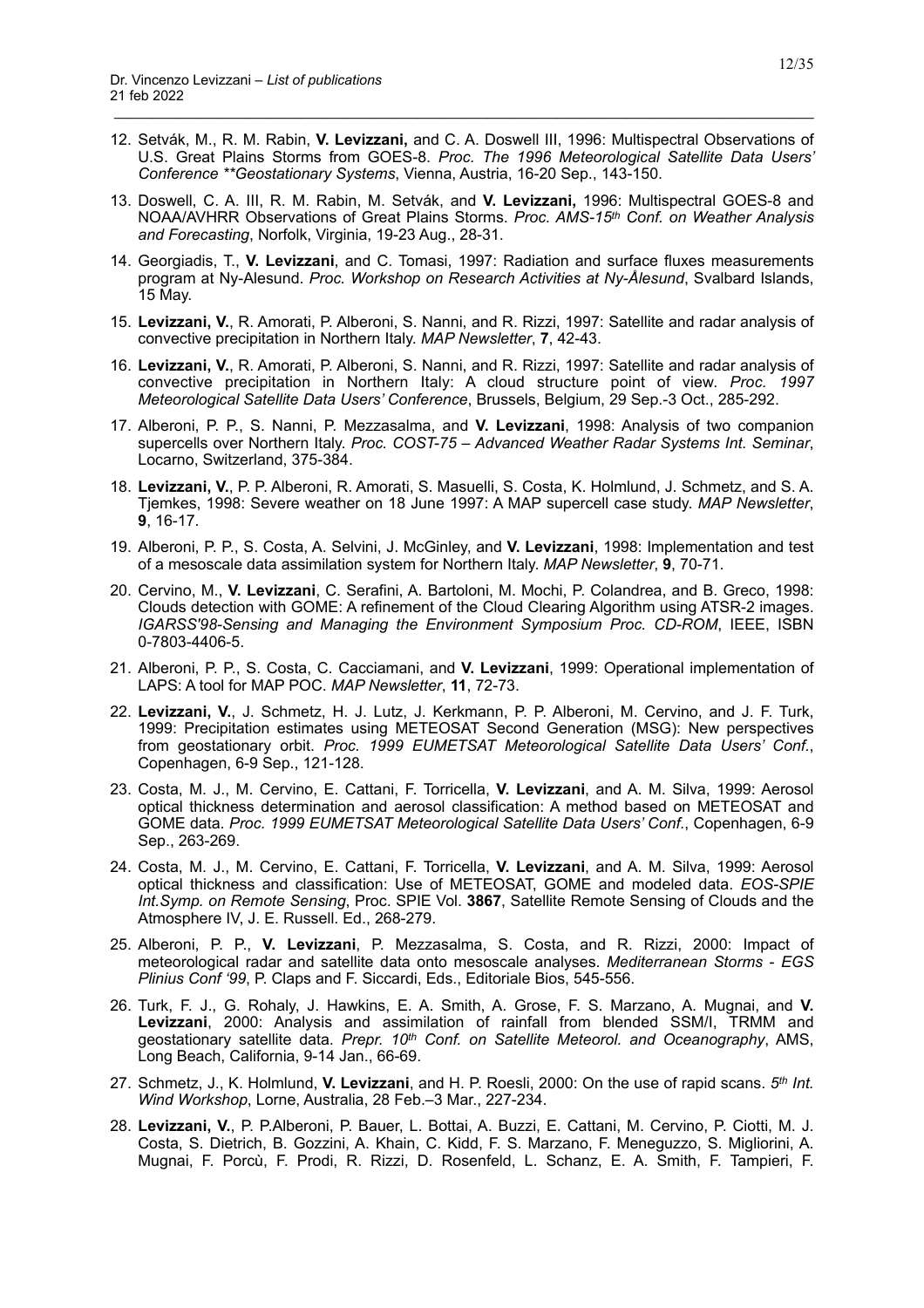12. Setvák, M., R. M. Rabin, **V. Levizzani,** and C. A. Doswell III, 1996: Multispectral Observations of U.S. Great Plains Storms from GOES-8. *Proc. The 1996 Meteorological Satellite Data Users' Conference \*\*Geostationary Systems*, Vienna, Austria, 16-20 Sep., 143-150.

13. Doswell, C. A. III, R. M. Rabin, M. Setvák, and **V. Levizzani,** 1996: Multispectral GOES-8 and NOAA/AVHRR Observations of Great Plains Storms. *Proc. AMS-15th Conf. on Weather Analysis and Forecasting*, Norfolk, Virginia, 19-23 Aug., 28-31.

14. Georgiadis, T., **V. Levizzani**, and C. Tomasi, 1997: Radiation and surface fluxes measurements program at Ny-Alesund. *Proc. Workshop on Research Activities at Ny-Ålesund*, Svalbard Islands, 15 May.

15. **Levizzani, V.**, R. Amorati, P. Alberoni, S. Nanni, and R. Rizzi, 1997: Satellite and radar analysis of convective precipitation in Northern Italy. *MAP Newsletter*, **7**, 42-43.

16. **Levizzani, V.**, R. Amorati, P. Alberoni, S. Nanni, and R. Rizzi, 1997: Satellite and radar analysis of convective precipitation in Northern Italy: A cloud structure point of view. *Proc. 1997 Meteorological Satellite Data Users' Conference*, Brussels, Belgium, 29 Sep.-3 Oct., 285-292.

17. Alberoni, P. P., S. Nanni, P. Mezzasalma, and **V. Levizzani**, 1998: Analysis of two companion supercells over Northern Italy. *Proc. COST-75 – Advanced Weather Radar Systems Int. Seminar*, Locarno, Switzerland, 375-384.

18. **Levizzani, V.**, P. P. Alberoni, R. Amorati, S. Masuelli, S. Costa, K. Holmlund, J. Schmetz, and S. A. Tjemkes, 1998: Severe weather on 18 June 1997: A MAP supercell case study. *MAP Newsletter*, **9**, 16-17.

19. Alberoni, P. P., S. Costa, A. Selvini, J. McGinley, and **V. Levizzani**, 1998: Implementation and test of a mesoscale data assimilation system for Northern Italy. *MAP Newsletter*, **9**, 70-71.

20. Cervino, M., **V. Levizzani**, C. Serafini, A. Bartoloni, M. Mochi, P. Colandrea, and B. Greco, 1998: Clouds detection with GOME: A refinement of the Cloud Clearing Algorithm using ATSR-2 images. *IGARSS'98-Sensing and Managing the Environment Symposium Proc. CD-ROM*, IEEE, ISBN 0-7803-4406-5.

21. Alberoni, P. P., S. Costa, C. Cacciamani, and **V. Levizzani**, 1999: Operational implementation of LAPS: A tool for MAP POC. *MAP Newsletter*, **11**, 72-73.

22. **Levizzani, V.**, J. Schmetz, H. J. Lutz, J. Kerkmann, P. P. Alberoni, M. Cervino, and J. F. Turk, 1999: Precipitation estimates using METEOSAT Second Generation (MSG): New perspectives from geostationary orbit. *Proc. 1999 EUMETSAT Meteorological Satellite Data Users' Conf.*, Copenhagen, 6-9 Sep., 121-128.

23. Costa, M. J., M. Cervino, E. Cattani, F. Torricella, **V. Levizzani**, and A. M. Silva, 1999: Aerosol optical thickness determination and aerosol classification: A method based on METEOSAT and GOME data. *Proc. 1999 EUMETSAT Meteorological Satellite Data Users' Conf.*, Copenhagen, 6-9 Sep., 263-269.

24. Costa, M. J., M. Cervino, E. Cattani, F. Torricella, **V. Levizzani**, and A. M. Silva, 1999: Aerosol optical thickness and classification: Use of METEOSAT, GOME and modeled data. *EOS-SPIE Int.Symp. on Remote Sensing*, Proc. SPIE Vol. **3867**, Satellite Remote Sensing of Clouds and the Atmosphere IV, J. E. Russell. Ed., 268-279.

25. Alberoni, P. P., **V. Levizzani**, P. Mezzasalma, S. Costa, and R. Rizzi, 2000: Impact of meteorological radar and satellite data onto mesoscale analyses. *Mediterranean Storms - EGS Plinius Conf '99*, P. Claps and F. Siccardi, Eds., Editoriale Bios, 545-556.

26. Turk, F. J., G. Rohaly, J. Hawkins, E. A. Smith, A. Grose, F. S. Marzano, A. Mugnai, and **V. Levizzani**, 2000: Analysis and assimilation of rainfall from blended SSM/I, TRMM and geostationary satellite data. *Prepr. 10th Conf. on Satellite Meteorol. and Oceanography*, AMS, Long Beach, California, 9-14 Jan., 66-69.

27. Schmetz, J., K. Holmlund, **V. Levizzani**, and H. P. Roesli, 2000: On the use of rapid scans. *5th Int. Wind Workshop*, Lorne, Australia, 28 Feb.–3 Mar., 227-234.

28. **Levizzani, V.**, P. P.Alberoni, P. Bauer, L. Bottai, A. Buzzi, E. Cattani, M. Cervino, P. Ciotti, M. J. Costa, S. Dietrich, B. Gozzini, A. Khain, C. Kidd, F. S. Marzano, F. Meneguzzo, S. Migliorini, A. Mugnai, F. Porcù, F. Prodi, R. Rizzi, D. Rosenfeld, L. Schanz, E. A. Smith, F. Tampieri, F.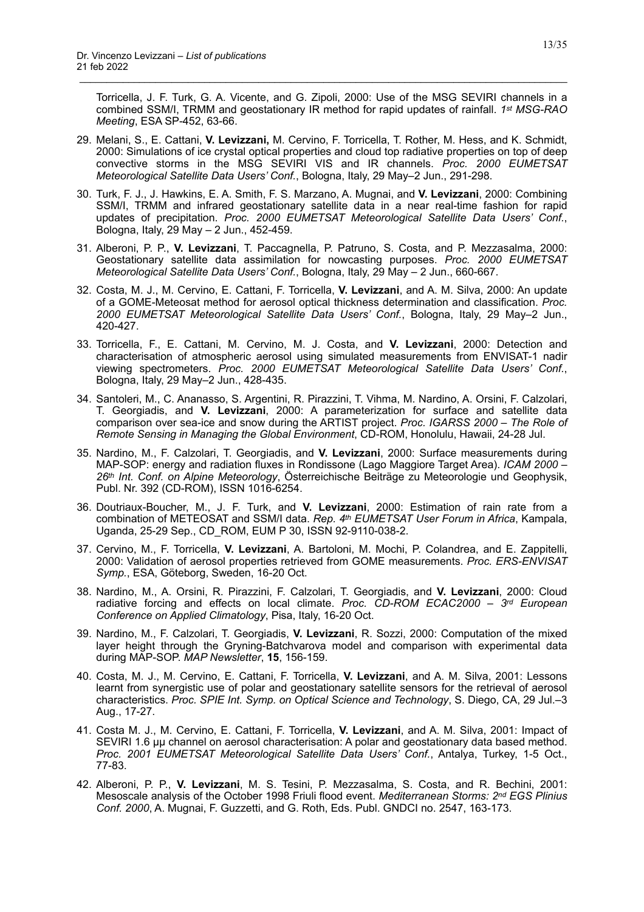Torricella, J. F. Turk, G. A. Vicente, and G. Zipoli, 2000: Use of the MSG SEVIRI channels in a combined SSM/I, TRMM and geostationary IR method for rapid updates of rainfall. *1st MSG-RAO Meeting*, ESA SP-452, 63-66.

29. Melani, S., E. Cattani, **V. Levizzani,** M. Cervino, F. Torricella, T. Rother, M. Hess, and K. Schmidt, 2000: Simulations of ice crystal optical properties and cloud top radiative properties on top of deep convective storms in the MSG SEVIRI VIS and IR channels. *Proc. 2000 EUMETSAT Meteorological Satellite Data Users' Conf.*, Bologna, Italy, 29 May–2 Jun., 291-298.
30. Turk, F. J., J. Hawkins, E. A. Smith, F. S. Marzano, A. Mugnai, and **V. Levizzani**, 2000: Combining SSM/I, TRMM and infrared geostationary satellite data in a near real-time fashion for rapid updates of precipitation. *Proc. 2000 EUMETSAT Meteorological Satellite Data Users' Conf.*, Bologna, Italy, 29 May – 2 Jun., 452-459.
31. Alberoni, P. P., **V. Levizzani**, T. Paccagnella, P. Patruno, S. Costa, and P. Mezzasalma, 2000: Geostationary satellite data assimilation for nowcasting purposes. *Proc. 2000 EUMETSAT Meteorological Satellite Data Users' Conf.*, Bologna, Italy, 29 May – 2 Jun., 660-667.
32. Costa, M. J., M. Cervino, E. Cattani, F. Torricella, **V. Levizzani**, and A. M. Silva, 2000: An update of a GOME-Meteosat method for aerosol optical thickness determination and classification. *Proc. 2000 EUMETSAT Meteorological Satellite Data Users' Conf.*, Bologna, Italy, 29 May–2 Jun., 420-427.
33. Torricella, F., E. Cattani, M. Cervino, M. J. Costa, and **V. Levizzani**, 2000: Detection and characterisation of atmospheric aerosol using simulated measurements from ENVISAT-1 nadir viewing spectrometers. *Proc. 2000 EUMETSAT Meteorological Satellite Data Users' Conf.*, Bologna, Italy, 29 May–2 Jun., 428-435.
34. Santoleri, M., C. Ananasso, S. Argentini, R. Pirazzini, T. Vihma, M. Nardino, A. Orsini, F. Calzolari, T. Georgiadis, and **V. Levizzani**, 2000: A parameterization for surface and satellite data comparison over sea-ice and snow during the ARTIST project. *Proc. IGARSS 2000 – The Role of Remote Sensing in Managing the Global Environment*, CD-ROM, Honolulu, Hawaii, 24-28 Jul.
35. Nardino, M., F. Calzolari, T. Georgiadis, and **V. Levizzani**, 2000: Surface measurements during MAP-SOP: energy and radiation fluxes in Rondissone (Lago Maggiore Target Area). *ICAM 2000 – 26th Int. Conf. on Alpine Meteorology*, Österreichische Beiträge zu Meteorologie und Geophysik, Publ. Nr. 392 (CD-ROM), ISSN 1016-6254.
36. Doutriaux-Boucher, M., J. F. Turk, and **V. Levizzani**, 2000: Estimation of rain rate from a combination of METEOSAT and SSM/I data. *Rep. 4th EUMETSAT User Forum in Africa*, Kampala, Uganda, 25-29 Sep., CD_ROM, EUM P 30, ISSN 92-9110-038-2.
37. Cervino, M., F. Torricella, **V. Levizzani**, A. Bartoloni, M. Mochi, P. Colandrea, and E. Zappitelli, 2000: Validation of aerosol properties retrieved from GOME measurements. *Proc. ERS-ENVISAT Symp.*, ESA, Göteborg, Sweden, 16-20 Oct.
38. Nardino, M., A. Orsini, R. Pirazzini, F. Calzolari, T. Georgiadis, and **V. Levizzani**, 2000: Cloud radiative forcing and effects on local climate. *Proc. CD-ROM ECAC2000 – 3rd European Conference on Applied Climatology*, Pisa, Italy, 16-20 Oct.
39. Nardino, M., F. Calzolari, T. Georgiadis, **V. Levizzani**, R. Sozzi, 2000: Computation of the mixed layer height through the Gryning-Batchvarova model and comparison with experimental data during MAP-SOP. *MAP Newsletter*, **15**, 156-159.
40. Costa, M. J., M. Cervino, E. Cattani, F. Torricella, **V. Levizzani**, and A. M. Silva, 2001: Lessons learnt from synergistic use of polar and geostationary satellite sensors for the retrieval of aerosol characteristics. *Proc. SPIE Int. Symp. on Optical Science and Technology*, S. Diego, CA, 29 Jul.–3 Aug., 17-27.
41. Costa M. J., M. Cervino, E. Cattani, F. Torricella, **V. Levizzani**, and A. M. Silva, 2001: Impact of SEVIRI 1.6 μμ channel on aerosol characterisation: A polar and geostationary data based method. *Proc. 2001 EUMETSAT Meteorological Satellite Data Users' Conf.*, Antalya, Turkey, 1-5 Oct., 77-83.
42. Alberoni, P. P., **V. Levizzani**, M. S. Tesini, P. Mezzasalma, S. Costa, and R. Bechini, 2001: Mesoscale analysis of the October 1998 Friuli flood event. *Mediterranean Storms: 2nd EGS Plinius Conf. 2000*, A. Mugnai, F. Guzzetti, and G. Roth, Eds. Publ. GNDCI no. 2547, 163-173.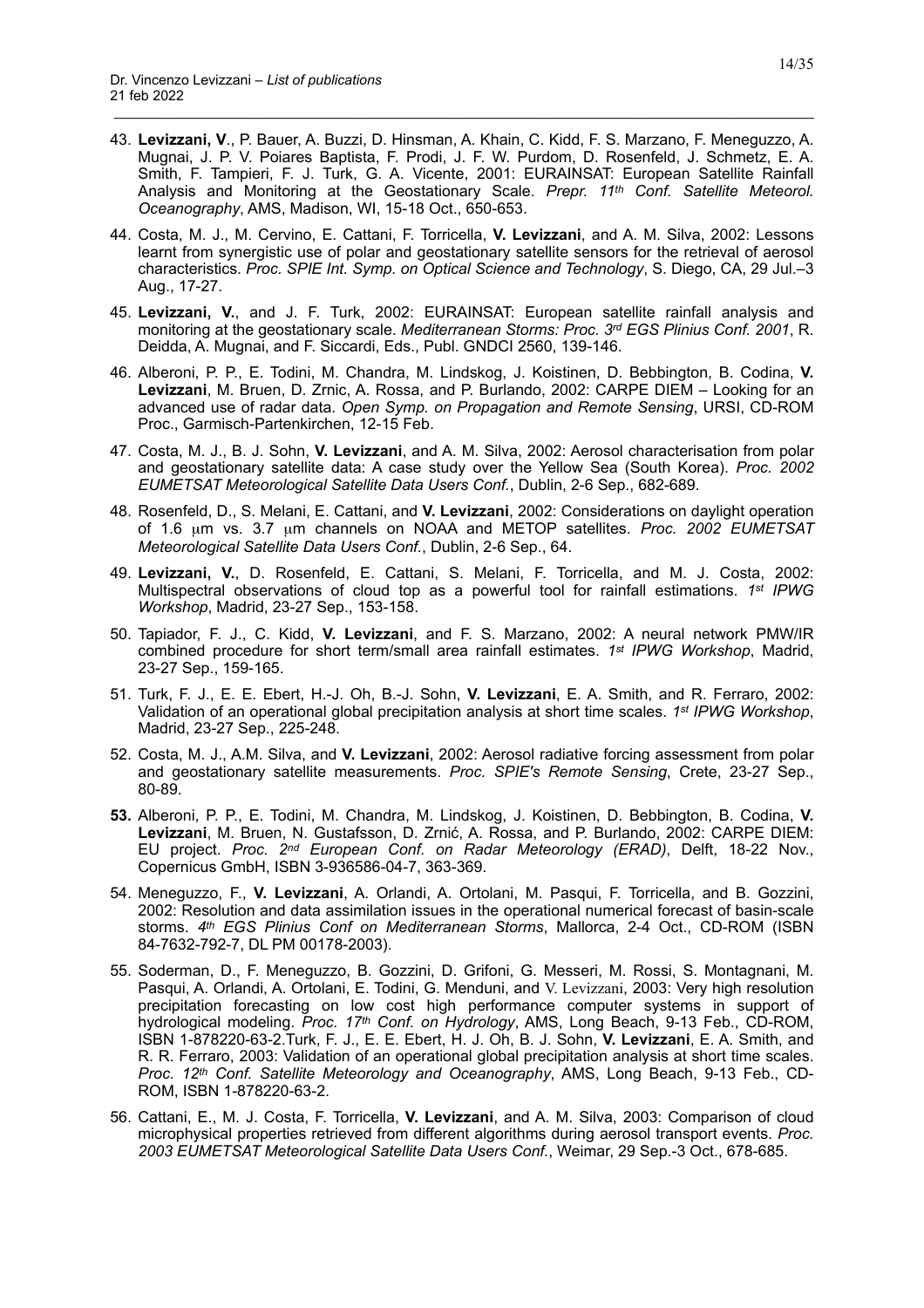43. **Levizzani, V**., P. Bauer, A. Buzzi, D. Hinsman, A. Khain, C. Kidd, F. S. Marzano, F. Meneguzzo, A. Mugnai, J. P. V. Poiares Baptista, F. Prodi, J. F. W. Purdom, D. Rosenfeld, J. Schmetz, E. A. Smith, F. Tampieri, F. J. Turk, G. A. Vicente, 2001: EURAINSAT: European Satellite Rainfall Analysis and Monitoring at the Geostationary Scale. *Prepr. 11th Conf. Satellite Meteorol. Oceanography*, AMS, Madison, WI, 15-18 Oct., 650-653.

44. Costa, M. J., M. Cervino, E. Cattani, F. Torricella, **V. Levizzani**, and A. M. Silva, 2002: Lessons learnt from synergistic use of polar and geostationary satellite sensors for the retrieval of aerosol characteristics. *Proc. SPIE Int. Symp. on Optical Science and Technology*, S. Diego, CA, 29 Jul.–3 Aug., 17-27.

45. **Levizzani, V.**, and J. F. Turk, 2002: EURAINSAT: European satellite rainfall analysis and monitoring at the geostationary scale. *Mediterranean Storms: Proc. 3rd EGS Plinius Conf. 2001*, R. Deidda, A. Mugnai, and F. Siccardi, Eds., Publ. GNDCI 2560, 139-146.

46. Alberoni, P. P., E. Todini, M. Chandra, M. Lindskog, J. Koistinen, D. Bebbington, B. Codina, **V. Levizzani**, M. Bruen, D. Zrnic, A. Rossa, and P. Burlando, 2002: CARPE DIEM – Looking for an advanced use of radar data. *Open Symp. on Propagation and Remote Sensing*, URSI, CD-ROM Proc., Garmisch-Partenkirchen, 12-15 Feb.

47. Costa, M. J., B. J. Sohn, **V. Levizzani**, and A. M. Silva, 2002: Aerosol characterisation from polar and geostationary satellite data: A case study over the Yellow Sea (South Korea). *Proc. 2002 EUMETSAT Meteorological Satellite Data Users Conf.*, Dublin, 2-6 Sep., 682-689.

48. Rosenfeld, D., S. Melani, E. Cattani, and **V. Levizzani**, 2002: Considerations on daylight operation of 1.6 μm vs. 3.7 μm channels on NOAA and METOP satellites. *Proc. 2002 EUMETSAT Meteorological Satellite Data Users Conf.*, Dublin, 2-6 Sep., 64.

49. **Levizzani, V.**, D. Rosenfeld, E. Cattani, S. Melani, F. Torricella, and M. J. Costa, 2002: Multispectral observations of cloud top as a powerful tool for rainfall estimations. *1st IPWG Workshop*, Madrid, 23-27 Sep., 153-158.

50. Tapiador, F. J., C. Kidd, **V. Levizzani**, and F. S. Marzano, 2002: A neural network PMW/IR combined procedure for short term/small area rainfall estimates. *1st IPWG Workshop*, Madrid, 23-27 Sep., 159-165.

51. Turk, F. J., E. E. Ebert, H.-J. Oh, B.-J. Sohn, **V. Levizzani**, E. A. Smith, and R. Ferraro, 2002: Validation of an operational global precipitation analysis at short time scales. *1st IPWG Workshop*, Madrid, 23-27 Sep., 225-248.

52. Costa, M. J., A.M. Silva, and **V. Levizzani**, 2002: Aerosol radiative forcing assessment from polar and geostationary satellite measurements. *Proc. SPIE's Remote Sensing*, Crete, 23-27 Sep., 80-89.

53. Alberoni, P. P., E. Todini, M. Chandra, M. Lindskog, J. Koistinen, D. Bebbington, B. Codina, **V. Levizzani**, M. Bruen, N. Gustafsson, D. Zrnić, A. Rossa, and P. Burlando, 2002: CARPE DIEM: EU project. *Proc. 2nd European Conf. on Radar Meteorology (ERAD)*, Delft, 18-22 Nov., Copernicus GmbH, ISBN 3-936586-04-7, 363-369.

54. Meneguzzo, F., **V. Levizzani**, A. Orlandi, A. Ortolani, M. Pasqui, F. Torricella, and B. Gozzini, 2002: Resolution and data assimilation issues in the operational numerical forecast of basin-scale storms. *4th EGS Plinius Conf on Mediterranean Storms*, Mallorca, 2-4 Oct., CD-ROM (ISBN 84-7632-792-7, DL PM 00178-2003).

55. Soderman, D., F. Meneguzzo, B. Gozzini, D. Grifoni, G. Messeri, M. Rossi, S. Montagnani, M. Pasqui, A. Orlandi, A. Ortolani, E. Todini, G. Menduni, and V. Levizzani, 2003: Very high resolution precipitation forecasting on low cost high performance computer systems in support of hydrological modeling. *Proc. 17th Conf. on Hydrology*, AMS, Long Beach, 9-13 Feb., CD-ROM, ISBN 1-878220-63-2.Turk, F. J., E. E. Ebert, H. J. Oh, B. J. Sohn, **V. Levizzani**, E. A. Smith, and R. R. Ferraro, 2003: Validation of an operational global precipitation analysis at short time scales. *Proc. 12th Conf. Satellite Meteorology and Oceanography*, AMS, Long Beach, 9-13 Feb., CD-ROM, ISBN 1-878220-63-2.

56. Cattani, E., M. J. Costa, F. Torricella, **V. Levizzani**, and A. M. Silva, 2003: Comparison of cloud microphysical properties retrieved from different algorithms during aerosol transport events. *Proc. 2003 EUMETSAT Meteorological Satellite Data Users Conf.*, Weimar, 29 Sep.-3 Oct., 678-685.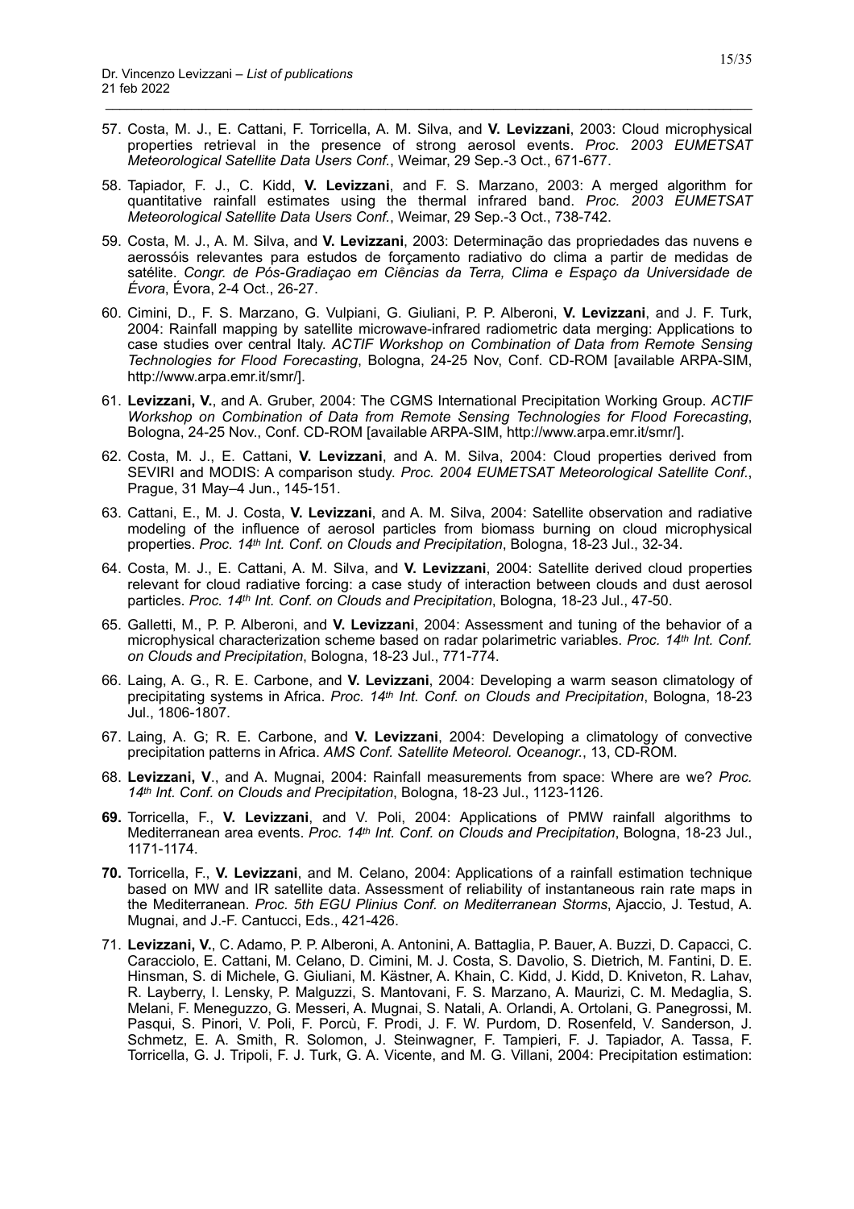57. Costa, M. J., E. Cattani, F. Torricella, A. M. Silva, and **V. Levizzani**, 2003: Cloud microphysical properties retrieval in the presence of strong aerosol events. *Proc. 2003 EUMETSAT Meteorological Satellite Data Users Conf.*, Weimar, 29 Sep.-3 Oct., 671-677.

58. Tapiador, F. J., C. Kidd, **V. Levizzani**, and F. S. Marzano, 2003: A merged algorithm for quantitative rainfall estimates using the thermal infrared band. *Proc. 2003 EUMETSAT Meteorological Satellite Data Users Conf.*, Weimar, 29 Sep.-3 Oct., 738-742.

59. Costa, M. J., A. M. Silva, and **V. Levizzani**, 2003: Determinação das propriedades das nuvens e aerossóis relevantes para estudos de forçamento radiativo do clima a partir de medidas de satélite. *Congr. de Pós-Gradiaçao em Ciências da Terra, Clima e Espaço da Universidade de Évora*, Évora, 2-4 Oct., 26-27.

60. Cimini, D., F. S. Marzano, G. Vulpiani, G. Giuliani, P. P. Alberoni, **V. Levizzani**, and J. F. Turk, 2004: Rainfall mapping by satellite microwave-infrared radiometric data merging: Applications to case studies over central Italy. *ACTIF Workshop on Combination of Data from Remote Sensing Technologies for Flood Forecasting*, Bologna, 24-25 Nov, Conf. CD-ROM [available ARPA-SIM, http://www.arpa.emr.it/smr/].

61. **Levizzani, V.**, and A. Gruber, 2004: The CGMS International Precipitation Working Group. *ACTIF Workshop on Combination of Data from Remote Sensing Technologies for Flood Forecasting*, Bologna, 24-25 Nov., Conf. CD-ROM [available ARPA-SIM, http://www.arpa.emr.it/smr/].

62. Costa, M. J., E. Cattani, **V. Levizzani**, and A. M. Silva, 2004: Cloud properties derived from SEVIRI and MODIS: A comparison study. *Proc. 2004 EUMETSAT Meteorological Satellite Conf.*, Prague, 31 May–4 Jun., 145-151.

63. Cattani, E., M. J. Costa, **V. Levizzani**, and A. M. Silva, 2004: Satellite observation and radiative modeling of the influence of aerosol particles from biomass burning on cloud microphysical properties. *Proc. 14th Int. Conf. on Clouds and Precipitation*, Bologna, 18-23 Jul., 32-34.

64. Costa, M. J., E. Cattani, A. M. Silva, and **V. Levizzani**, 2004: Satellite derived cloud properties relevant for cloud radiative forcing: a case study of interaction between clouds and dust aerosol particles. *Proc. 14th Int. Conf. on Clouds and Precipitation*, Bologna, 18-23 Jul., 47-50.

65. Galletti, M., P. P. Alberoni, and **V. Levizzani**, 2004: Assessment and tuning of the behavior of a microphysical characterization scheme based on radar polarimetric variables. *Proc. 14th Int. Conf. on Clouds and Precipitation*, Bologna, 18-23 Jul., 771-774.

66. Laing, A. G., R. E. Carbone, and **V. Levizzani**, 2004: Developing a warm season climatology of precipitating systems in Africa. *Proc. 14th Int. Conf. on Clouds and Precipitation*, Bologna, 18-23 Jul., 1806-1807.

67. Laing, A. G; R. E. Carbone, and **V. Levizzani**, 2004: Developing a climatology of convective precipitation patterns in Africa. *AMS Conf. Satellite Meteorol. Oceanogr.*, 13, CD-ROM.

68. **Levizzani, V**., and A. Mugnai, 2004: Rainfall measurements from space: Where are we? *Proc. 14th Int. Conf. on Clouds and Precipitation*, Bologna, 18-23 Jul., 1123-1126.

69. Torricella, F., **V. Levizzani**, and V. Poli, 2004: Applications of PMW rainfall algorithms to Mediterranean area events. *Proc. 14th Int. Conf. on Clouds and Precipitation*, Bologna, 18-23 Jul., 1171-1174.

70. Torricella, F., **V. Levizzani**, and M. Celano, 2004: Applications of a rainfall estimation technique based on MW and IR satellite data. Assessment of reliability of instantaneous rain rate maps in the Mediterranean. *Proc. 5th EGU Plinius Conf. on Mediterranean Storms*, Ajaccio, J. Testud, A. Mugnai, and J.-F. Cantucci, Eds., 421-426.

71. **Levizzani, V.**, C. Adamo, P. P. Alberoni, A. Antonini, A. Battaglia, P. Bauer, A. Buzzi, D. Capacci, C. Caracciolo, E. Cattani, M. Celano, D. Cimini, M. J. Costa, S. Davolio, S. Dietrich, M. Fantini, D. E. Hinsman, S. di Michele, G. Giuliani, M. Kästner, A. Khain, C. Kidd, J. Kidd, D. Kniveton, R. Lahav, R. Layberry, I. Lensky, P. Malguzzi, S. Mantovani, F. S. Marzano, A. Maurizi, C. M. Medaglia, S. Melani, F. Meneguzzo, G. Messeri, A. Mugnai, S. Natali, A. Orlandi, A. Ortolani, G. Panegrossi, M. Pasqui, S. Pinori, V. Poli, F. Porcù, F. Prodi, J. F. W. Purdom, D. Rosenfeld, V. Sanderson, J. Schmetz, E. A. Smith, R. Solomon, J. Steinwagner, F. Tampieri, F. J. Tapiador, A. Tassa, F. Torricella, G. J. Tripoli, F. J. Turk, G. A. Vicente, and M. G. Villani, 2004: Precipitation estimation: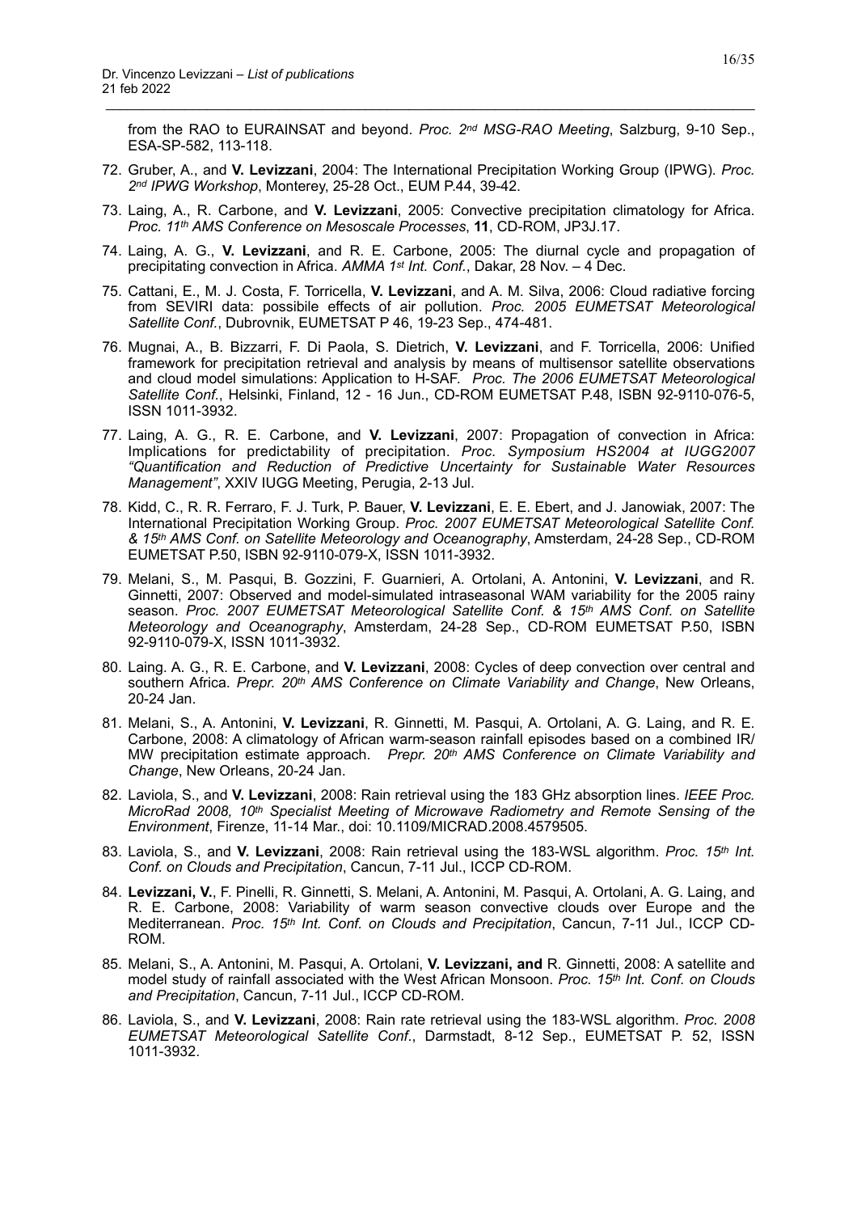from the RAO to EURAINSAT and beyond. *Proc. 2nd MSG-RAO Meeting*, Salzburg, 9-10 Sep., ESA-SP-582, 113-118.

72. Gruber, A., and **V. Levizzani**, 2004: The International Precipitation Working Group (IPWG). *Proc. 2nd IPWG Workshop*, Monterey, 25-28 Oct., EUM P.44, 39-42.

73. Laing, A., R. Carbone, and **V. Levizzani**, 2005: Convective precipitation climatology for Africa. *Proc. 11th AMS Conference on Mesoscale Processes*, **11**, CD-ROM, JP3J.17.

74. Laing, A. G., **V. Levizzani**, and R. E. Carbone, 2005: The diurnal cycle and propagation of precipitating convection in Africa. *AMMA 1st Int. Conf.*, Dakar, 28 Nov. – 4 Dec.

75. Cattani, E., M. J. Costa, F. Torricella, **V. Levizzani**, and A. M. Silva, 2006: Cloud radiative forcing from SEVIRI data: possibile effects of air pollution. *Proc. 2005 EUMETSAT Meteorological Satellite Conf.*, Dubrovnik, EUMETSAT P 46, 19-23 Sep., 474-481.

76. Mugnai, A., B. Bizzarri, F. Di Paola, S. Dietrich, **V. Levizzani**, and F. Torricella, 2006: Unified framework for precipitation retrieval and analysis by means of multisensor satellite observations and cloud model simulations: Application to H-SAF. *Proc. The 2006 EUMETSAT Meteorological Satellite Conf.*, Helsinki, Finland, 12 - 16 Jun., CD-ROM EUMETSAT P.48, ISBN 92-9110-076-5, ISSN 1011-3932.

77. Laing, A. G., R. E. Carbone, and **V. Levizzani**, 2007: Propagation of convection in Africa: Implications for predictability of precipitation. *Proc. Symposium HS2004 at IUGG2007 "Quantification and Reduction of Predictive Uncertainty for Sustainable Water Resources Management"*, XXIV IUGG Meeting, Perugia, 2-13 Jul.

78. Kidd, C., R. R. Ferraro, F. J. Turk, P. Bauer, **V. Levizzani**, E. E. Ebert, and J. Janowiak, 2007: The International Precipitation Working Group. *Proc. 2007 EUMETSAT Meteorological Satellite Conf. & 15th AMS Conf. on Satellite Meteorology and Oceanography*, Amsterdam, 24-28 Sep., CD-ROM EUMETSAT P.50, ISBN 92-9110-079-X, ISSN 1011-3932.

79. Melani, S., M. Pasqui, B. Gozzini, F. Guarnieri, A. Ortolani, A. Antonini, **V. Levizzani**, and R. Ginnetti, 2007: Observed and model-simulated intraseasonal WAM variability for the 2005 rainy season. *Proc. 2007 EUMETSAT Meteorological Satellite Conf. & 15th AMS Conf. on Satellite Meteorology and Oceanography*, Amsterdam, 24-28 Sep., CD-ROM EUMETSAT P.50, ISBN 92-9110-079-X, ISSN 1011-3932.

80. Laing. A. G., R. E. Carbone, and **V. Levizzani**, 2008: Cycles of deep convection over central and southern Africa. *Prepr. 20th AMS Conference on Climate Variability and Change*, New Orleans, 20-24 Jan.

81. Melani, S., A. Antonini, **V. Levizzani**, R. Ginnetti, M. Pasqui, A. Ortolani, A. G. Laing, and R. E. Carbone, 2008: A climatology of African warm-season rainfall episodes based on a combined IR/MW precipitation estimate approach. *Prepr. 20th AMS Conference on Climate Variability and Change*, New Orleans, 20-24 Jan.

82. Laviola, S., and **V. Levizzani**, 2008: Rain retrieval using the 183 GHz absorption lines. *IEEE Proc. MicroRad 2008, 10th Specialist Meeting of Microwave Radiometry and Remote Sensing of the Environment*, Firenze, 11-14 Mar., doi: 10.1109/MICRAD.2008.4579505.

83. Laviola, S., and **V. Levizzani**, 2008: Rain retrieval using the 183-WSL algorithm. *Proc. 15th Int. Conf. on Clouds and Precipitation*, Cancun, 7-11 Jul., ICCP CD-ROM.

84. **Levizzani, V.**, F. Pinelli, R. Ginnetti, S. Melani, A. Antonini, M. Pasqui, A. Ortolani, A. G. Laing, and R. E. Carbone, 2008: Variability of warm season convective clouds over Europe and the Mediterranean. *Proc. 15th Int. Conf. on Clouds and Precipitation*, Cancun, 7-11 Jul., ICCP CD-ROM.

85. Melani, S., A. Antonini, M. Pasqui, A. Ortolani, **V. Levizzani, and** R. Ginnetti, 2008: A satellite and model study of rainfall associated with the West African Monsoon. *Proc. 15th Int. Conf. on Clouds and Precipitation*, Cancun, 7-11 Jul., ICCP CD-ROM.

86. Laviola, S., and **V. Levizzani**, 2008: Rain rate retrieval using the 183-WSL algorithm. *Proc. 2008 EUMETSAT Meteorological Satellite Conf.*, Darmstadt, 8-12 Sep., EUMETSAT P. 52, ISSN 1011-3932.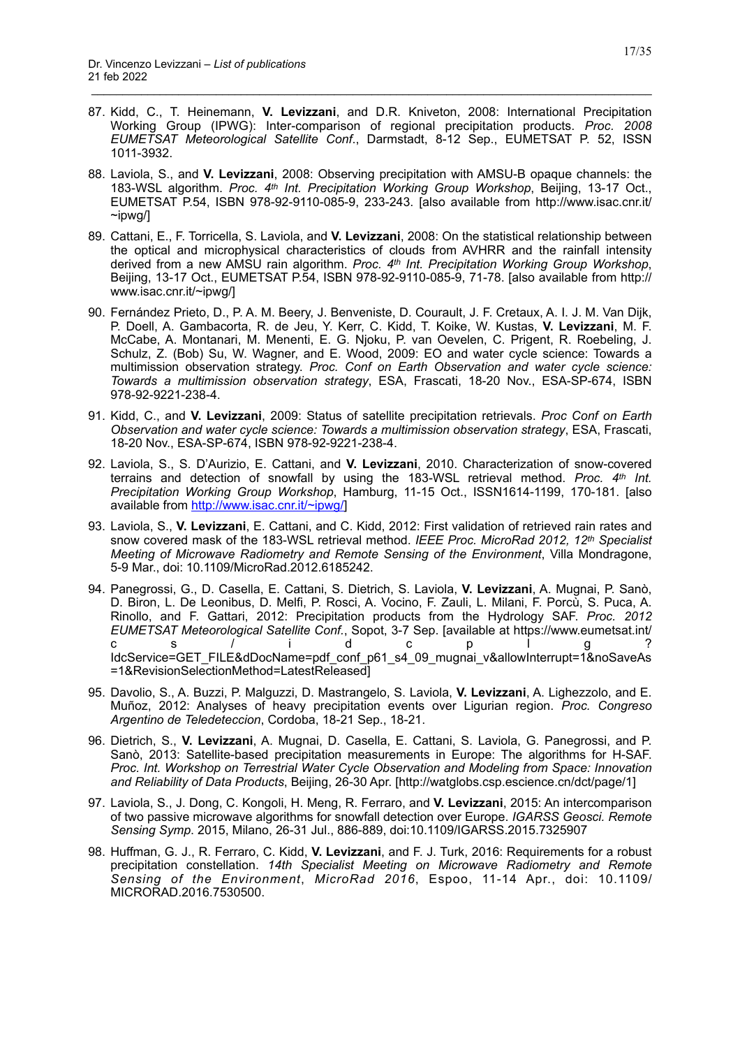87. Kidd, C., T. Heinemann, **V. Levizzani**, and D.R. Kniveton, 2008: International Precipitation Working Group (IPWG): Inter-comparison of regional precipitation products. *Proc. 2008 EUMETSAT Meteorological Satellite Conf.*, Darmstadt, 8-12 Sep., EUMETSAT P. 52, ISSN 1011-3932.

88. Laviola, S., and **V. Levizzani**, 2008: Observing precipitation with AMSU-B opaque channels: the 183-WSL algorithm. *Proc. 4th Int. Precipitation Working Group Workshop*, Beijing, 13-17 Oct., EUMETSAT P.54, ISBN 978-92-9110-085-9, 233-243. [also available from http://www.isac.cnr.it/~ipwg/]

89. Cattani, E., F. Torricella, S. Laviola, and **V. Levizzani**, 2008: On the statistical relationship between the optical and microphysical characteristics of clouds from AVHRR and the rainfall intensity derived from a new AMSU rain algorithm. *Proc. 4th Int. Precipitation Working Group Workshop*, Beijing, 13-17 Oct., EUMETSAT P.54, ISBN 978-92-9110-085-9, 71-78. [also available from http://www.isac.cnr.it/~ipwg/]

90. Fernández Prieto, D., P. A. M. Beery, J. Benveniste, D. Courault, J. F. Cretaux, A. I. J. M. Van Dijk, P. Doell, A. Gambacorta, R. de Jeu, Y. Kerr, C. Kidd, T. Koike, W. Kustas, **V. Levizzani**, M. F. McCabe, A. Montanari, M. Menenti, E. G. Njoku, P. van Oevelen, C. Prigent, R. Roebeling, J. Schulz, Z. (Bob) Su, W. Wagner, and E. Wood, 2009: EO and water cycle science: Towards a multimission observation strategy. *Proc. Conf on Earth Observation and water cycle science: Towards a multimission observation strategy*, ESA, Frascati, 18-20 Nov., ESA-SP-674, ISBN 978-92-9221-238-4.

91. Kidd, C., and **V. Levizzani**, 2009: Status of satellite precipitation retrievals. *Proc Conf on Earth Observation and water cycle science: Towards a multimission observation strategy*, ESA, Frascati, 18-20 Nov., ESA-SP-674, ISBN 978-92-9221-238-4.

92. Laviola, S., S. D'Aurizio, E. Cattani, and **V. Levizzani**, 2010. Characterization of snow-covered terrains and detection of snowfall by using the 183-WSL retrieval method. *Proc. 4th Int. Precipitation Working Group Workshop*, Hamburg, 11-15 Oct., ISSN1614-1199, 170-181. [also available from http://www.isac.cnr.it/~ipwg/]

93. Laviola, S., **V. Levizzani**, E. Cattani, and C. Kidd, 2012: First validation of retrieved rain rates and snow covered mask of the 183-WSL retrieval method. *IEEE Proc. MicroRad 2012, 12th Specialist Meeting of Microwave Radiometry and Remote Sensing of the Environment*, Villa Mondragone, 5-9 Mar., doi: 10.1109/MicroRad.2012.6185242.

94. Panegrossi, G., D. Casella, E. Cattani, S. Dietrich, S. Laviola, **V. Levizzani**, A. Mugnai, P. Sanò, D. Biron, L. De Leonibus, D. Melfi, P. Rosci, A. Vocino, F. Zauli, L. Milani, F. Porcù, S. Puca, A. Rinollo, and F. Gattari, 2012: Precipitation products from the Hydrology SAF. *Proc. 2012 EUMETSAT Meteorological Satellite Conf.*, Sopot, 3-7 Sep. [available at https://www.eumetsat.int/cs/idcplg?IdcService=GET_FILE&dDocName=pdf_conf_p61_s4_09_mugnai_v&allowInterrupt=1&noSaveAs=1&RevisionSelectionMethod=LatestReleased]

95. Davolio, S., A. Buzzi, P. Malguzzi, D. Mastrangelo, S. Laviola, **V. Levizzani**, A. Lighezzolo, and E. Muñoz, 2012: Analyses of heavy precipitation events over Ligurian region. *Proc. Congreso Argentino de Teledeteccion*, Cordoba, 18-21 Sep., 18-21.

96. Dietrich, S., **V. Levizzani**, A. Mugnai, D. Casella, E. Cattani, S. Laviola, G. Panegrossi, and P. Sanò, 2013: Satellite-based precipitation measurements in Europe: The algorithms for H-SAF. *Proc. Int. Workshop on Terrestrial Water Cycle Observation and Modeling from Space: Innovation and Reliability of Data Products*, Beijing, 26-30 Apr. [http://watglobs.csp.escience.cn/dct/page/1]

97. Laviola, S., J. Dong, C. Kongoli, H. Meng, R. Ferraro, and **V. Levizzani**, 2015: An intercomparison of two passive microwave algorithms for snowfall detection over Europe. *IGARSS Geosci. Remote Sensing Symp.* 2015, Milano, 26-31 Jul., 886-889, doi:10.1109/IGARSS.2015.7325907

98. Huffman, G. J., R. Ferraro, C. Kidd, **V. Levizzani**, and F. J. Turk, 2016: Requirements for a robust precipitation constellation. *14th Specialist Meeting on Microwave Radiometry and Remote Sensing of the Environment*, *MicroRad 2016*, Espoo, 11-14 Apr., doi: 10.1109/MICRORAD.2016.7530500.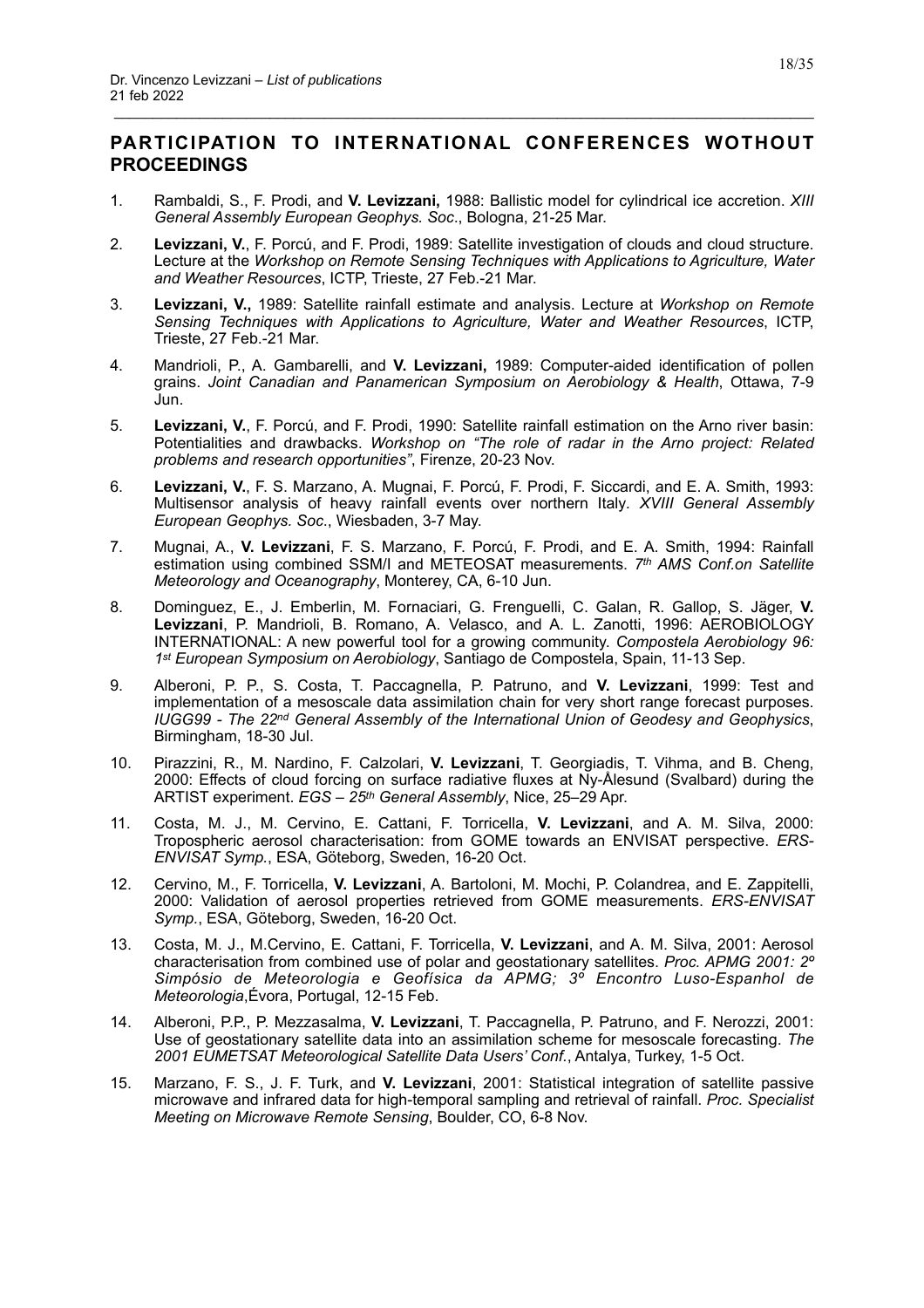## PARTICIPATION TO INTERNATIONAL CONFERENCES WOTHOUT PROCEEDINGS

1. Rambaldi, S., F. Prodi, and **V. Levizzani,** 1988: Ballistic model for cylindrical ice accretion. *XIII General Assembly European Geophys. Soc*., Bologna, 21-25 Mar.
2. **Levizzani, V.**, F. Porcú, and F. Prodi, 1989: Satellite investigation of clouds and cloud structure. Lecture at the *Workshop on Remote Sensing Techniques with Applications to Agriculture, Water and Weather Resources*, ICTP, Trieste, 27 Feb.-21 Mar.
3. **Levizzani, V.,** 1989: Satellite rainfall estimate and analysis. Lecture at *Workshop on Remote Sensing Techniques with Applications to Agriculture, Water and Weather Resources*, ICTP, Trieste, 27 Feb.-21 Mar.
4. Mandrioli, P., A. Gambarelli, and **V. Levizzani,** 1989: Computer-aided identification of pollen grains. *Joint Canadian and Panamerican Symposium on Aerobiology & Health*, Ottawa, 7-9 Jun.
5. **Levizzani, V.**, F. Porcú, and F. Prodi, 1990: Satellite rainfall estimation on the Arno river basin: Potentialities and drawbacks. *Workshop on "The role of radar in the Arno project: Related problems and research opportunities"*, Firenze, 20-23 Nov.
6. **Levizzani, V.**, F. S. Marzano, A. Mugnai, F. Porcú, F. Prodi, F. Siccardi, and E. A. Smith, 1993: Multisensor analysis of heavy rainfall events over northern Italy. *XVIII General Assembly European Geophys. Soc*., Wiesbaden, 3-7 May.
7. Mugnai, A., **V. Levizzani**, F. S. Marzano, F. Porcú, F. Prodi, and E. A. Smith, 1994: Rainfall estimation using combined SSM/I and METEOSAT measurements. *7th AMS Conf.on Satellite Meteorology and Oceanography*, Monterey, CA, 6-10 Jun.
8. Dominguez, E., J. Emberlin, M. Fornaciari, G. Frenguelli, C. Galan, R. Gallop, S. Jäger, **V. Levizzani**, P. Mandrioli, B. Romano, A. Velasco, and A. L. Zanotti, 1996: AEROBIOLOGY INTERNATIONAL: A new powerful tool for a growing community. *Compostela Aerobiology 96: 1st European Symposium on Aerobiology*, Santiago de Compostela, Spain, 11-13 Sep.
9. Alberoni, P. P., S. Costa, T. Paccagnella, P. Patruno, and **V. Levizzani**, 1999: Test and implementation of a mesoscale data assimilation chain for very short range forecast purposes. *IUGG99 - The 22nd General Assembly of the International Union of Geodesy and Geophysics*, Birmingham, 18-30 Jul.
10. Pirazzini, R., M. Nardino, F. Calzolari, **V. Levizzani**, T. Georgiadis, T. Vihma, and B. Cheng, 2000: Effects of cloud forcing on surface radiative fluxes at Ny-Ålesund (Svalbard) during the ARTIST experiment. *EGS – 25th General Assembly*, Nice, 25–29 Apr.
11. Costa, M. J., M. Cervino, E. Cattani, F. Torricella, **V. Levizzani**, and A. M. Silva, 2000: Tropospheric aerosol characterisation: from GOME towards an ENVISAT perspective. *ERS-ENVISAT Symp.*, ESA, Göteborg, Sweden, 16-20 Oct.
12. Cervino, M., F. Torricella, **V. Levizzani**, A. Bartoloni, M. Mochi, P. Colandrea, and E. Zappitelli, 2000: Validation of aerosol properties retrieved from GOME measurements. *ERS-ENVISAT Symp.*, ESA, Göteborg, Sweden, 16-20 Oct.
13. Costa, M. J., M.Cervino, E. Cattani, F. Torricella, **V. Levizzani**, and A. M. Silva, 2001: Aerosol characterisation from combined use of polar and geostationary satellites. *Proc. APMG 2001: 2º Simpósio de Meteorologia e Geofísica da APMG; 3º Encontro Luso-Espanhol de Meteorologia*,Évora, Portugal, 12-15 Feb.
14. Alberoni, P.P., P. Mezzasalma, **V. Levizzani**, T. Paccagnella, P. Patruno, and F. Nerozzi, 2001: Use of geostationary satellite data into an assimilation scheme for mesoscale forecasting. *The 2001 EUMETSAT Meteorological Satellite Data Users' Conf.*, Antalya, Turkey, 1-5 Oct.
15. Marzano, F. S., J. F. Turk, and **V. Levizzani**, 2001: Statistical integration of satellite passive microwave and infrared data for high-temporal sampling and retrieval of rainfall. *Proc. Specialist Meeting on Microwave Remote Sensing*, Boulder, CO, 6-8 Nov.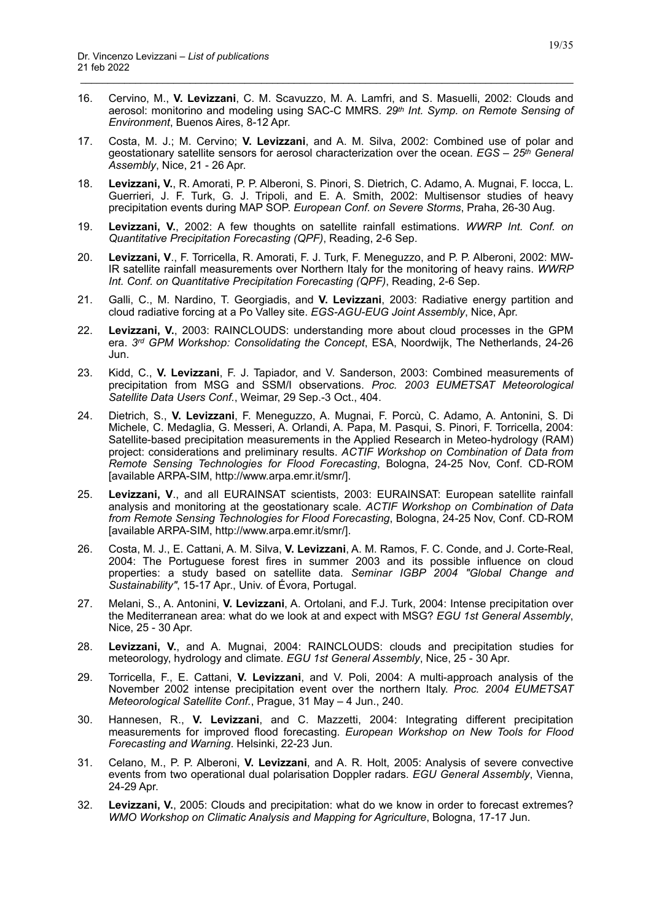16. Cervino, M., **V. Levizzani**, C. M. Scavuzzo, M. A. Lamfri, and S. Masuelli, 2002: Clouds and aerosol: monitorino and modeling using SAC-C MMRS. *29th Int. Symp. on Remote Sensing of Environment*, Buenos Aires, 8-12 Apr.

17. Costa, M. J.; M. Cervino; **V. Levizzani**, and A. M. Silva, 2002: Combined use of polar and geostationary satellite sensors for aerosol characterization over the ocean. *EGS – 25th General Assembly*, Nice, 21 - 26 Apr.

18. **Levizzani, V.**, R. Amorati, P. P. Alberoni, S. Pinori, S. Dietrich, C. Adamo, A. Mugnai, F. Iocca, L. Guerrieri, J. F. Turk, G. J. Tripoli, and E. A. Smith, 2002: Multisensor studies of heavy precipitation events during MAP SOP. *European Conf. on Severe Storms*, Praha, 26-30 Aug.

19. **Levizzani, V.**, 2002: A few thoughts on satellite rainfall estimations. *WWRP Int. Conf. on Quantitative Precipitation Forecasting (QPF)*, Reading, 2-6 Sep.

20. **Levizzani, V**., F. Torricella, R. Amorati, F. J. Turk, F. Meneguzzo, and P. P. Alberoni, 2002: MW-IR satellite rainfall measurements over Northern Italy for the monitoring of heavy rains. *WWRP Int. Conf. on Quantitative Precipitation Forecasting (QPF)*, Reading, 2-6 Sep.

21. Galli, C., M. Nardino, T. Georgiadis, and **V. Levizzani**, 2003: Radiative energy partition and cloud radiative forcing at a Po Valley site. *EGS-AGU-EUG Joint Assembly*, Nice, Apr.

22. **Levizzani, V.**, 2003: RAINCLOUDS: understanding more about cloud processes in the GPM era. *3rd GPM Workshop: Consolidating the Concept*, ESA, Noordwijk, The Netherlands, 24-26 Jun.

23. Kidd, C., **V. Levizzani**, F. J. Tapiador, and V. Sanderson, 2003: Combined measurements of precipitation from MSG and SSM/I observations. *Proc. 2003 EUMETSAT Meteorological Satellite Data Users Conf.*, Weimar, 29 Sep.-3 Oct., 404.

24. Dietrich, S., **V. Levizzani**, F. Meneguzzo, A. Mugnai, F. Porcù, C. Adamo, A. Antonini, S. Di Michele, C. Medaglia, G. Messeri, A. Orlandi, A. Papa, M. Pasqui, S. Pinori, F. Torricella, 2004: Satellite-based precipitation measurements in the Applied Research in Meteo-hydrology (RAM) project: considerations and preliminary results. *ACTIF Workshop on Combination of Data from Remote Sensing Technologies for Flood Forecasting*, Bologna, 24-25 Nov, Conf. CD-ROM [available ARPA-SIM, http://www.arpa.emr.it/smr/].

25. **Levizzani, V**., and all EURAINSAT scientists, 2003: EURAINSAT: European satellite rainfall analysis and monitoring at the geostationary scale. *ACTIF Workshop on Combination of Data from Remote Sensing Technologies for Flood Forecasting*, Bologna, 24-25 Nov, Conf. CD-ROM [available ARPA-SIM, http://www.arpa.emr.it/smr/].

26. Costa, M. J., E. Cattani, A. M. Silva, **V. Levizzani**, A. M. Ramos, F. C. Conde, and J. Corte-Real, 2004: The Portuguese forest fires in summer 2003 and its possible influence on cloud properties: a study based on satellite data. *Seminar IGBP 2004 "Global Change and Sustainability"*, 15-17 Apr., Univ. of Évora, Portugal.

27. Melani, S., A. Antonini, **V. Levizzani**, A. Ortolani, and F.J. Turk, 2004: Intense precipitation over the Mediterranean area: what do we look at and expect with MSG? *EGU 1st General Assembly*, Nice, 25 - 30 Apr.

28. **Levizzani, V.**, and A. Mugnai, 2004: RAINCLOUDS: clouds and precipitation studies for meteorology, hydrology and climate. *EGU 1st General Assembly*, Nice, 25 - 30 Apr.

29. Torricella, F., E. Cattani, **V. Levizzani**, and V. Poli, 2004: A multi-approach analysis of the November 2002 intense precipitation event over the northern Italy. *Proc. 2004 EUMETSAT Meteorological Satellite Conf.*, Prague, 31 May – 4 Jun., 240.

30. Hannesen, R., **V. Levizzani**, and C. Mazzetti, 2004: Integrating different precipitation measurements for improved flood forecasting. *European Workshop on New Tools for Flood Forecasting and Warning*. Helsinki, 22-23 Jun.

31. Celano, M., P. P. Alberoni, **V. Levizzani**, and A. R. Holt, 2005: Analysis of severe convective events from two operational dual polarisation Doppler radars. *EGU General Assembly*, Vienna, 24-29 Apr.

32. **Levizzani, V.**, 2005: Clouds and precipitation: what do we know in order to forecast extremes? *WMO Workshop on Climatic Analysis and Mapping for Agriculture*, Bologna, 17-17 Jun.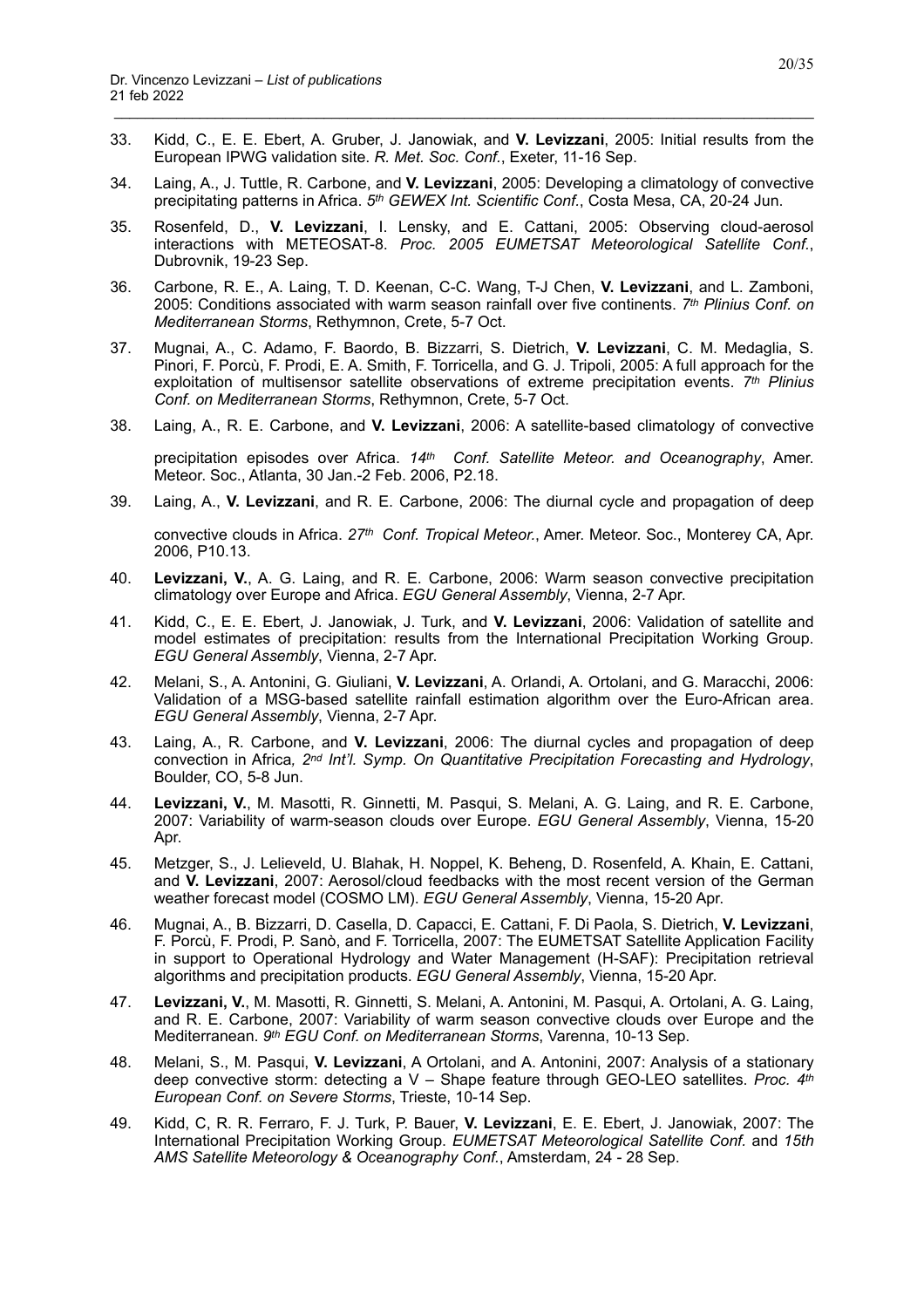33. Kidd, C., E. E. Ebert, A. Gruber, J. Janowiak, and **V. Levizzani**, 2005: Initial results from the European IPWG validation site. *R. Met. Soc. Conf.*, Exeter, 11-16 Sep.

34. Laing, A., J. Tuttle, R. Carbone, and **V. Levizzani**, 2005: Developing a climatology of convective precipitating patterns in Africa. *5th GEWEX Int. Scientific Conf.*, Costa Mesa, CA, 20-24 Jun.

35. Rosenfeld, D., **V. Levizzani**, I. Lensky, and E. Cattani, 2005: Observing cloud-aerosol interactions with METEOSAT-8. *Proc. 2005 EUMETSAT Meteorological Satellite Conf.*, Dubrovnik, 19-23 Sep.

36. Carbone, R. E., A. Laing, T. D. Keenan, C-C. Wang, T-J Chen, **V. Levizzani**, and L. Zamboni, 2005: Conditions associated with warm season rainfall over five continents. *7th Plinius Conf. on Mediterranean Storms*, Rethymnon, Crete, 5-7 Oct.

37. Mugnai, A., C. Adamo, F. Baordo, B. Bizzarri, S. Dietrich, **V. Levizzani**, C. M. Medaglia, S. Pinori, F. Porcù, F. Prodi, E. A. Smith, F. Torricella, and G. J. Tripoli, 2005: A full approach for the exploitation of multisensor satellite observations of extreme precipitation events. *7th Plinius Conf. on Mediterranean Storms*, Rethymnon, Crete, 5-7 Oct.

38. Laing, A., R. E. Carbone, and **V. Levizzani**, 2006: A satellite-based climatology of convective precipitation episodes over Africa. *14th Conf. Satellite Meteor. and Oceanography*, Amer. Meteor. Soc., Atlanta, 30 Jan.-2 Feb. 2006, P2.18.

39. Laing, A., **V. Levizzani**, and R. E. Carbone, 2006: The diurnal cycle and propagation of deep convective clouds in Africa. *27th Conf. Tropical Meteor.*, Amer. Meteor. Soc., Monterey CA, Apr. 2006, P10.13.

40. **Levizzani, V.**, A. G. Laing, and R. E. Carbone, 2006: Warm season convective precipitation climatology over Europe and Africa. *EGU General Assembly*, Vienna, 2-7 Apr.

41. Kidd, C., E. E. Ebert, J. Janowiak, J. Turk, and **V. Levizzani**, 2006: Validation of satellite and model estimates of precipitation: results from the International Precipitation Working Group. *EGU General Assembly*, Vienna, 2-7 Apr.

42. Melani, S., A. Antonini, G. Giuliani, **V. Levizzani**, A. Orlandi, A. Ortolani, and G. Maracchi, 2006: Validation of a MSG-based satellite rainfall estimation algorithm over the Euro-African area. *EGU General Assembly*, Vienna, 2-7 Apr.

43. Laing, A., R. Carbone, and **V. Levizzani**, 2006: The diurnal cycles and propagation of deep convection in Africa*, 2nd Int'l. Symp. On Quantitative Precipitation Forecasting and Hydrology*, Boulder, CO, 5-8 Jun.

44. **Levizzani, V.**, M. Masotti, R. Ginnetti, M. Pasqui, S. Melani, A. G. Laing, and R. E. Carbone, 2007: Variability of warm-season clouds over Europe. *EGU General Assembly*, Vienna, 15-20 Apr.

45. Metzger, S., J. Lelieveld, U. Blahak, H. Noppel, K. Beheng, D. Rosenfeld, A. Khain, E. Cattani, and **V. Levizzani**, 2007: Aerosol/cloud feedbacks with the most recent version of the German weather forecast model (COSMO LM). *EGU General Assembly*, Vienna, 15-20 Apr.

46. Mugnai, A., B. Bizzarri, D. Casella, D. Capacci, E. Cattani, F. Di Paola, S. Dietrich, **V. Levizzani**, F. Porcù, F. Prodi, P. Sanò, and F. Torricella, 2007: The EUMETSAT Satellite Application Facility in support to Operational Hydrology and Water Management (H-SAF): Precipitation retrieval algorithms and precipitation products. *EGU General Assembly*, Vienna, 15-20 Apr.

47. **Levizzani, V.**, M. Masotti, R. Ginnetti, S. Melani, A. Antonini, M. Pasqui, A. Ortolani, A. G. Laing, and R. E. Carbone, 2007: Variability of warm season convective clouds over Europe and the Mediterranean. *9th EGU Conf. on Mediterranean Storms*, Varenna, 10-13 Sep.

48. Melani, S., M. Pasqui, **V. Levizzani**, A Ortolani, and A. Antonini, 2007: Analysis of a stationary deep convective storm: detecting a V – Shape feature through GEO-LEO satellites. *Proc. 4th European Conf. on Severe Storms*, Trieste, 10-14 Sep.

49. Kidd, C, R. R. Ferraro, F. J. Turk, P. Bauer, **V. Levizzani**, E. E. Ebert, J. Janowiak, 2007: The International Precipitation Working Group. *EUMETSAT Meteorological Satellite Conf.* and *15th AMS Satellite Meteorology & Oceanography Conf.*, Amsterdam, 24 - 28 Sep.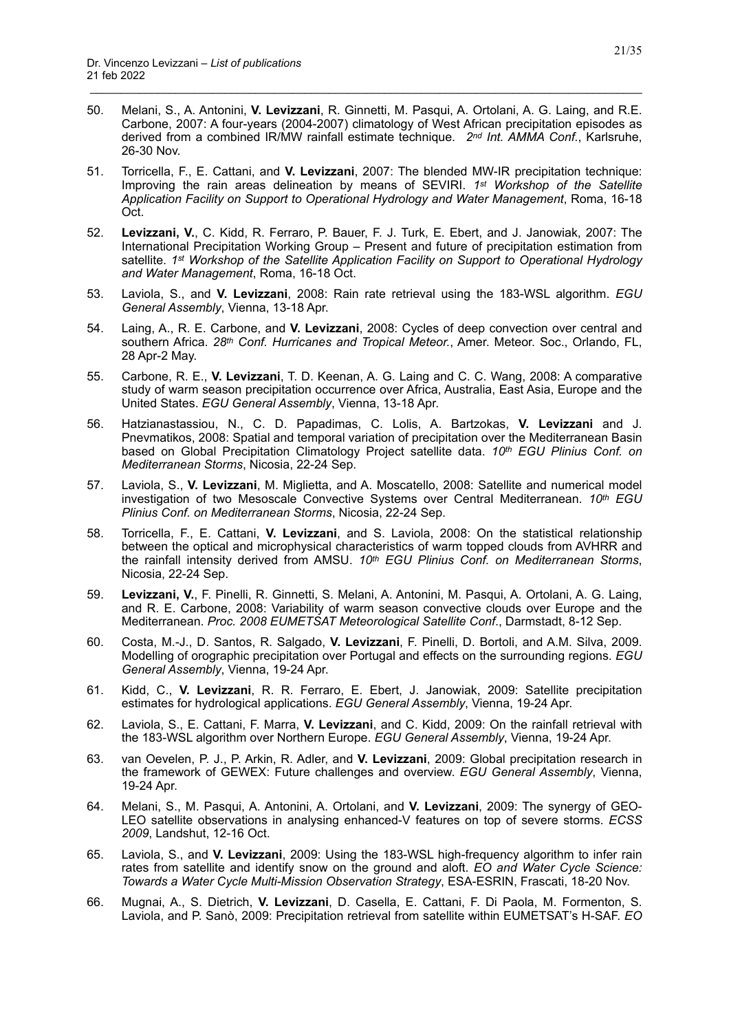50. Melani, S., A. Antonini, **V. Levizzani**, R. Ginnetti, M. Pasqui, A. Ortolani, A. G. Laing, and R.E. Carbone, 2007: A four-years (2004-2007) climatology of West African precipitation episodes as derived from a combined IR/MW rainfall estimate technique. *2nd Int. AMMA Conf.*, Karlsruhe, 26-30 Nov.

51. Torricella, F., E. Cattani, and **V. Levizzani**, 2007: The blended MW-IR precipitation technique: Improving the rain areas delineation by means of SEVIRI. *1st Workshop of the Satellite Application Facility on Support to Operational Hydrology and Water Management*, Roma, 16-18 Oct.

52. **Levizzani, V.**, C. Kidd, R. Ferraro, P. Bauer, F. J. Turk, E. Ebert, and J. Janowiak, 2007: The International Precipitation Working Group – Present and future of precipitation estimation from satellite. *1st Workshop of the Satellite Application Facility on Support to Operational Hydrology and Water Management*, Roma, 16-18 Oct.

53. Laviola, S., and **V. Levizzani**, 2008: Rain rate retrieval using the 183-WSL algorithm. *EGU General Assembly*, Vienna, 13-18 Apr.

54. Laing, A., R. E. Carbone, and **V. Levizzani**, 2008: Cycles of deep convection over central and southern Africa. *28th Conf. Hurricanes and Tropical Meteor.*, Amer. Meteor. Soc., Orlando, FL, 28 Apr-2 May.

55. Carbone, R. E., **V. Levizzani**, T. D. Keenan, A. G. Laing and C. C. Wang, 2008: A comparative study of warm season precipitation occurrence over Africa, Australia, East Asia, Europe and the United States. *EGU General Assembly*, Vienna, 13-18 Apr.

56. Hatzianastassiou, N., C. D. Papadimas, C. Lolis, A. Bartzokas, **V. Levizzani** and J. Pnevmatikos, 2008: Spatial and temporal variation of precipitation over the Mediterranean Basin based on Global Precipitation Climatology Project satellite data. *10th EGU Plinius Conf. on Mediterranean Storms*, Nicosia, 22-24 Sep.

57. Laviola, S., **V. Levizzani**, M. Miglietta, and A. Moscatello, 2008: Satellite and numerical model investigation of two Mesoscale Convective Systems over Central Mediterranean. *10th EGU Plinius Conf. on Mediterranean Storms*, Nicosia, 22-24 Sep.

58. Torricella, F., E. Cattani, **V. Levizzani**, and S. Laviola, 2008: On the statistical relationship between the optical and microphysical characteristics of warm topped clouds from AVHRR and the rainfall intensity derived from AMSU. *10th EGU Plinius Conf. on Mediterranean Storms*, Nicosia, 22-24 Sep.

59. **Levizzani, V.**, F. Pinelli, R. Ginnetti, S. Melani, A. Antonini, M. Pasqui, A. Ortolani, A. G. Laing, and R. E. Carbone, 2008: Variability of warm season convective clouds over Europe and the Mediterranean. *Proc. 2008 EUMETSAT Meteorological Satellite Conf.*, Darmstadt, 8-12 Sep.

60. Costa, M.-J., D. Santos, R. Salgado, **V. Levizzani**, F. Pinelli, D. Bortoli, and A.M. Silva, 2009. Modelling of orographic precipitation over Portugal and effects on the surrounding regions. *EGU General Assembly*, Vienna, 19-24 Apr.

61. Kidd, C., **V. Levizzani**, R. R. Ferraro, E. Ebert, J. Janowiak, 2009: Satellite precipitation estimates for hydrological applications. *EGU General Assembly*, Vienna, 19-24 Apr.

62. Laviola, S., E. Cattani, F. Marra, **V. Levizzani**, and C. Kidd, 2009: On the rainfall retrieval with the 183-WSL algorithm over Northern Europe. *EGU General Assembly*, Vienna, 19-24 Apr.

63. van Oevelen, P. J., P. Arkin, R. Adler, and **V. Levizzani**, 2009: Global precipitation research in the framework of GEWEX: Future challenges and overview. *EGU General Assembly*, Vienna, 19-24 Apr.

64. Melani, S., M. Pasqui, A. Antonini, A. Ortolani, and **V. Levizzani**, 2009: The synergy of GEO-LEO satellite observations in analysing enhanced-V features on top of severe storms. *ECSS 2009*, Landshut, 12-16 Oct.

65. Laviola, S., and **V. Levizzani**, 2009: Using the 183-WSL high-frequency algorithm to infer rain rates from satellite and identify snow on the ground and aloft. *EO and Water Cycle Science: Towards a Water Cycle Multi-Mission Observation Strategy*, ESA-ESRIN, Frascati, 18-20 Nov.

66. Mugnai, A., S. Dietrich, **V. Levizzani**, D. Casella, E. Cattani, F. Di Paola, M. Formenton, S. Laviola, and P. Sanò, 2009: Precipitation retrieval from satellite within EUMETSAT's H-SAF. *EO*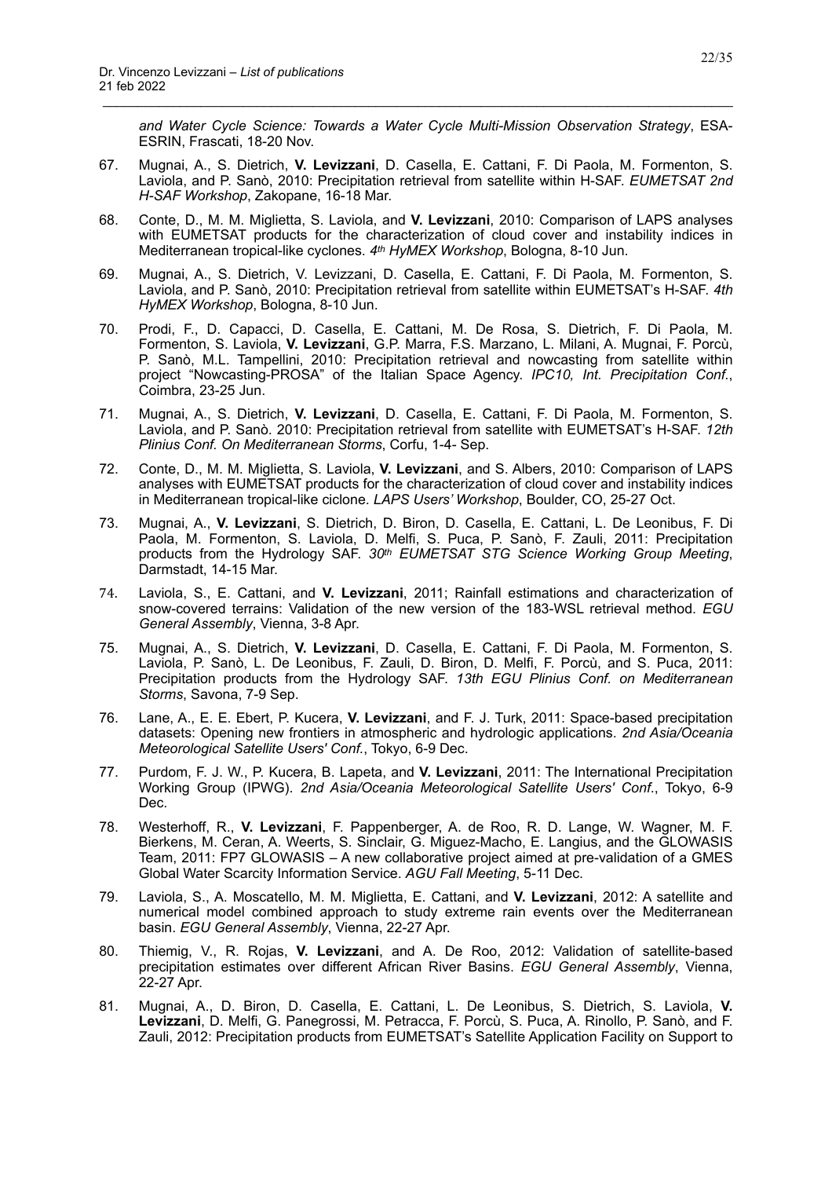*and Water Cycle Science: Towards a Water Cycle Multi-Mission Observation Strategy*, ESA-ESRIN, Frascati, 18-20 Nov.

67. Mugnai, A., S. Dietrich, **V. Levizzani**, D. Casella, E. Cattani, F. Di Paola, M. Formenton, S. Laviola, and P. Sanò, 2010: Precipitation retrieval from satellite within H-SAF. *EUMETSAT 2nd H-SAF Workshop*, Zakopane, 16-18 Mar.

68. Conte, D., M. M. Miglietta, S. Laviola, and **V. Levizzani**, 2010: Comparison of LAPS analyses with EUMETSAT products for the characterization of cloud cover and instability indices in Mediterranean tropical-like cyclones. *4th HyMEX Workshop*, Bologna, 8-10 Jun.

69. Mugnai, A., S. Dietrich, V. Levizzani, D. Casella, E. Cattani, F. Di Paola, M. Formenton, S. Laviola, and P. Sanò, 2010: Precipitation retrieval from satellite within EUMETSAT's H-SAF. *4th HyMEX Workshop*, Bologna, 8-10 Jun.

70. Prodi, F., D. Capacci, D. Casella, E. Cattani, M. De Rosa, S. Dietrich, F. Di Paola, M. Formenton, S. Laviola, **V. Levizzani**, G.P. Marra, F.S. Marzano, L. Milani, A. Mugnai, F. Porcù, P. Sanò, M.L. Tampellini, 2010: Precipitation retrieval and nowcasting from satellite within project "Nowcasting-PROSA" of the Italian Space Agency. *IPC10, Int. Precipitation Conf.*, Coimbra, 23-25 Jun.

71. Mugnai, A., S. Dietrich, **V. Levizzani**, D. Casella, E. Cattani, F. Di Paola, M. Formenton, S. Laviola, and P. Sanò. 2010: Precipitation retrieval from satellite with EUMETSAT's H-SAF. *12th Plinius Conf. On Mediterranean Storms*, Corfu, 1-4- Sep.

72. Conte, D., M. M. Miglietta, S. Laviola, **V. Levizzani**, and S. Albers, 2010: Comparison of LAPS analyses with EUMETSAT products for the characterization of cloud cover and instability indices in Mediterranean tropical-like ciclone. *LAPS Users' Workshop*, Boulder, CO, 25-27 Oct.

73. Mugnai, A., **V. Levizzani**, S. Dietrich, D. Biron, D. Casella, E. Cattani, L. De Leonibus, F. Di Paola, M. Formenton, S. Laviola, D. Melfi, S. Puca, P. Sanò, F. Zauli, 2011: Precipitation products from the Hydrology SAF. *30th EUMETSAT STG Science Working Group Meeting*, Darmstadt, 14-15 Mar.

74. Laviola, S., E. Cattani, and **V. Levizzani**, 2011; Rainfall estimations and characterization of snow-covered terrains: Validation of the new version of the 183-WSL retrieval method. *EGU General Assembly*, Vienna, 3-8 Apr.

75. Mugnai, A., S. Dietrich, **V. Levizzani**, D. Casella, E. Cattani, F. Di Paola, M. Formenton, S. Laviola, P. Sanò, L. De Leonibus, F. Zauli, D. Biron, D. Melfi, F. Porcù, and S. Puca, 2011: Precipitation products from the Hydrology SAF. *13th EGU Plinius Conf. on Mediterranean Storms*, Savona, 7-9 Sep.

76. Lane, A., E. E. Ebert, P. Kucera, **V. Levizzani**, and F. J. Turk, 2011: Space-based precipitation datasets: Opening new frontiers in atmospheric and hydrologic applications. *2nd Asia/Oceania Meteorological Satellite Users' Conf.*, Tokyo, 6-9 Dec.

77. Purdom, F. J. W., P. Kucera, B. Lapeta, and **V. Levizzani**, 2011: The International Precipitation Working Group (IPWG). *2nd Asia/Oceania Meteorological Satellite Users' Conf.*, Tokyo, 6-9 Dec.

78. Westerhoff, R., **V. Levizzani**, F. Pappenberger, A. de Roo, R. D. Lange, W. Wagner, M. F. Bierkens, M. Ceran, A. Weerts, S. Sinclair, G. Miguez-Macho, E. Langius, and the GLOWASIS Team, 2011: FP7 GLOWASIS – A new collaborative project aimed at pre-validation of a GMES Global Water Scarcity Information Service. *AGU Fall Meeting*, 5-11 Dec.

79. Laviola, S., A. Moscatello, M. M. Miglietta, E. Cattani, and **V. Levizzani**, 2012: A satellite and numerical model combined approach to study extreme rain events over the Mediterranean basin. *EGU General Assembly*, Vienna, 22-27 Apr.

80. Thiemig, V., R. Rojas, **V. Levizzani**, and A. De Roo, 2012: Validation of satellite-based precipitation estimates over different African River Basins. *EGU General Assembly*, Vienna, 22-27 Apr.

81. Mugnai, A., D. Biron, D. Casella, E. Cattani, L. De Leonibus, S. Dietrich, S. Laviola, **V. Levizzani**, D. Melfi, G. Panegrossi, M. Petracca, F. Porcù, S. Puca, A. Rinollo, P. Sanò, and F. Zauli, 2012: Precipitation products from EUMETSAT's Satellite Application Facility on Support to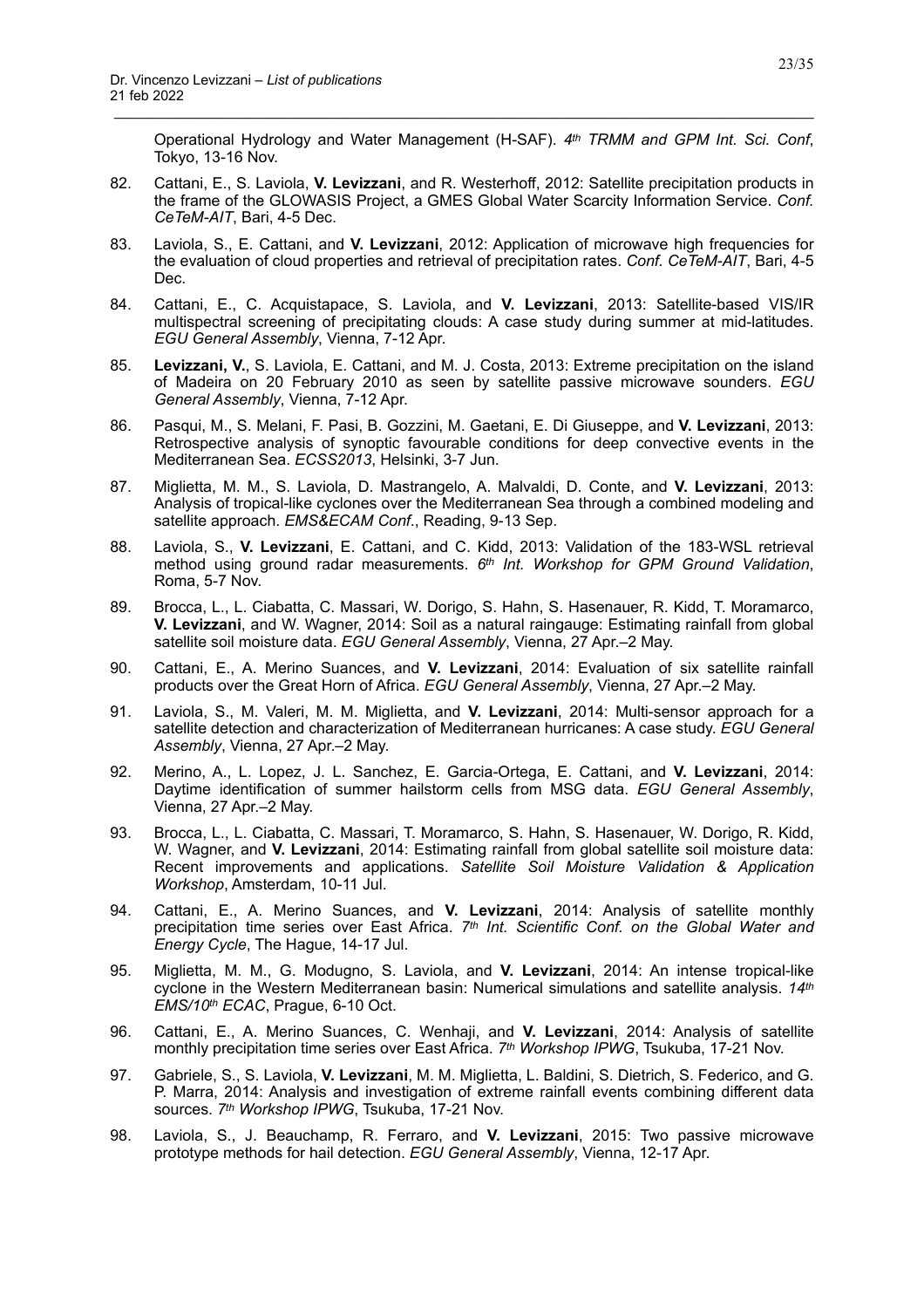Operational Hydrology and Water Management (H-SAF). *4th TRMM and GPM Int. Sci. Conf*, Tokyo, 13-16 Nov.

82. Cattani, E., S. Laviola, **V. Levizzani**, and R. Westerhoff, 2012: Satellite precipitation products in the frame of the GLOWASIS Project, a GMES Global Water Scarcity Information Service. *Conf. CeTeM-AIT*, Bari, 4-5 Dec.

83. Laviola, S., E. Cattani, and **V. Levizzani**, 2012: Application of microwave high frequencies for the evaluation of cloud properties and retrieval of precipitation rates. *Conf. CeTeM-AIT*, Bari, 4-5 Dec.

84. Cattani, E., C. Acquistapace, S. Laviola, and **V. Levizzani**, 2013: Satellite-based VIS/IR multispectral screening of precipitating clouds: A case study during summer at mid-latitudes. *EGU General Assembly*, Vienna, 7-12 Apr.

85. **Levizzani, V.**, S. Laviola, E. Cattani, and M. J. Costa, 2013: Extreme precipitation on the island of Madeira on 20 February 2010 as seen by satellite passive microwave sounders. *EGU General Assembly*, Vienna, 7-12 Apr.

86. Pasqui, M., S. Melani, F. Pasi, B. Gozzini, M. Gaetani, E. Di Giuseppe, and **V. Levizzani**, 2013: Retrospective analysis of synoptic favourable conditions for deep convective events in the Mediterranean Sea. *ECSS2013*, Helsinki, 3-7 Jun.

87. Miglietta, M. M., S. Laviola, D. Mastrangelo, A. Malvaldi, D. Conte, and **V. Levizzani**, 2013: Analysis of tropical-like cyclones over the Mediterranean Sea through a combined modeling and satellite approach. *EMS&ECAM Conf.*, Reading, 9-13 Sep.

88. Laviola, S., **V. Levizzani**, E. Cattani, and C. Kidd, 2013: Validation of the 183-WSL retrieval method using ground radar measurements. *6th Int. Workshop for GPM Ground Validation*, Roma, 5-7 Nov.

89. Brocca, L., L. Ciabatta, C. Massari, W. Dorigo, S. Hahn, S. Hasenauer, R. Kidd, T. Moramarco, **V. Levizzani**, and W. Wagner, 2014: Soil as a natural raingauge: Estimating rainfall from global satellite soil moisture data. *EGU General Assembly*, Vienna, 27 Apr.–2 May.

90. Cattani, E., A. Merino Suances, and **V. Levizzani**, 2014: Evaluation of six satellite rainfall products over the Great Horn of Africa. *EGU General Assembly*, Vienna, 27 Apr.–2 May.

91. Laviola, S., M. Valeri, M. M. Miglietta, and **V. Levizzani**, 2014: Multi-sensor approach for a satellite detection and characterization of Mediterranean hurricanes: A case study. *EGU General Assembly*, Vienna, 27 Apr.–2 May.

92. Merino, A., L. Lopez, J. L. Sanchez, E. Garcia-Ortega, E. Cattani, and **V. Levizzani**, 2014: Daytime identification of summer hailstorm cells from MSG data. *EGU General Assembly*, Vienna, 27 Apr.–2 May.

93. Brocca, L., L. Ciabatta, C. Massari, T. Moramarco, S. Hahn, S. Hasenauer, W. Dorigo, R. Kidd, W. Wagner, and **V. Levizzani**, 2014: Estimating rainfall from global satellite soil moisture data: Recent improvements and applications. *Satellite Soil Moisture Validation & Application Workshop*, Amsterdam, 10-11 Jul.

94. Cattani, E., A. Merino Suances, and **V. Levizzani**, 2014: Analysis of satellite monthly precipitation time series over East Africa. *7th Int. Scientific Conf. on the Global Water and Energy Cycle*, The Hague, 14-17 Jul.

95. Miglietta, M. M., G. Modugno, S. Laviola, and **V. Levizzani**, 2014: An intense tropical-like cyclone in the Western Mediterranean basin: Numerical simulations and satellite analysis. *14th EMS/10th ECAC*, Prague, 6-10 Oct.

96. Cattani, E., A. Merino Suances, C. Wenhaji, and **V. Levizzani**, 2014: Analysis of satellite monthly precipitation time series over East Africa. *7th Workshop IPWG*, Tsukuba, 17-21 Nov.

97. Gabriele, S., S. Laviola, **V. Levizzani**, M. M. Miglietta, L. Baldini, S. Dietrich, S. Federico, and G. P. Marra, 2014: Analysis and investigation of extreme rainfall events combining different data sources. *7th Workshop IPWG*, Tsukuba, 17-21 Nov.

98. Laviola, S., J. Beauchamp, R. Ferraro, and **V. Levizzani**, 2015: Two passive microwave prototype methods for hail detection. *EGU General Assembly*, Vienna, 12-17 Apr.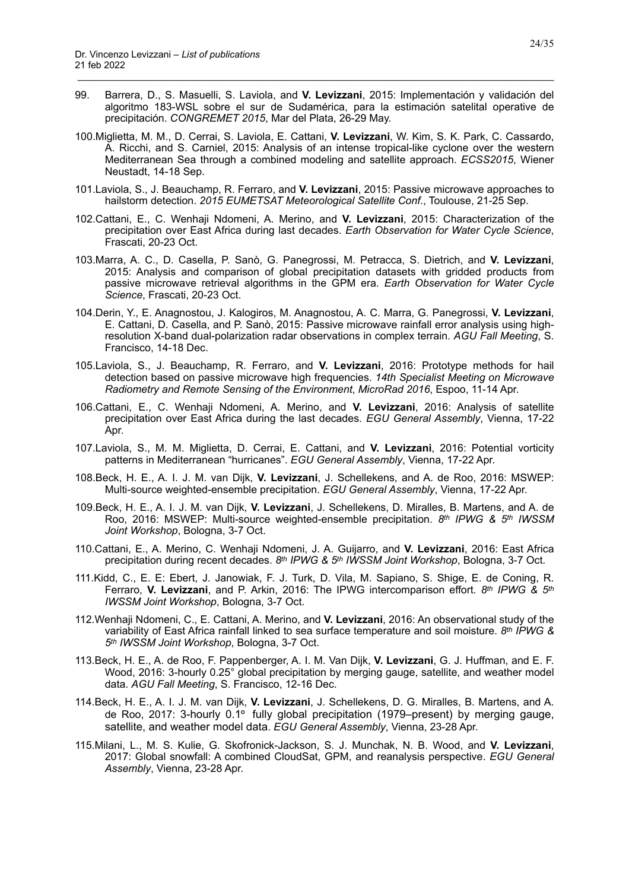99. Barrera, D., S. Masuelli, S. Laviola, and **V. Levizzani**, 2015: Implementación y validación del algoritmo 183-WSL sobre el sur de Sudamérica, para la estimación satelital operative de precipitación. *CONGREMET 2015*, Mar del Plata, 26-29 May.

100. Miglietta, M. M., D. Cerrai, S. Laviola, E. Cattani, **V. Levizzani**, W. Kim, S. K. Park, C. Cassardo, A. Ricchi, and S. Carniel, 2015: Analysis of an intense tropical-like cyclone over the western Mediterranean Sea through a combined modeling and satellite approach. *ECSS2015*, Wiener Neustadt, 14-18 Sep.

101. Laviola, S., J. Beauchamp, R. Ferraro, and **V. Levizzani**, 2015: Passive microwave approaches to hailstorm detection. *2015 EUMETSAT Meteorological Satellite Conf.*, Toulouse, 21-25 Sep.

102. Cattani, E., C. Wenhaji Ndomeni, A. Merino, and **V. Levizzani**, 2015: Characterization of the precipitation over East Africa during last decades. *Earth Observation for Water Cycle Science*, Frascati, 20-23 Oct.

103. Marra, A. C., D. Casella, P. Sanò, G. Panegrossi, M. Petracca, S. Dietrich, and **V. Levizzani**, 2015: Analysis and comparison of global precipitation datasets with gridded products from passive microwave retrieval algorithms in the GPM era. *Earth Observation for Water Cycle Science*, Frascati, 20-23 Oct.

104. Derin, Y., E. Anagnostou, J. Kalogiros, M. Anagnostou, A. C. Marra, G. Panegrossi, **V. Levizzani**, E. Cattani, D. Casella, and P. Sanò, 2015: Passive microwave rainfall error analysis using high-resolution X-band dual-polarization radar observations in complex terrain. *AGU Fall Meeting*, S. Francisco, 14-18 Dec.

105. Laviola, S., J. Beauchamp, R. Ferraro, and **V. Levizzani**, 2016: Prototype methods for hail detection based on passive microwave high frequencies. *14th Specialist Meeting on Microwave Radiometry and Remote Sensing of the Environment*, *MicroRad 2016*, Espoo, 11-14 Apr.

106. Cattani, E., C. Wenhaji Ndomeni, A. Merino, and **V. Levizzani**, 2016: Analysis of satellite precipitation over East Africa during the last decades. *EGU General Assembly*, Vienna, 17-22 Apr.

107. Laviola, S., M. M. Miglietta, D. Cerrai, E. Cattani, and **V. Levizzani**, 2016: Potential vorticity patterns in Mediterranean "hurricanes". *EGU General Assembly*, Vienna, 17-22 Apr.

108. Beck, H. E., A. I. J. M. van Dijk, **V. Levizzani**, J. Schellekens, and A. de Roo, 2016: MSWEP: Multi-source weighted-ensemble precipitation. *EGU General Assembly*, Vienna, 17-22 Apr.

109. Beck, H. E., A. I. J. M. van Dijk, **V. Levizzani**, J. Schellekens, D. Miralles, B. Martens, and A. de Roo, 2016: MSWEP: Multi-source weighted-ensemble precipitation. *8th IPWG & 5th IWSSM Joint Workshop*, Bologna, 3-7 Oct.

110. Cattani, E., A. Merino, C. Wenhaji Ndomeni, J. A. Guijarro, and **V. Levizzani**, 2016: East Africa precipitation during recent decades. *8th IPWG & 5th IWSSM Joint Workshop*, Bologna, 3-7 Oct.

111. Kidd, C., E. E: Ebert, J. Janowiak, F. J. Turk, D. Vila, M. Sapiano, S. Shige, E. de Coning, R. Ferraro, **V. Levizzani**, and P. Arkin, 2016: The IPWG intercomparison effort. *8th IPWG & 5th IWSSM Joint Workshop*, Bologna, 3-7 Oct.

112. Wenhaji Ndomeni, C., E. Cattani, A. Merino, and **V. Levizzani**, 2016: An observational study of the variability of East Africa rainfall linked to sea surface temperature and soil moisture. *8th IPWG & 5th IWSSM Joint Workshop*, Bologna, 3-7 Oct.

113. Beck, H. E., A. de Roo, F. Pappenberger, A. I. M. Van Dijk, **V. Levizzani**, G. J. Huffman, and E. F. Wood, 2016: 3-hourly 0.25° global precipitation by merging gauge, satellite, and weather model data. *AGU Fall Meeting*, S. Francisco, 12-16 Dec.

114. Beck, H. E., A. I. J. M. van Dijk, **V. Levizzani**, J. Schellekens, D. G. Miralles, B. Martens, and A. de Roo, 2017: 3-hourly 0.1º fully global precipitation (1979–present) by merging gauge, satellite, and weather model data. *EGU General Assembly*, Vienna, 23-28 Apr.

115. Milani, L., M. S. Kulie, G. Skofronick-Jackson, S. J. Munchak, N. B. Wood, and **V. Levizzani**, 2017: Global snowfall: A combined CloudSat, GPM, and reanalysis perspective. *EGU General Assembly*, Vienna, 23-28 Apr.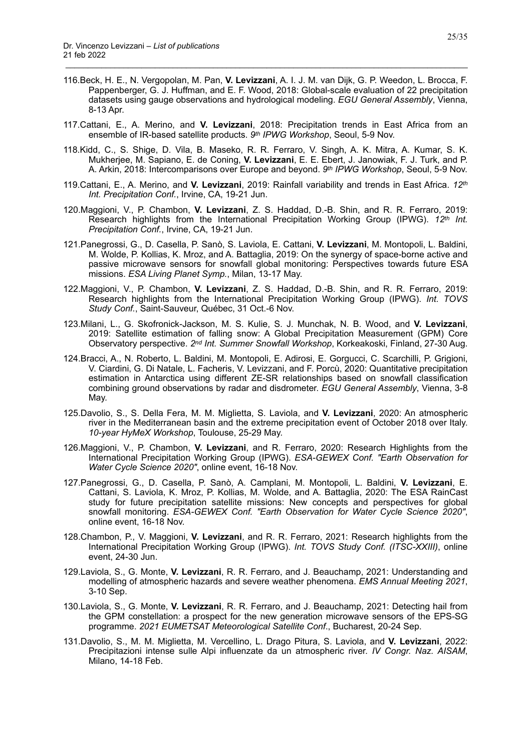116. Beck, H. E., N. Vergopolan, M. Pan, **V. Levizzani**, A. I. J. M. van Dijk, G. P. Weedon, L. Brocca, F. Pappenberger, G. J. Huffman, and E. F. Wood, 2018: Global-scale evaluation of 22 precipitation datasets using gauge observations and hydrological modeling. *EGU General Assembly*, Vienna, 8-13 Apr.

117. Cattani, E., A. Merino, and **V. Levizzani**, 2018: Precipitation trends in East Africa from an ensemble of IR-based satellite products. *9th IPWG Workshop*, Seoul, 5-9 Nov.

118. Kidd, C., S. Shige, D. Vila, B. Maseko, R. R. Ferraro, V. Singh, A. K. Mitra, A. Kumar, S. K. Mukherjee, M. Sapiano, E. de Coning, **V. Levizzani**, E. E. Ebert, J. Janowiak, F. J. Turk, and P. A. Arkin, 2018: Intercomparisons over Europe and beyond. *9th IPWG Workshop*, Seoul, 5-9 Nov.

119. Cattani, E., A. Merino, and **V. Levizzani**, 2019: Rainfall variability and trends in East Africa. *12th Int. Precipitation Conf.*, Irvine, CA, 19-21 Jun.

120. Maggioni, V., P. Chambon, **V. Levizzani**, Z. S. Haddad, D.-B. Shin, and R. R. Ferraro, 2019: Research highlights from the International Precipitation Working Group (IPWG). *12th Int. Precipitation Conf.*, Irvine, CA, 19-21 Jun.

121. Panegrossi, G., D. Casella, P. Sanò, S. Laviola, E. Cattani, **V. Levizzani**, M. Montopoli, L. Baldini, M. Wolde, P. Kollias, K. Mroz, and A. Battaglia, 2019: On the synergy of space-borne active and passive microwave sensors for snowfall global monitoring: Perspectives towards future ESA missions. *ESA Living Planet Symp.*, Milan, 13-17 May.

122. Maggioni, V., P. Chambon, **V. Levizzani**, Z. S. Haddad, D.-B. Shin, and R. R. Ferraro, 2019: Research highlights from the International Precipitation Working Group (IPWG). *Int. TOVS Study Conf.*, Saint-Sauveur, Québec, 31 Oct.-6 Nov.

123. Milani, L., G. Skofronick-Jackson, M. S. Kulie, S. J. Munchak, N. B. Wood, and **V. Levizzani**, 2019: Satellite estimation of falling snow: A Global Precipitation Measurement (GPM) Core Observatory perspective. *2nd Int. Summer Snowfall Workshop*, Korkeakoski, Finland, 27-30 Aug.

124. Bracci, A., N. Roberto, L. Baldini, M. Montopoli, E. Adirosi, E. Gorgucci, C. Scarchilli, P. Grigioni, V. Ciardini, G. Di Natale, L. Facheris, V. Levizzani, and F. Porcù, 2020: Quantitative precipitation estimation in Antarctica using different ZE-SR relationships based on snowfall classification combining ground observations by radar and disdrometer. *EGU General Assembly*, Vienna, 3-8 May.

125. Davolio, S., S. Della Fera, M. M. Miglietta, S. Laviola, and **V. Levizzani**, 2020: An atmospheric river in the Mediterranean basin and the extreme precipitation event of October 2018 over Italy. *10-year HyMeX Workshop*, Toulouse, 25-29 May.

126. Maggioni, V., P. Chambon, **V. Levizzani**, and R. Ferraro, 2020: Research Highlights from the International Precipitation Working Group (IPWG). *ESA-GEWEX Conf. "Earth Observation for Water Cycle Science 2020"*, online event, 16-18 Nov.

127. Panegrossi, G., D. Casella, P. Sanò, A. Camplani, M. Montopoli, L. Baldini, **V. Levizzani**, E. Cattani, S. Laviola, K. Mroz, P. Kollias, M. Wolde, and A. Battaglia, 2020: The ESA RainCast study for future precipitation satellite missions: New concepts and perspectives for global snowfall monitoring. *ESA-GEWEX Conf. "Earth Observation for Water Cycle Science 2020"*, online event, 16-18 Nov.

128. Chambon, P., V. Maggioni, **V. Levizzani**, and R. R. Ferraro, 2021: Research highlights from the International Precipitation Working Group (IPWG). *Int. TOVS Study Conf. (ITSC-XXIII)*, online event, 24-30 Jun.

129. Laviola, S., G. Monte, **V. Levizzani**, R. R. Ferraro, and J. Beauchamp, 2021: Understanding and modelling of atmospheric hazards and severe weather phenomena. *EMS Annual Meeting 2021*, 3-10 Sep.

130. Laviola, S., G. Monte, **V. Levizzani**, R. R. Ferraro, and J. Beauchamp, 2021: Detecting hail from the GPM constellation: a prospect for the new generation microwave sensors of the EPS-SG programme. *2021 EUMETSAT Meteorological Satellite Conf.*, Bucharest, 20-24 Sep.

131. Davolio, S., M. M. Miglietta, M. Vercellino, L. Drago Pitura, S. Laviola, and **V. Levizzani**, 2022: Precipitazioni intense sulle Alpi influenzate da un atmospheric river. *IV Congr. Naz. AISAM*, Milano, 14-18 Feb.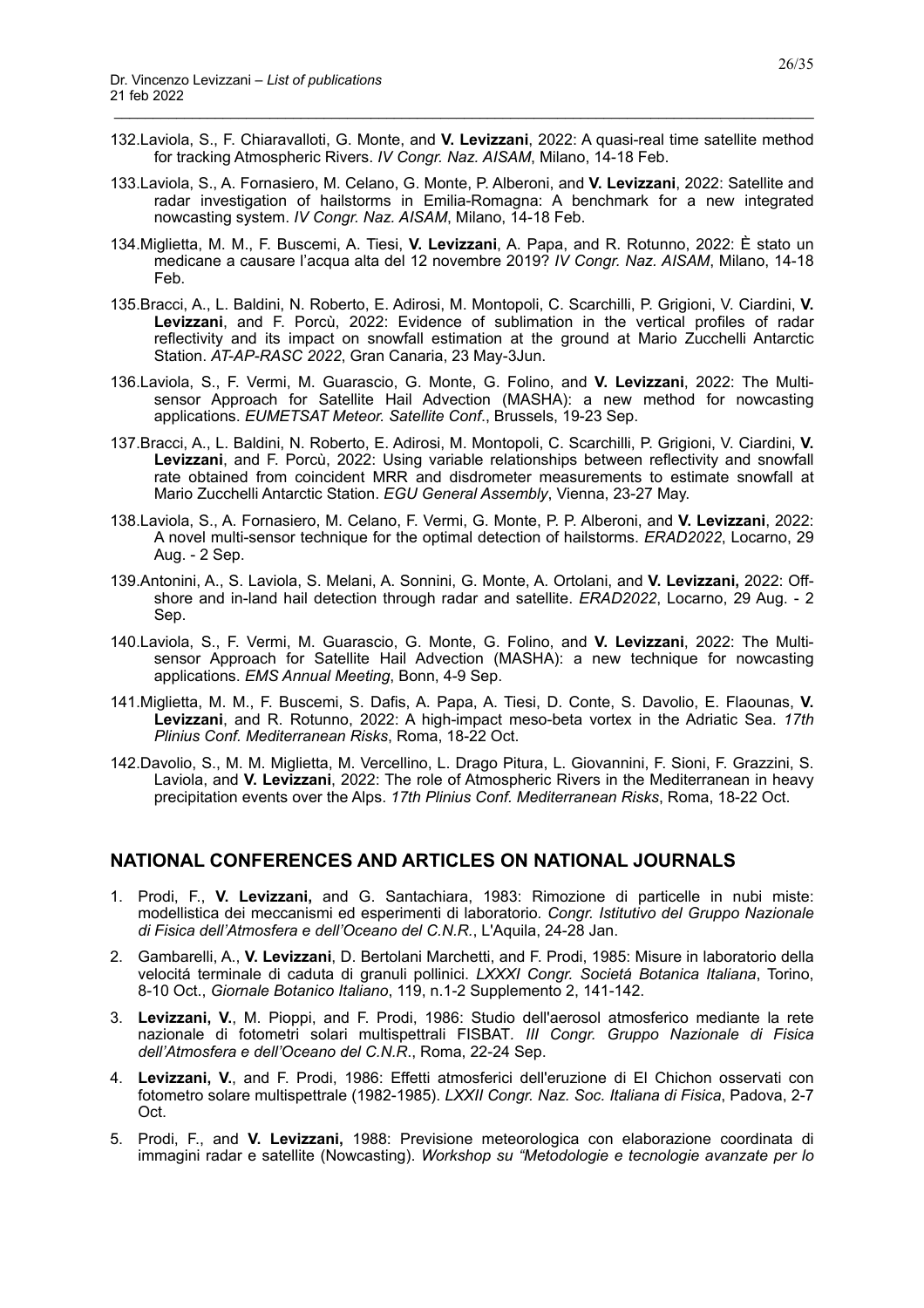132. Laviola, S., F. Chiaravalloti, G. Monte, and **V. Levizzani**, 2022: A quasi-real time satellite method for tracking Atmospheric Rivers. *IV Congr. Naz. AISAM*, Milano, 14-18 Feb.

133. Laviola, S., A. Fornasiero, M. Celano, G. Monte, P. Alberoni, and **V. Levizzani**, 2022: Satellite and radar investigation of hailstorms in Emilia-Romagna: A benchmark for a new integrated nowcasting system. *IV Congr. Naz. AISAM*, Milano, 14-18 Feb.

134. Miglietta, M. M., F. Buscemi, A. Tiesi, **V. Levizzani**, A. Papa, and R. Rotunno, 2022: È stato un medicane a causare l'acqua alta del 12 novembre 2019? *IV Congr. Naz. AISAM*, Milano, 14-18 Feb.

135. Bracci, A., L. Baldini, N. Roberto, E. Adirosi, M. Montopoli, C. Scarchilli, P. Grigioni, V. Ciardini, **V. Levizzani**, and F. Porcù, 2022: Evidence of sublimation in the vertical profiles of radar reflectivity and its impact on snowfall estimation at the ground at Mario Zucchelli Antarctic Station. *AT-AP-RASC 2022*, Gran Canaria, 23 May-3Jun.

136. Laviola, S., F. Vermi, M. Guarascio, G. Monte, G. Folino, and **V. Levizzani**, 2022: The Multi-sensor Approach for Satellite Hail Advection (MASHA): a new method for nowcasting applications. *EUMETSAT Meteor. Satellite Conf.*, Brussels, 19-23 Sep.

137. Bracci, A., L. Baldini, N. Roberto, E. Adirosi, M. Montopoli, C. Scarchilli, P. Grigioni, V. Ciardini, **V. Levizzani**, and F. Porcù, 2022: Using variable relationships between reflectivity and snowfall rate obtained from coincident MRR and disdrometer measurements to estimate snowfall at Mario Zucchelli Antarctic Station. *EGU General Assembly*, Vienna, 23-27 May.

138. Laviola, S., A. Fornasiero, M. Celano, F. Vermi, G. Monte, P. P. Alberoni, and **V. Levizzani**, 2022: A novel multi-sensor technique for the optimal detection of hailstorms. *ERAD2022*, Locarno, 29 Aug. - 2 Sep.

139. Antonini, A., S. Laviola, S. Melani, A. Sonnini, G. Monte, A. Ortolani, and **V. Levizzani,** 2022: Off-shore and in-land hail detection through radar and satellite. *ERAD2022*, Locarno, 29 Aug. - 2 Sep.

140. Laviola, S., F. Vermi, M. Guarascio, G. Monte, G. Folino, and **V. Levizzani**, 2022: The Multi-sensor Approach for Satellite Hail Advection (MASHA): a new technique for nowcasting applications. *EMS Annual Meeting*, Bonn, 4-9 Sep.

141. Miglietta, M. M., F. Buscemi, S. Dafis, A. Papa, A. Tiesi, D. Conte, S. Davolio, E. Flaounas, **V. Levizzani**, and R. Rotunno, 2022: A high-impact meso-beta vortex in the Adriatic Sea. *17th Plinius Conf. Mediterranean Risks*, Roma, 18-22 Oct.

142. Davolio, S., M. M. Miglietta, M. Vercellino, L. Drago Pitura, L. Giovannini, F. Sioni, F. Grazzini, S. Laviola, and **V. Levizzani**, 2022: The role of Atmospheric Rivers in the Mediterranean in heavy precipitation events over the Alps. *17th Plinius Conf. Mediterranean Risks*, Roma, 18-22 Oct.

## NATIONAL CONFERENCES AND ARTICLES ON NATIONAL JOURNALS

1. Prodi, F., **V. Levizzani,** and G. Santachiara, 1983: Rimozione di particelle in nubi miste: modellistica dei meccanismi ed esperimenti di laboratorio. *Congr. Istitutivo del Gruppo Nazionale di Fisica dell'Atmosfera e dell'Oceano del C.N.R.*, L'Aquila, 24-28 Jan.

2. Gambarelli, A., **V. Levizzani**, D. Bertolani Marchetti, and F. Prodi, 1985: Misure in laboratorio della velocitá terminale di caduta di granuli pollinici. *LXXXI Congr. Societá Botanica Italiana*, Torino, 8-10 Oct., *Giornale Botanico Italiano*, 119, n.1-2 Supplemento 2, 141-142.

3. **Levizzani, V.**, M. Pioppi, and F. Prodi, 1986: Studio dell'aerosol atmosferico mediante la rete nazionale di fotometri solari multispettrali FISBAT. *III Congr. Gruppo Nazionale di Fisica dell'Atmosfera e dell'Oceano del C.N.R.*, Roma, 22-24 Sep.

4. **Levizzani, V.**, and F. Prodi, 1986: Effetti atmosferici dell'eruzione di El Chichon osservati con fotometro solare multispettrale (1982-1985). *LXXII Congr. Naz. Soc. Italiana di Fisica*, Padova, 2-7 Oct.

5. Prodi, F., and **V. Levizzani,** 1988: Previsione meteorologica con elaborazione coordinata di immagini radar e satellite (Nowcasting). *Workshop su "Metodologie e tecnologie avanzate per lo*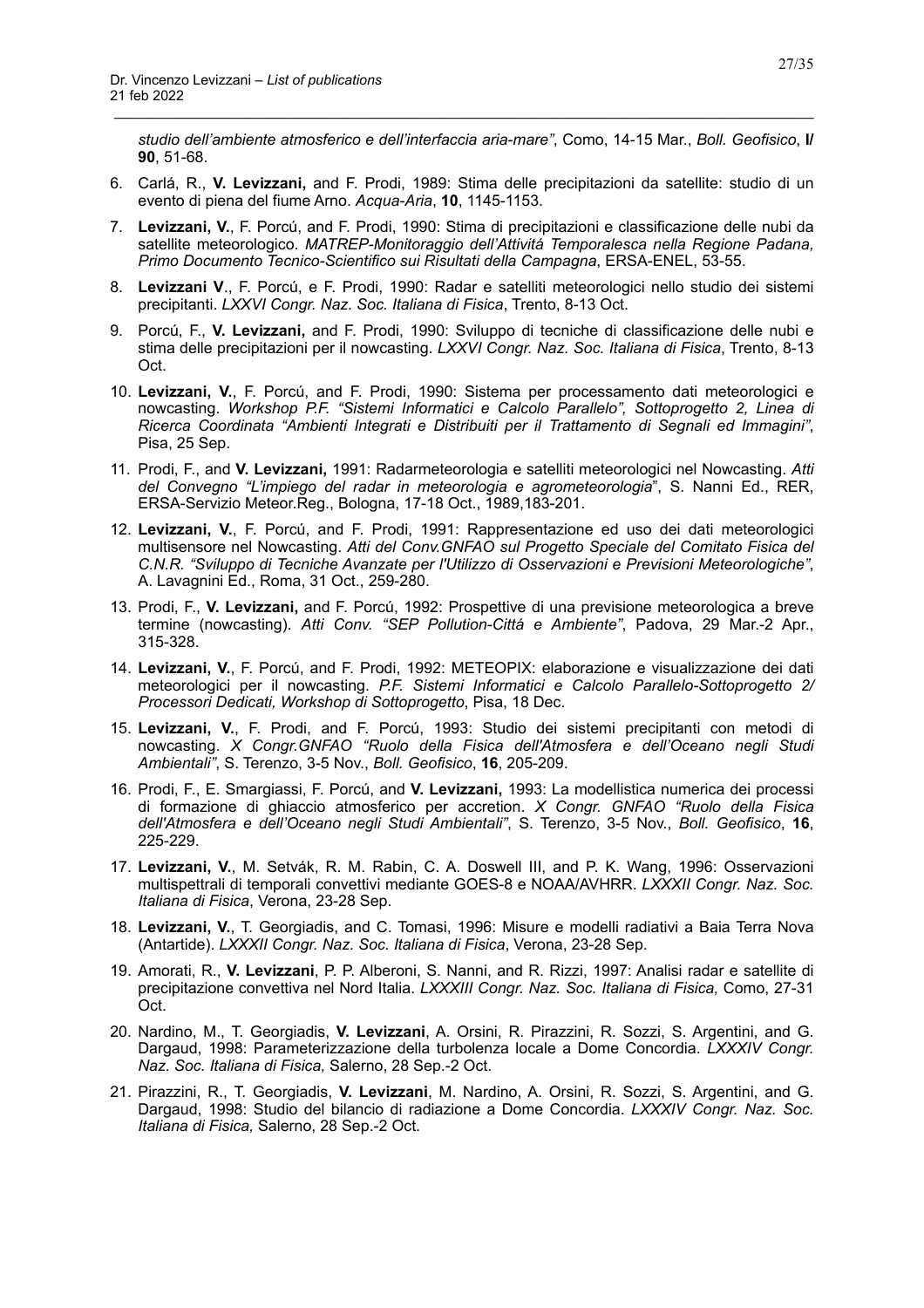*studio dell'ambiente atmosferico e dell'interfaccia aria-mare"*, Como, 14-15 Mar., *Boll. Geofisico*, **I/ 90**, 51-68.

6. Carlá, R., **V. Levizzani,** and F. Prodi, 1989: Stima delle precipitazioni da satellite: studio di un evento di piena del fiume Arno. *Acqua-Aria*, **10**, 1145-1153.
7. **Levizzani, V.**, F. Porcú, and F. Prodi, 1990: Stima di precipitazioni e classificazione delle nubi da satellite meteorologico. *MATREP-Monitoraggio dell'Attivitá Temporalesca nella Regione Padana, Primo Documento Tecnico-Scientifico sui Risultati della Campagna*, ERSA-ENEL, 53-55.
8. **Levizzani V**., F. Porcú, e F. Prodi, 1990: Radar e satelliti meteorologici nello studio dei sistemi precipitanti. *LXXVI Congr. Naz. Soc. Italiana di Fisica*, Trento, 8-13 Oct.
9. Porcú, F., **V. Levizzani,** and F. Prodi, 1990: Sviluppo di tecniche di classificazione delle nubi e stima delle precipitazioni per il nowcasting. *LXXVI Congr. Naz. Soc. Italiana di Fisica*, Trento, 8-13 Oct.
10. **Levizzani, V.**, F. Porcú, and F. Prodi, 1990: Sistema per processamento dati meteorologici e nowcasting. *Workshop P.F. "Sistemi Informatici e Calcolo Parallelo", Sottoprogetto 2, Linea di Ricerca Coordinata "Ambienti Integrati e Distribuiti per il Trattamento di Segnali ed Immagini"*, Pisa, 25 Sep.
11. Prodi, F., and **V. Levizzani,** 1991: Radarmeteorologia e satelliti meteorologici nel Nowcasting. *Atti del Convegno "L'impiego del radar in meteorologia e agrometeorologia*", S. Nanni Ed., RER, ERSA-Servizio Meteor.Reg., Bologna, 17-18 Oct., 1989,183-201.
12. **Levizzani, V.**, F. Porcú, and F. Prodi, 1991: Rappresentazione ed uso dei dati meteorologici multisensore nel Nowcasting. *Atti del Conv.GNFAO sul Progetto Speciale del Comitato Fisica del C.N.R. "Sviluppo di Tecniche Avanzate per l'Utilizzo di Osservazioni e Previsioni Meteorologiche"*, A. Lavagnini Ed., Roma, 31 Oct., 259-280.
13. Prodi, F., **V. Levizzani,** and F. Porcú, 1992: Prospettive di una previsione meteorologica a breve termine (nowcasting). *Atti Conv. "SEP Pollution-Cittá e Ambiente"*, Padova, 29 Mar.-2 Apr., 315-328.
14. **Levizzani, V.**, F. Porcú, and F. Prodi, 1992: METEOPIX: elaborazione e visualizzazione dei dati meteorologici per il nowcasting. *P.F. Sistemi Informatici e Calcolo Parallelo-Sottoprogetto 2/ Processori Dedicati, Workshop di Sottoprogetto*, Pisa, 18 Dec.
15. **Levizzani, V.**, F. Prodi, and F. Porcú, 1993: Studio dei sistemi precipitanti con metodi di nowcasting. *X Congr.GNFAO "Ruolo della Fisica dell'Atmosfera e dell'Oceano negli Studi Ambientali"*, S. Terenzo, 3-5 Nov., *Boll. Geofisico*, **16**, 205-209.
16. Prodi, F., E. Smargiassi, F. Porcú, and **V. Levizzani,** 1993: La modellistica numerica dei processi di formazione di ghiaccio atmosferico per accretion. *X Congr. GNFAO "Ruolo della Fisica dell'Atmosfera e dell'Oceano negli Studi Ambientali"*, S. Terenzo, 3-5 Nov., *Boll. Geofisico*, **16**, 225-229.
17. **Levizzani, V.**, M. Setvák, R. M. Rabin, C. A. Doswell III, and P. K. Wang, 1996: Osservazioni multispettrali di temporali convettivi mediante GOES-8 e NOAA/AVHRR. *LXXXII Congr. Naz. Soc. Italiana di Fisica*, Verona, 23-28 Sep.
18. **Levizzani, V.**, T. Georgiadis, and C. Tomasi, 1996: Misure e modelli radiativi a Baia Terra Nova (Antartide). *LXXXII Congr. Naz. Soc. Italiana di Fisica*, Verona, 23-28 Sep.
19. Amorati, R., **V. Levizzani**, P. P. Alberoni, S. Nanni, and R. Rizzi, 1997: Analisi radar e satellite di precipitazione convettiva nel Nord Italia. *LXXXIII Congr. Naz. Soc. Italiana di Fisica,* Como, 27-31 Oct.
20. Nardino, M., T. Georgiadis, **V. Levizzani**, A. Orsini, R. Pirazzini, R. Sozzi, S. Argentini, and G. Dargaud, 1998: Parameterizzazione della turbolenza locale a Dome Concordia. *LXXXIV Congr. Naz. Soc. Italiana di Fisica,* Salerno, 28 Sep.-2 Oct.
21. Pirazzini, R., T. Georgiadis, **V. Levizzani**, M. Nardino, A. Orsini, R. Sozzi, S. Argentini, and G. Dargaud, 1998: Studio del bilancio di radiazione a Dome Concordia. *LXXXIV Congr. Naz. Soc. Italiana di Fisica,* Salerno, 28 Sep.-2 Oct.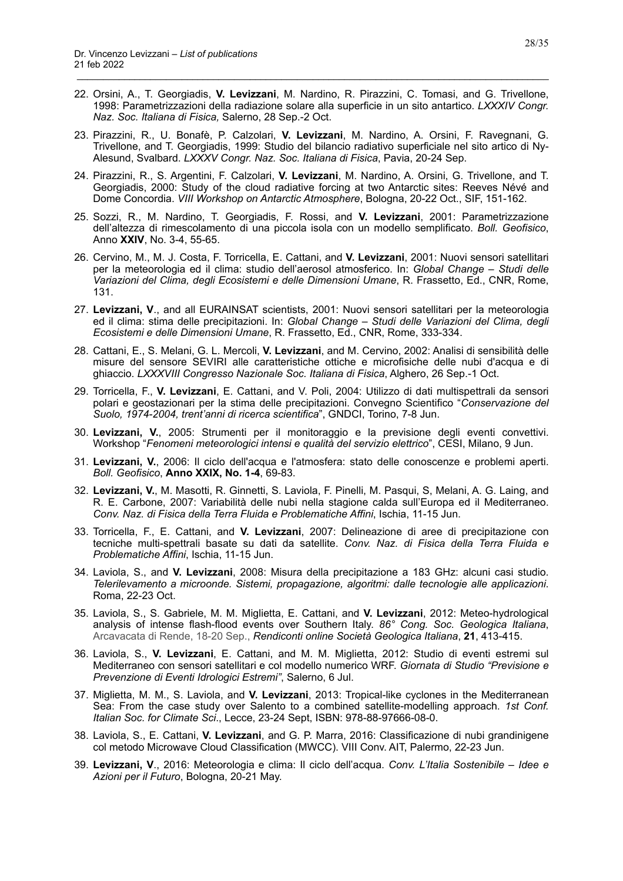22. Orsini, A., T. Georgiadis, **V. Levizzani**, M. Nardino, R. Pirazzini, C. Tomasi, and G. Trivellone, 1998: Parametrizzazioni della radiazione solare alla superficie in un sito antartico. *LXXXIV Congr. Naz. Soc. Italiana di Fisica,* Salerno, 28 Sep.-2 Oct.

23. Pirazzini, R., U. Bonafè, P. Calzolari, **V. Levizzani**, M. Nardino, A. Orsini, F. Ravegnani, G. Trivellone, and T. Georgiadis, 1999: Studio del bilancio radiativo superficiale nel sito artico di Ny-Alesund, Svalbard. *LXXXV Congr. Naz. Soc. Italiana di Fisica*, Pavia, 20-24 Sep.

24. Pirazzini, R., S. Argentini, F. Calzolari, **V. Levizzani**, M. Nardino, A. Orsini, G. Trivellone, and T. Georgiadis, 2000: Study of the cloud radiative forcing at two Antarctic sites: Reeves Névé and Dome Concordia. *VIII Workshop on Antarctic Atmosphere*, Bologna, 20-22 Oct., SIF, 151-162.

25. Sozzi, R., M. Nardino, T. Georgiadis, F. Rossi, and **V. Levizzani**, 2001: Parametrizzazione dell'altezza di rimescolamento di una piccola isola con un modello semplificato. *Boll. Geofisico*, Anno **XXIV**, No. 3-4, 55-65.

26. Cervino, M., M. J. Costa, F. Torricella, E. Cattani, and **V. Levizzani**, 2001: Nuovi sensori satellitari per la meteorologia ed il clima: studio dell'aerosol atmosferico. In: *Global Change – Studi delle Variazioni del Clima, degli Ecosistemi e delle Dimensioni Umane*, R. Frassetto, Ed., CNR, Rome, 131.

27. **Levizzani, V**., and all EURAINSAT scientists, 2001: Nuovi sensori satellitari per la meteorologia ed il clima: stima delle precipitazioni. In: *Global Change – Studi delle Variazioni del Clima, degli Ecosistemi e delle Dimensioni Umane*, R. Frassetto, Ed., CNR, Rome, 333-334.

28. Cattani, E., S. Melani, G. L. Mercoli, **V. Levizzani**, and M. Cervino, 2002: Analisi di sensibilità delle misure del sensore SEVIRI alle caratteristiche ottiche e microfisiche delle nubi d'acqua e di ghiaccio. *LXXXVIII Congresso Nazionale Soc. Italiana di Fisica*, Alghero, 26 Sep.-1 Oct.

29. Torricella, F., **V. Levizzani**, E. Cattani, and V. Poli, 2004: Utilizzo di dati multispettrali da sensori polari e geostazionari per la stima delle precipitazioni. Convegno Scientifico "*Conservazione del Suolo, 1974-2004, trent'anni di ricerca scientifica*", GNDCI, Torino, 7-8 Jun.

30. **Levizzani, V.**, 2005: Strumenti per il monitoraggio e la previsione degli eventi convettivi. Workshop "*Fenomeni meteorologici intensi e qualità del servizio elettrico*", CESI, Milano, 9 Jun.

31. **Levizzani, V.**, 2006: Il ciclo dell'acqua e l'atmosfera: stato delle conoscenze e problemi aperti. *Boll. Geofisico*, **Anno XXIX, No. 1-4**, 69-83.

32. **Levizzani, V.**, M. Masotti, R. Ginnetti, S. Laviola, F. Pinelli, M. Pasqui, S, Melani, A. G. Laing, and R. E. Carbone, 2007: Variabilità delle nubi nella stagione calda sull'Europa ed il Mediterraneo. *Conv. Naz. di Fisica della Terra Fluida e Problematiche Affini*, Ischia, 11-15 Jun.

33. Torricella, F., E. Cattani, and **V. Levizzani**, 2007: Delineazione di aree di precipitazione con tecniche multi-spettrali basate su dati da satellite. *Conv. Naz. di Fisica della Terra Fluida e Problematiche Affini*, Ischia, 11-15 Jun.

34. Laviola, S., and **V. Levizzani**, 2008: Misura della precipitazione a 183 GHz: alcuni casi studio. *Telerilevamento a microonde. Sistemi, propagazione, algoritmi: dalle tecnologie alle applicazioni*. Roma, 22-23 Oct.

35. Laviola, S., S. Gabriele, M. M. Miglietta, E. Cattani, and **V. Levizzani**, 2012: Meteo-hydrological analysis of intense flash-flood events over Southern Italy. *86° Cong. Soc. Geologica Italiana*, Arcavacata di Rende, 18-20 Sep., *Rendiconti online Società Geologica Italiana*, **21**, 413-415.

36. Laviola, S., **V. Levizzani**, E. Cattani, and M. M. Miglietta, 2012: Studio di eventi estremi sul Mediterraneo con sensori satellitari e col modello numerico WRF. *Giornata di Studio "Previsione e Prevenzione di Eventi Idrologici Estremi"*, Salerno, 6 Jul.

37. Miglietta, M. M., S. Laviola, and **V. Levizzani**, 2013: Tropical-like cyclones in the Mediterranean Sea: From the case study over Salento to a combined satellite-modelling approach. *1st Conf. Italian Soc. for Climate Sci*., Lecce, 23-24 Sept, ISBN: 978-88-97666-08-0.

38. Laviola, S., E. Cattani, **V. Levizzani**, and G. P. Marra, 2016: Classificazione di nubi grandinigene col metodo Microwave Cloud Classification (MWCC). VIII Conv. AIT, Palermo, 22-23 Jun.

39. **Levizzani, V**., 2016: Meteorologia e clima: Il ciclo dell'acqua. *Conv. L'Italia Sostenibile – Idee e Azioni per il Futuro*, Bologna, 20-21 May.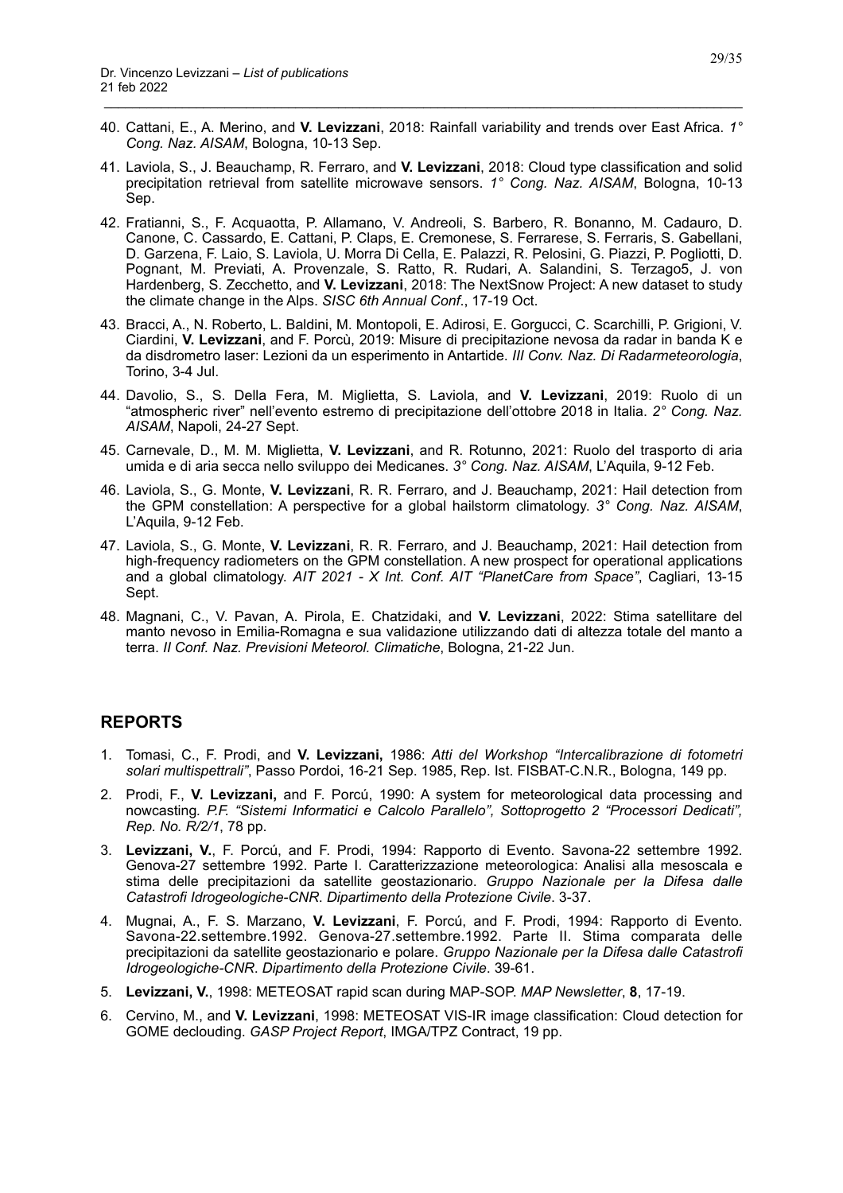40. Cattani, E., A. Merino, and **V. Levizzani**, 2018: Rainfall variability and trends over East Africa. *1° Cong. Naz. AISAM*, Bologna, 10-13 Sep.

41. Laviola, S., J. Beauchamp, R. Ferraro, and **V. Levizzani**, 2018: Cloud type classification and solid precipitation retrieval from satellite microwave sensors. *1° Cong. Naz. AISAM*, Bologna, 10-13 Sep.

42. Fratianni, S., F. Acquaotta, P. Allamano, V. Andreoli, S. Barbero, R. Bonanno, M. Cadauro, D. Canone, C. Cassardo, E. Cattani, P. Claps, E. Cremonese, S. Ferrarese, S. Ferraris, S. Gabellani, D. Garzena, F. Laio, S. Laviola, U. Morra Di Cella, E. Palazzi, R. Pelosini, G. Piazzi, P. Pogliotti, D. Pognant, M. Previati, A. Provenzale, S. Ratto, R. Rudari, A. Salandini, S. Terzago5, J. von Hardenberg, S. Zecchetto, and **V. Levizzani**, 2018: The NextSnow Project: A new dataset to study the climate change in the Alps. *SISC 6th Annual Conf.*, 17-19 Oct.

43. Bracci, A., N. Roberto, L. Baldini, M. Montopoli, E. Adirosi, E. Gorgucci, C. Scarchilli, P. Grigioni, V. Ciardini, **V. Levizzani**, and F. Porcù, 2019: Misure di precipitazione nevosa da radar in banda K e da disdrometro laser: Lezioni da un esperimento in Antartide. *III Conv. Naz. Di Radarmeteorologia*, Torino, 3-4 Jul.

44. Davolio, S., S. Della Fera, M. Miglietta, S. Laviola, and **V. Levizzani**, 2019: Ruolo di un "atmospheric river" nell'evento estremo di precipitazione dell'ottobre 2018 in Italia. *2° Cong. Naz. AISAM*, Napoli, 24-27 Sept.

45. Carnevale, D., M. M. Miglietta, **V. Levizzani**, and R. Rotunno, 2021: Ruolo del trasporto di aria umida e di aria secca nello sviluppo dei Medicanes. *3° Cong. Naz. AISAM*, L'Aquila, 9-12 Feb.

46. Laviola, S., G. Monte, **V. Levizzani**, R. R. Ferraro, and J. Beauchamp, 2021: Hail detection from the GPM constellation: A perspective for a global hailstorm climatology. *3° Cong. Naz. AISAM*, L'Aquila, 9-12 Feb.

47. Laviola, S., G. Monte, **V. Levizzani**, R. R. Ferraro, and J. Beauchamp, 2021: Hail detection from high-frequency radiometers on the GPM constellation. A new prospect for operational applications and a global climatology. *AIT 2021 - X Int. Conf. AIT "PlanetCare from Space"*, Cagliari, 13-15 Sept.

48. Magnani, C., V. Pavan, A. Pirola, E. Chatzidaki, and **V. Levizzani**, 2022: Stima satellitare del manto nevoso in Emilia-Romagna e sua validazione utilizzando dati di altezza totale del manto a terra. *II Conf. Naz. Previsioni Meteorol. Climatiche*, Bologna, 21-22 Jun.

## REPORTS

1. Tomasi, C., F. Prodi, and **V. Levizzani,** 1986: *Atti del Workshop "Intercalibrazione di fotometri solari multispettrali"*, Passo Pordoi, 16-21 Sep. 1985, Rep. Ist. FISBAT-C.N.R., Bologna, 149 pp.

2. Prodi, F., **V. Levizzani,** and F. Porcú, 1990: A system for meteorological data processing and nowcasting. *P.F. "Sistemi Informatici e Calcolo Parallelo", Sottoprogetto 2 "Processori Dedicati", Rep. No. R/2/1*, 78 pp.

3. **Levizzani, V.**, F. Porcú, and F. Prodi, 1994: Rapporto di Evento. Savona-22 settembre 1992. Genova-27 settembre 1992. Parte I. Caratterizzazione meteorologica: Analisi alla mesoscala e stima delle precipitazioni da satellite geostazionario. *Gruppo Nazionale per la Difesa dalle Catastrofi Idrogeologiche-CNR. Dipartimento della Protezione Civile*. 3-37.

4. Mugnai, A., F. S. Marzano, **V. Levizzani**, F. Porcú, and F. Prodi, 1994: Rapporto di Evento. Savona-22.settembre.1992. Genova-27.settembre.1992. Parte II. Stima comparata delle precipitazioni da satellite geostazionario e polare. *Gruppo Nazionale per la Difesa dalle Catastrofi Idrogeologiche-CNR. Dipartimento della Protezione Civile*. 39-61.

5. **Levizzani, V.**, 1998: METEOSAT rapid scan during MAP-SOP. *MAP Newsletter*, **8**, 17-19.

6. Cervino, M., and **V. Levizzani**, 1998: METEOSAT VIS-IR image classification: Cloud detection for GOME declouding. *GASP Project Report*, IMGA/TPZ Contract, 19 pp.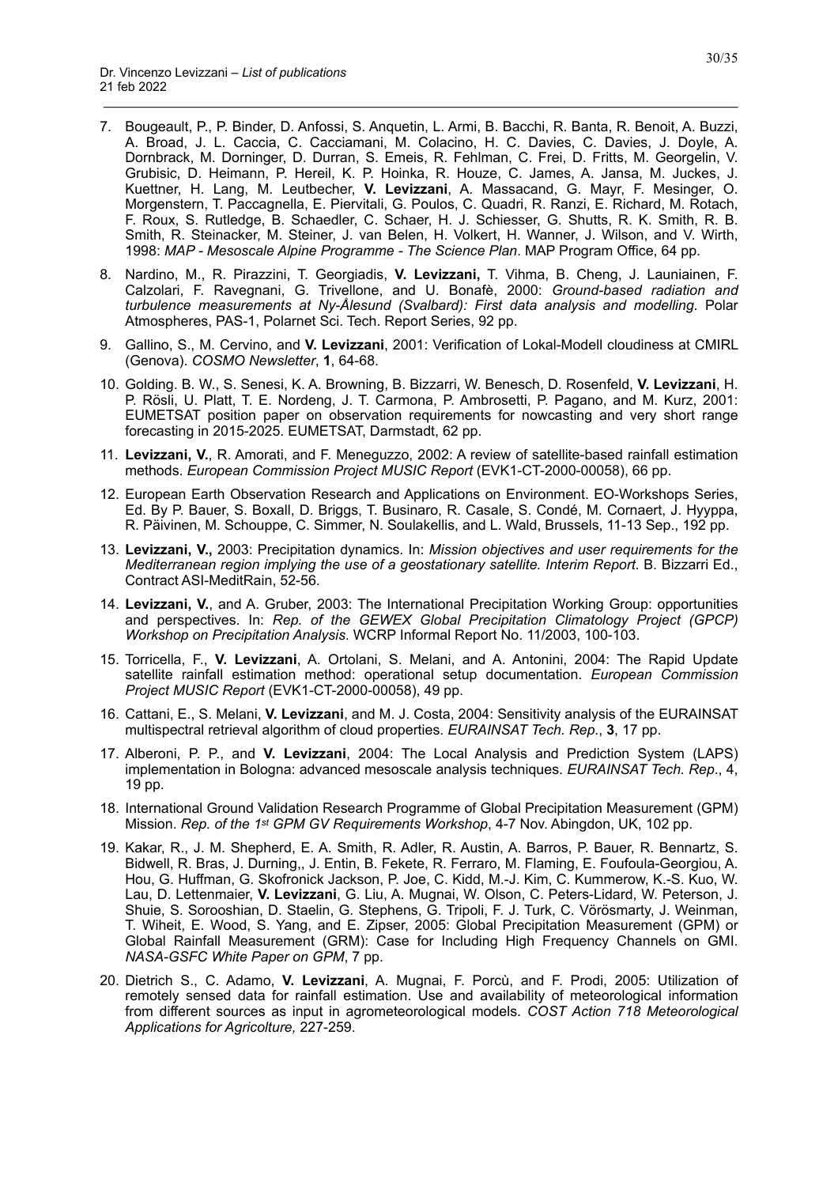7. Bougeault, P., P. Binder, D. Anfossi, S. Anquetin, L. Armi, B. Bacchi, R. Banta, R. Benoit, A. Buzzi, A. Broad, J. L. Caccia, C. Cacciamani, M. Colacino, H. C. Davies, C. Davies, J. Doyle, A. Dornbrack, M. Dorninger, D. Durran, S. Emeis, R. Fehlman, C. Frei, D. Fritts, M. Georgelin, V. Grubisic, D. Heimann, P. Hereil, K. P. Hoinka, R. Houze, C. James, A. Jansa, M. Juckes, J. Kuettner, H. Lang, M. Leutbecher, **V. Levizzani**, A. Massacand, G. Mayr, F. Mesinger, O. Morgenstern, T. Paccagnella, E. Piervitali, G. Poulos, C. Quadri, R. Ranzi, E. Richard, M. Rotach, F. Roux, S. Rutledge, B. Schaedler, C. Schaer, H. J. Schiesser, G. Shutts, R. K. Smith, R. B. Smith, R. Steinacker, M. Steiner, J. van Belen, H. Volkert, H. Wanner, J. Wilson, and V. Wirth, 1998: *MAP - Mesoscale Alpine Programme - The Science Plan*. MAP Program Office, 64 pp.

8. Nardino, M., R. Pirazzini, T. Georgiadis, **V. Levizzani,** T. Vihma, B. Cheng, J. Launiainen, F. Calzolari, F. Ravegnani, G. Trivellone, and U. Bonafè, 2000: *Ground-based radiation and turbulence measurements at Ny-Ålesund (Svalbard): First data analysis and modelling.* Polar Atmospheres, PAS-1, Polarnet Sci. Tech. Report Series, 92 pp.

9. Gallino, S., M. Cervino, and **V. Levizzani**, 2001: Verification of Lokal-Modell cloudiness at CMIRL (Genova). *COSMO Newsletter*, **1**, 64-68.

10. Golding. B. W., S. Senesi, K. A. Browning, B. Bizzarri, W. Benesch, D. Rosenfeld, **V. Levizzani**, H. P. Rösli, U. Platt, T. E. Nordeng, J. T. Carmona, P. Ambrosetti, P. Pagano, and M. Kurz, 2001: EUMETSAT position paper on observation requirements for nowcasting and very short range forecasting in 2015-2025. EUMETSAT, Darmstadt, 62 pp.

11. **Levizzani, V.**, R. Amorati, and F. Meneguzzo, 2002: A review of satellite-based rainfall estimation methods. *European Commission Project MUSIC Report* (EVK1-CT-2000-00058), 66 pp.

12. European Earth Observation Research and Applications on Environment. EO-Workshops Series, Ed. By P. Bauer, S. Boxall, D. Briggs, T. Businaro, R. Casale, S. Condé, M. Cornaert, J. Hyyppa, R. Päivinen, M. Schouppe, C. Simmer, N. Soulakellis, and L. Wald, Brussels, 11-13 Sep., 192 pp.

13. **Levizzani, V.,** 2003: Precipitation dynamics. In: *Mission objectives and user requirements for the Mediterranean region implying the use of a geostationary satellite. Interim Report*. B. Bizzarri Ed., Contract ASI-MeditRain, 52-56.

14. **Levizzani, V.**, and A. Gruber, 2003: The International Precipitation Working Group: opportunities and perspectives. In: *Rep. of the GEWEX Global Precipitation Climatology Project (GPCP) Workshop on Precipitation Analysis*. WCRP Informal Report No. 11/2003, 100-103.

15. Torricella, F., **V. Levizzani**, A. Ortolani, S. Melani, and A. Antonini, 2004: The Rapid Update satellite rainfall estimation method: operational setup documentation. *European Commission Project MUSIC Report* (EVK1-CT-2000-00058), 49 pp.

16. Cattani, E., S. Melani, **V. Levizzani**, and M. J. Costa, 2004: Sensitivity analysis of the EURAINSAT multispectral retrieval algorithm of cloud properties. *EURAINSAT Tech. Rep*., **3**, 17 pp.

17. Alberoni, P. P., and **V. Levizzani**, 2004: The Local Analysis and Prediction System (LAPS) implementation in Bologna: advanced mesoscale analysis techniques. *EURAINSAT Tech. Rep*., 4, 19 pp.

18. International Ground Validation Research Programme of Global Precipitation Measurement (GPM) Mission. *Rep. of the 1st GPM GV Requirements Workshop*, 4-7 Nov. Abingdon, UK, 102 pp.

19. Kakar, R., J. M. Shepherd, E. A. Smith, R. Adler, R. Austin, A. Barros, P. Bauer, R. Bennartz, S. Bidwell, R. Bras, J. Durning,, J. Entin, B. Fekete, R. Ferraro, M. Flaming, E. Foufoula-Georgiou, A. Hou, G. Huffman, G. Skofronick Jackson, P. Joe, C. Kidd, M.-J. Kim, C. Kummerow, K.-S. Kuo, W. Lau, D. Lettenmaier, **V. Levizzani**, G. Liu, A. Mugnai, W. Olson, C. Peters-Lidard, W. Peterson, J. Shuie, S. Sorooshian, D. Staelin, G. Stephens, G. Tripoli, F. J. Turk, C. Vörösmarty, J. Weinman, T. Wiheit, E. Wood, S. Yang, and E. Zipser, 2005: Global Precipitation Measurement (GPM) or Global Rainfall Measurement (GRM): Case for Including High Frequency Channels on GMI. *NASA-GSFC White Paper on GPM*, 7 pp.

20. Dietrich S., C. Adamo, **V. Levizzani**, A. Mugnai, F. Porcù, and F. Prodi, 2005: Utilization of remotely sensed data for rainfall estimation. Use and availability of meteorological information from different sources as input in agrometeorological models. *COST Action 718 Meteorological Applications for Agricolture,* 227-259.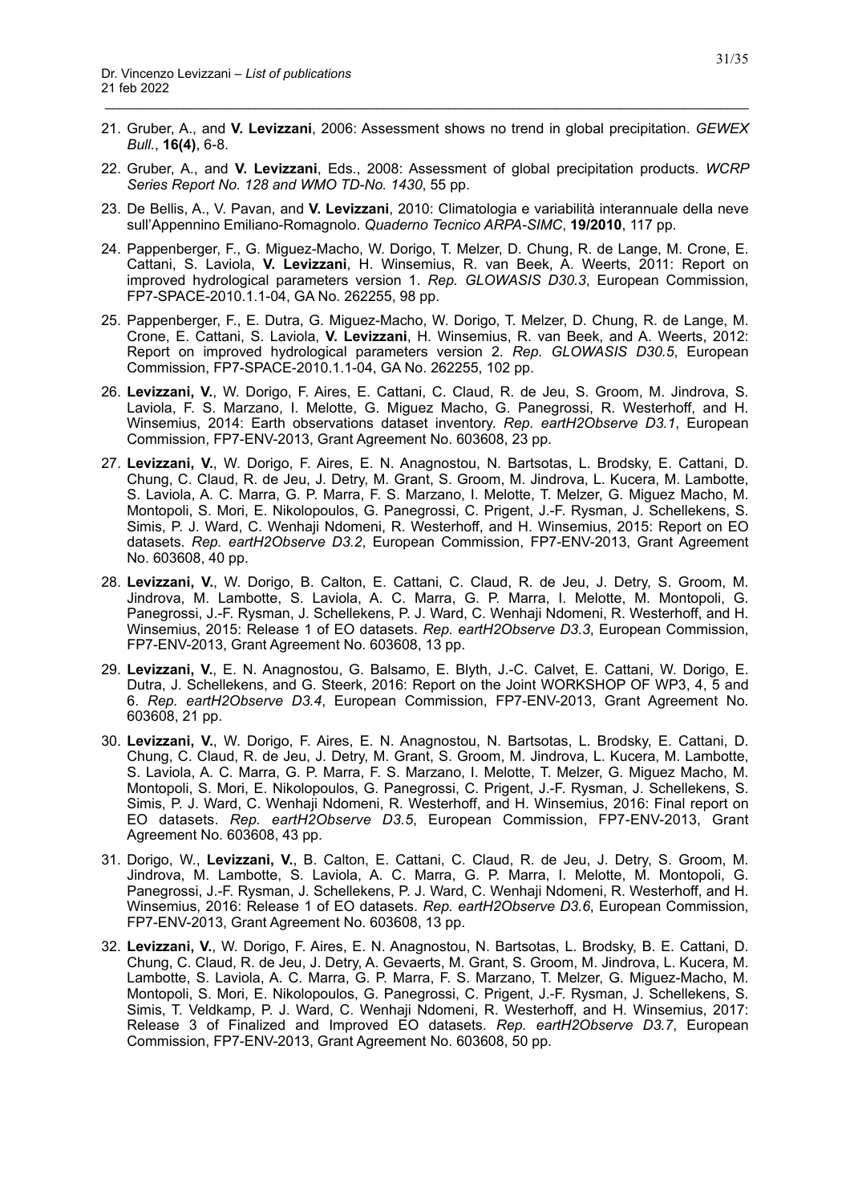21. Gruber, A., and **V. Levizzani**, 2006: Assessment shows no trend in global precipitation. *GEWEX Bull.*, **16(4)**, 6-8.

22. Gruber, A., and **V. Levizzani**, Eds., 2008: Assessment of global precipitation products. *WCRP Series Report No. 128 and WMO TD-No. 1430*, 55 pp.

23. De Bellis, A., V. Pavan, and **V. Levizzani**, 2010: Climatologia e variabilità interannuale della neve sull'Appennino Emiliano-Romagnolo. *Quaderno Tecnico ARPA-SIMC*, **19/2010**, 117 pp.

24. Pappenberger, F., G. Miguez-Macho, W. Dorigo, T. Melzer, D. Chung, R. de Lange, M. Crone, E. Cattani, S. Laviola, **V. Levizzani**, H. Winsemius, R. van Beek, A. Weerts, 2011: Report on improved hydrological parameters version 1. *Rep. GLOWASIS D30.3*, European Commission, FP7-SPACE-2010.1.1-04, GA No. 262255, 98 pp.

25. Pappenberger, F., E. Dutra, G. Miguez-Macho, W. Dorigo, T. Melzer, D. Chung, R. de Lange, M. Crone, E. Cattani, S. Laviola, **V. Levizzani**, H. Winsemius, R. van Beek, and A. Weerts, 2012: Report on improved hydrological parameters version 2. *Rep. GLOWASIS D30.5*, European Commission, FP7-SPACE-2010.1.1-04, GA No. 262255, 102 pp.

26. **Levizzani, V.**, W. Dorigo, F. Aires, E. Cattani, C. Claud, R. de Jeu, S. Groom, M. Jindrova, S. Laviola, F. S. Marzano, I. Melotte, G. Miguez Macho, G. Panegrossi, R. Westerhoff, and H. Winsemius, 2014: Earth observations dataset inventory. *Rep. eartH2Observe D3.1*, European Commission, FP7-ENV-2013, Grant Agreement No. 603608, 23 pp.

27. **Levizzani, V.**, W. Dorigo, F. Aires, E. N. Anagnostou, N. Bartsotas, L. Brodsky, E. Cattani, D. Chung, C. Claud, R. de Jeu, J. Detry, M. Grant, S. Groom, M. Jindrova, L. Kucera, M. Lambotte, S. Laviola, A. C. Marra, G. P. Marra, F. S. Marzano, I. Melotte, T. Melzer, G. Miguez Macho, M. Montopoli, S. Mori, E. Nikolopoulos, G. Panegrossi, C. Prigent, J.-F. Rysman, J. Schellekens, S. Simis, P. J. Ward, C. Wenhaji Ndomeni, R. Westerhoff, and H. Winsemius, 2015: Report on EO datasets. *Rep. eartH2Observe D3.2*, European Commission, FP7-ENV-2013, Grant Agreement No. 603608, 40 pp.

28. **Levizzani, V.**, W. Dorigo, B. Calton, E. Cattani, C. Claud, R. de Jeu, J. Detry, S. Groom, M. Jindrova, M. Lambotte, S. Laviola, A. C. Marra, G. P. Marra, I. Melotte, M. Montopoli, G. Panegrossi, J.-F. Rysman, J. Schellekens, P. J. Ward, C. Wenhaji Ndomeni, R. Westerhoff, and H. Winsemius, 2015: Release 1 of EO datasets. *Rep. eartH2Observe D3.3*, European Commission, FP7-ENV-2013, Grant Agreement No. 603608, 13 pp.

29. **Levizzani, V.**, E. N. Anagnostou, G. Balsamo, E. Blyth, J.-C. Calvet, E. Cattani, W. Dorigo, E. Dutra, J. Schellekens, and G. Steerk, 2016: Report on the Joint WORKSHOP OF WP3, 4, 5 and 6. *Rep. eartH2Observe D3.4*, European Commission, FP7-ENV-2013, Grant Agreement No. 603608, 21 pp.

30. **Levizzani, V.**, W. Dorigo, F. Aires, E. N. Anagnostou, N. Bartsotas, L. Brodsky, E. Cattani, D. Chung, C. Claud, R. de Jeu, J. Detry, M. Grant, S. Groom, M. Jindrova, L. Kucera, M. Lambotte, S. Laviola, A. C. Marra, G. P. Marra, F. S. Marzano, I. Melotte, T. Melzer, G. Miguez Macho, M. Montopoli, S. Mori, E. Nikolopoulos, G. Panegrossi, C. Prigent, J.-F. Rysman, J. Schellekens, S. Simis, P. J. Ward, C. Wenhaji Ndomeni, R. Westerhoff, and H. Winsemius, 2016: Final report on EO datasets. *Rep. eartH2Observe D3.5*, European Commission, FP7-ENV-2013, Grant Agreement No. 603608, 43 pp.

31. Dorigo, W., **Levizzani, V.**, B. Calton, E. Cattani, C. Claud, R. de Jeu, J. Detry, S. Groom, M. Jindrova, M. Lambotte, S. Laviola, A. C. Marra, G. P. Marra, I. Melotte, M. Montopoli, G. Panegrossi, J.-F. Rysman, J. Schellekens, P. J. Ward, C. Wenhaji Ndomeni, R. Westerhoff, and H. Winsemius, 2016: Release 1 of EO datasets. *Rep. eartH2Observe D3.6*, European Commission, FP7-ENV-2013, Grant Agreement No. 603608, 13 pp.

32. **Levizzani, V.**, W. Dorigo, F. Aires, E. N. Anagnostou, N. Bartsotas, L. Brodsky, B. E. Cattani, D. Chung, C. Claud, R. de Jeu, J. Detry, A. Gevaerts, M. Grant, S. Groom, M. Jindrova, L. Kucera, M. Lambotte, S. Laviola, A. C. Marra, G. P. Marra, F. S. Marzano, T. Melzer, G. Miguez-Macho, M. Montopoli, S. Mori, E. Nikolopoulos, G. Panegrossi, C. Prigent, J.-F. Rysman, J. Schellekens, S. Simis, T. Veldkamp, P. J. Ward, C. Wenhaji Ndomeni, R. Westerhoff, and H. Winsemius, 2017: Release 3 of Finalized and Improved EO datasets. *Rep. eartH2Observe D3.7*, European Commission, FP7-ENV-2013, Grant Agreement No. 603608, 50 pp.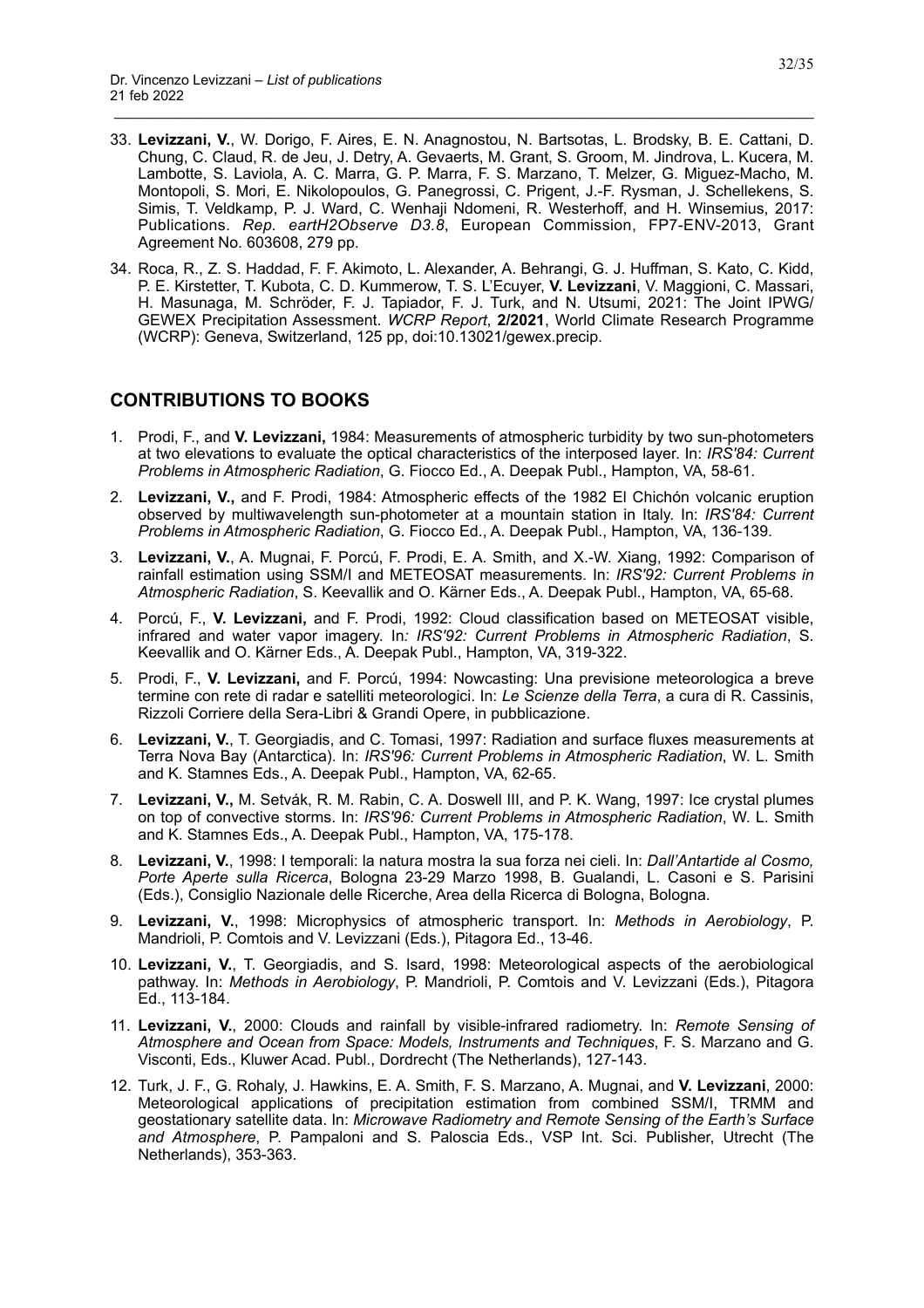33. **Levizzani, V.**, W. Dorigo, F. Aires, E. N. Anagnostou, N. Bartsotas, L. Brodsky, B. E. Cattani, D. Chung, C. Claud, R. de Jeu, J. Detry, A. Gevaerts, M. Grant, S. Groom, M. Jindrova, L. Kucera, M. Lambotte, S. Laviola, A. C. Marra, G. P. Marra, F. S. Marzano, T. Melzer, G. Miguez-Macho, M. Montopoli, S. Mori, E. Nikolopoulos, G. Panegrossi, C. Prigent, J.-F. Rysman, J. Schellekens, S. Simis, T. Veldkamp, P. J. Ward, C. Wenhaji Ndomeni, R. Westerhoff, and H. Winsemius, 2017: Publications. *Rep. eartH2Observe D3.8*, European Commission, FP7-ENV-2013, Grant Agreement No. 603608, 279 pp.

34. Roca, R., Z. S. Haddad, F. F. Akimoto, L. Alexander, A. Behrangi, G. J. Huffman, S. Kato, C. Kidd, P. E. Kirstetter, T. Kubota, C. D. Kummerow, T. S. L'Ecuyer, **V. Levizzani**, V. Maggioni, C. Massari, H. Masunaga, M. Schröder, F. J. Tapiador, F. J. Turk, and N. Utsumi, 2021: The Joint IPWG/GEWEX Precipitation Assessment. *WCRP Report*, **2/2021**, World Climate Research Programme (WCRP): Geneva, Switzerland, 125 pp, doi:10.13021/gewex.precip.

## CONTRIBUTIONS TO BOOKS

1. Prodi, F., and **V. Levizzani,** 1984: Measurements of atmospheric turbidity by two sun-photometers at two elevations to evaluate the optical characteristics of the interposed layer. In: *IRS'84: Current Problems in Atmospheric Radiation*, G. Fiocco Ed., A. Deepak Publ., Hampton, VA, 58-61.

2. **Levizzani, V.,** and F. Prodi, 1984: Atmospheric effects of the 1982 El Chichón volcanic eruption observed by multiwavelength sun-photometer at a mountain station in Italy. In: *IRS'84: Current Problems in Atmospheric Radiation*, G. Fiocco Ed., A. Deepak Publ., Hampton, VA, 136-139.

3. **Levizzani, V.**, A. Mugnai, F. Porcú, F. Prodi, E. A. Smith, and X.-W. Xiang, 1992: Comparison of rainfall estimation using SSM/I and METEOSAT measurements. In: *IRS'92: Current Problems in Atmospheric Radiation*, S. Keevallik and O. Kärner Eds., A. Deepak Publ., Hampton, VA, 65-68.

4. Porcú, F., **V. Levizzani,** and F. Prodi, 1992: Cloud classification based on METEOSAT visible, infrared and water vapor imagery. In*: IRS'92: Current Problems in Atmospheric Radiation*, S. Keevallik and O. Kärner Eds., A. Deepak Publ., Hampton, VA, 319-322.

5. Prodi, F., **V. Levizzani,** and F. Porcú, 1994: Nowcasting: Una previsione meteorologica a breve termine con rete di radar e satelliti meteorologici. In: *Le Scienze della Terra*, a cura di R. Cassinis, Rizzoli Corriere della Sera-Libri & Grandi Opere, in pubblicazione.

6. **Levizzani, V.**, T. Georgiadis, and C. Tomasi, 1997: Radiation and surface fluxes measurements at Terra Nova Bay (Antarctica). In: *IRS'96: Current Problems in Atmospheric Radiation*, W. L. Smith and K. Stamnes Eds., A. Deepak Publ., Hampton, VA, 62-65.

7. **Levizzani, V.,** M. Setvák, R. M. Rabin, C. A. Doswell III, and P. K. Wang, 1997: Ice crystal plumes on top of convective storms. In: *IRS'96: Current Problems in Atmospheric Radiation*, W. L. Smith and K. Stamnes Eds., A. Deepak Publ., Hampton, VA, 175-178.

8. **Levizzani, V.**, 1998: I temporali: la natura mostra la sua forza nei cieli. In: *Dall'Antartide al Cosmo, Porte Aperte sulla Ricerca*, Bologna 23-29 Marzo 1998, B. Gualandi, L. Casoni e S. Parisini (Eds.), Consiglio Nazionale delle Ricerche, Area della Ricerca di Bologna, Bologna.

9. **Levizzani, V.**, 1998: Microphysics of atmospheric transport. In: *Methods in Aerobiology*, P. Mandrioli, P. Comtois and V. Levizzani (Eds.), Pitagora Ed., 13-46.

10. **Levizzani, V.**, T. Georgiadis, and S. Isard, 1998: Meteorological aspects of the aerobiological pathway. In: *Methods in Aerobiology*, P. Mandrioli, P. Comtois and V. Levizzani (Eds.), Pitagora Ed., 113-184.

11. **Levizzani, V.**, 2000: Clouds and rainfall by visible-infrared radiometry. In: *Remote Sensing of Atmosphere and Ocean from Space: Models, Instruments and Techniques*, F. S. Marzano and G. Visconti, Eds., Kluwer Acad. Publ., Dordrecht (The Netherlands), 127-143.

12. Turk, J. F., G. Rohaly, J. Hawkins, E. A. Smith, F. S. Marzano, A. Mugnai, and **V. Levizzani**, 2000: Meteorological applications of precipitation estimation from combined SSM/I, TRMM and geostationary satellite data. In: *Microwave Radiometry and Remote Sensing of the Earth's Surface and Atmosphere*, P. Pampaloni and S. Paloscia Eds., VSP Int. Sci. Publisher, Utrecht (The Netherlands), 353-363.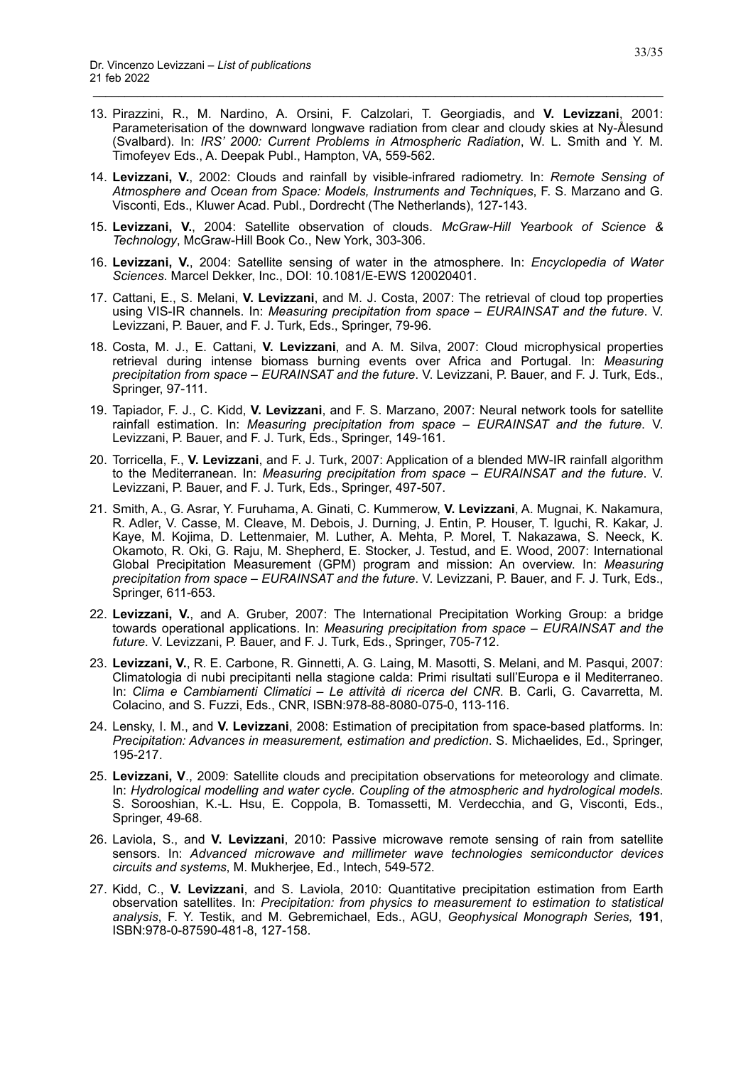13. Pirazzini, R., M. Nardino, A. Orsini, F. Calzolari, T. Georgiadis, and **V. Levizzani**, 2001: Parameterisation of the downward longwave radiation from clear and cloudy skies at Ny-Ålesund (Svalbard). In: *IRS' 2000: Current Problems in Atmospheric Radiation*, W. L. Smith and Y. M. Timofeyev Eds., A. Deepak Publ., Hampton, VA, 559-562.

14. **Levizzani, V.**, 2002: Clouds and rainfall by visible-infrared radiometry. In: *Remote Sensing of Atmosphere and Ocean from Space: Models, Instruments and Techniques*, F. S. Marzano and G. Visconti, Eds., Kluwer Acad. Publ., Dordrecht (The Netherlands), 127-143.

15. **Levizzani, V.**, 2004: Satellite observation of clouds. *McGraw-Hill Yearbook of Science & Technology*, McGraw-Hill Book Co., New York, 303-306.

16. **Levizzani, V.**, 2004: Satellite sensing of water in the atmosphere. In: *Encyclopedia of Water Sciences*. Marcel Dekker, Inc., DOI: 10.1081/E-EWS 120020401.

17. Cattani, E., S. Melani, **V. Levizzani**, and M. J. Costa, 2007: The retrieval of cloud top properties using VIS-IR channels. In: *Measuring precipitation from space – EURAINSAT and the future*. V. Levizzani, P. Bauer, and F. J. Turk, Eds., Springer, 79-96.

18. Costa, M. J., E. Cattani, **V. Levizzani**, and A. M. Silva, 2007: Cloud microphysical properties retrieval during intense biomass burning events over Africa and Portugal. In: *Measuring precipitation from space – EURAINSAT and the future*. V. Levizzani, P. Bauer, and F. J. Turk, Eds., Springer, 97-111.

19. Tapiador, F. J., C. Kidd, **V. Levizzani**, and F. S. Marzano, 2007: Neural network tools for satellite rainfall estimation. In: *Measuring precipitation from space – EURAINSAT and the future*. V. Levizzani, P. Bauer, and F. J. Turk, Eds., Springer, 149-161.

20. Torricella, F., **V. Levizzani**, and F. J. Turk, 2007: Application of a blended MW-IR rainfall algorithm to the Mediterranean. In: *Measuring precipitation from space – EURAINSAT and the future*. V. Levizzani, P. Bauer, and F. J. Turk, Eds., Springer, 497-507.

21. Smith, A., G. Asrar, Y. Furuhama, A. Ginati, C. Kummerow, **V. Levizzani**, A. Mugnai, K. Nakamura, R. Adler, V. Casse, M. Cleave, M. Debois, J. Durning, J. Entin, P. Houser, T. Iguchi, R. Kakar, J. Kaye, M. Kojima, D. Lettenmaier, M. Luther, A. Mehta, P. Morel, T. Nakazawa, S. Neeck, K. Okamoto, R. Oki, G. Raju, M. Shepherd, E. Stocker, J. Testud, and E. Wood, 2007: International Global Precipitation Measurement (GPM) program and mission: An overview. In: *Measuring precipitation from space – EURAINSAT and the future*. V. Levizzani, P. Bauer, and F. J. Turk, Eds., Springer, 611-653.

22. **Levizzani, V.**, and A. Gruber, 2007: The International Precipitation Working Group: a bridge towards operational applications. In: *Measuring precipitation from space – EURAINSAT and the future*. V. Levizzani, P. Bauer, and F. J. Turk, Eds., Springer, 705-712.

23. **Levizzani, V.**, R. E. Carbone, R. Ginnetti, A. G. Laing, M. Masotti, S. Melani, and M. Pasqui, 2007: Climatologia di nubi precipitanti nella stagione calda: Primi risultati sull'Europa e il Mediterraneo. In: *Clima e Cambiamenti Climatici – Le attività di ricerca del CNR*. B. Carli, G. Cavarretta, M. Colacino, and S. Fuzzi, Eds., CNR, ISBN:978-88-8080-075-0, 113-116.

24. Lensky, I. M., and **V. Levizzani**, 2008: Estimation of precipitation from space-based platforms. In: *Precipitation: Advances in measurement, estimation and prediction*. S. Michaelides, Ed., Springer, 195-217.

25. **Levizzani, V**., 2009: Satellite clouds and precipitation observations for meteorology and climate. In: *Hydrological modelling and water cycle. Coupling of the atmospheric and hydrological models*. S. Sorooshian, K.-L. Hsu, E. Coppola, B. Tomassetti, M. Verdecchia, and G, Visconti, Eds., Springer, 49-68.

26. Laviola, S., and **V. Levizzani**, 2010: Passive microwave remote sensing of rain from satellite sensors. In: *Advanced microwave and millimeter wave technologies semiconductor devices circuits and systems*, M. Mukherjee, Ed., Intech, 549-572.

27. Kidd, C., **V. Levizzani**, and S. Laviola, 2010: Quantitative precipitation estimation from Earth observation satellites. In: *Precipitation: from physics to measurement to estimation to statistical analysis*, F. Y. Testik, and M. Gebremichael, Eds., AGU, *Geophysical Monograph Series,* **191**, ISBN:978-0-87590-481-8, 127-158.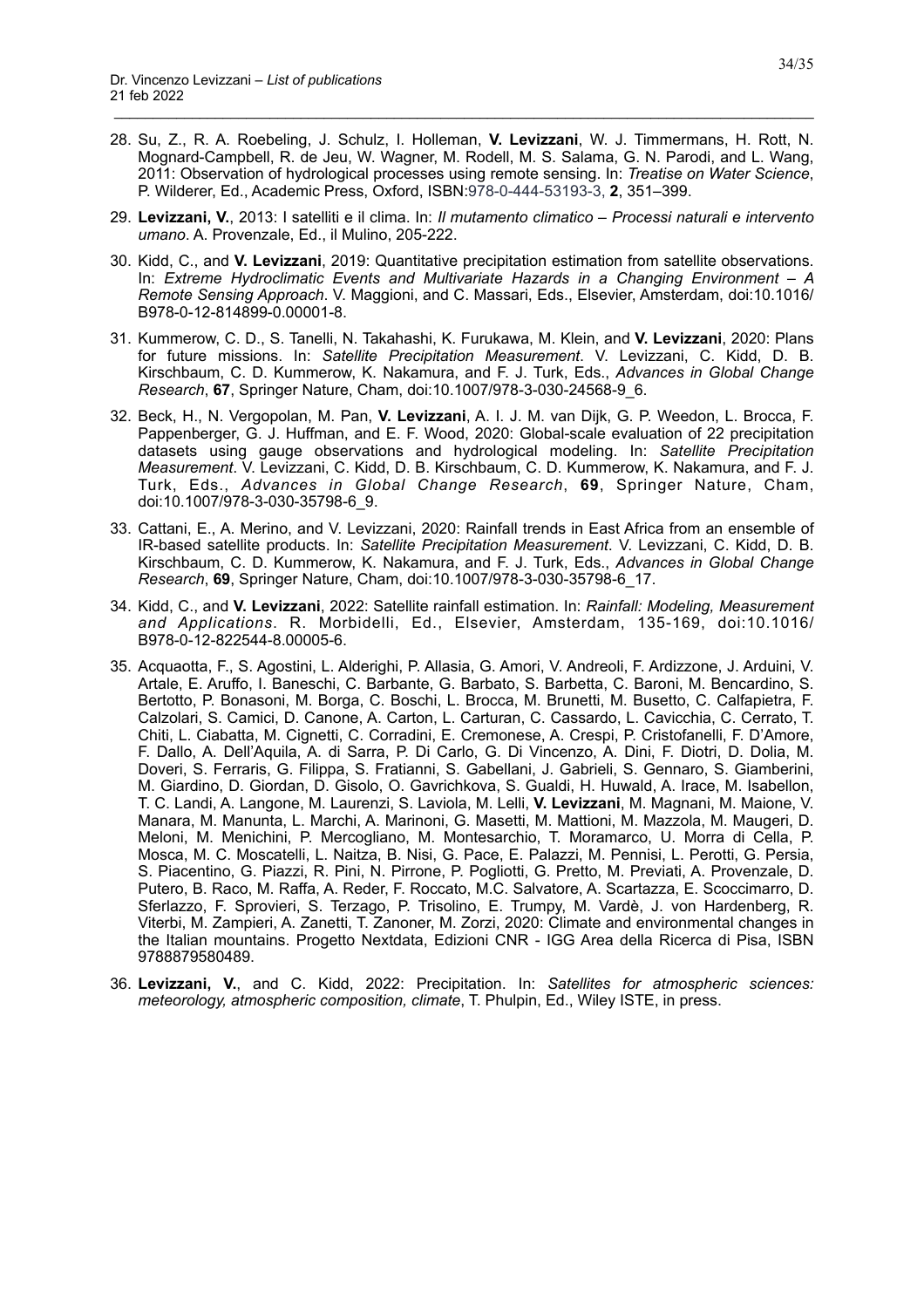28. Su, Z., R. A. Roebeling, J. Schulz, I. Holleman, **V. Levizzani**, W. J. Timmermans, H. Rott, N. Mognard-Campbell, R. de Jeu, W. Wagner, M. Rodell, M. S. Salama, G. N. Parodi, and L. Wang, 2011: Observation of hydrological processes using remote sensing. In: *Treatise on Water Science*, P. Wilderer, Ed., Academic Press, Oxford, ISBN:978-0-444-53193-3, **2**, 351–399.

29. **Levizzani, V.**, 2013: I satelliti e il clima. In: *Il mutamento climatico – Processi naturali e intervento umano*. A. Provenzale, Ed., il Mulino, 205-222.

30. Kidd, C., and **V. Levizzani**, 2019: Quantitative precipitation estimation from satellite observations. In: *Extreme Hydroclimatic Events and Multivariate Hazards in a Changing Environment – A Remote Sensing Approach*. V. Maggioni, and C. Massari, Eds., Elsevier, Amsterdam, doi:10.1016/B978-0-12-814899-0.00001-8.

31. Kummerow, C. D., S. Tanelli, N. Takahashi, K. Furukawa, M. Klein, and **V. Levizzani**, 2020: Plans for future missions. In: *Satellite Precipitation Measurement*. V. Levizzani, C. Kidd, D. B. Kirschbaum, C. D. Kummerow, K. Nakamura, and F. J. Turk, Eds., *Advances in Global Change Research*, **67**, Springer Nature, Cham, doi:10.1007/978-3-030-24568-9_6.

32. Beck, H., N. Vergopolan, M. Pan, **V. Levizzani**, A. I. J. M. van Dijk, G. P. Weedon, L. Brocca, F. Pappenberger, G. J. Huffman, and E. F. Wood, 2020: Global-scale evaluation of 22 precipitation datasets using gauge observations and hydrological modeling. In: *Satellite Precipitation Measurement*. V. Levizzani, C. Kidd, D. B. Kirschbaum, C. D. Kummerow, K. Nakamura, and F. J. Turk, Eds., *Advances in Global Change Research*, **69**, Springer Nature, Cham, doi:10.1007/978-3-030-35798-6_9.

33. Cattani, E., A. Merino, and V. Levizzani, 2020: Rainfall trends in East Africa from an ensemble of IR-based satellite products. In: *Satellite Precipitation Measurement*. V. Levizzani, C. Kidd, D. B. Kirschbaum, C. D. Kummerow, K. Nakamura, and F. J. Turk, Eds., *Advances in Global Change Research*, **69**, Springer Nature, Cham, doi:10.1007/978-3-030-35798-6_17.

34. Kidd, C., and **V. Levizzani**, 2022: Satellite rainfall estimation. In: *Rainfall: Modeling, Measurement and Applications*. R. Morbidelli, Ed., Elsevier, Amsterdam, 135-169, doi:10.1016/B978-0-12-822544-8.00005-6.

35. Acquaotta, F., S. Agostini, L. Alderighi, P. Allasia, G. Amori, V. Andreoli, F. Ardizzone, J. Arduini, V. Artale, E. Aruffo, I. Baneschi, C. Barbante, G. Barbato, S. Barbetta, C. Baroni, M. Bencardino, S. Bertotto, P. Bonasoni, M. Borga, C. Boschi, L. Brocca, M. Brunetti, M. Busetto, C. Calfapietra, F. Calzolari, S. Camici, D. Canone, A. Carton, L. Carturan, C. Cassardo, L. Cavicchia, C. Cerrato, T. Chiti, L. Ciabatta, M. Cignetti, C. Corradini, E. Cremonese, A. Crespi, P. Cristofanelli, F. D'Amore, F. Dallo, A. Dell'Aquila, A. di Sarra, P. Di Carlo, G. Di Vincenzo, A. Dini, F. Diotri, D. Dolia, M. Doveri, S. Ferraris, G. Filippa, S. Fratianni, S. Gabellani, J. Gabrieli, S. Gennaro, S. Giamberini, M. Giardino, D. Giordan, D. Gisolo, O. Gavrichkova, S. Gualdi, H. Huwald, A. Irace, M. Isabellon, T. C. Landi, A. Langone, M. Laurenzi, S. Laviola, M. Lelli, **V. Levizzani**, M. Magnani, M. Maione, V. Manara, M. Manunta, L. Marchi, A. Marinoni, G. Masetti, M. Mattioni, M. Mazzola, M. Maugeri, D. Meloni, M. Menichini, P. Mercogliano, M. Montesarchio, T. Moramarco, U. Morra di Cella, P. Mosca, M. C. Moscatelli, L. Naitza, B. Nisi, G. Pace, E. Palazzi, M. Pennisi, L. Perotti, G. Persia, S. Piacentino, G. Piazzi, R. Pini, N. Pirrone, P. Pogliotti, G. Pretto, M. Previati, A. Provenzale, D. Putero, B. Raco, M. Raffa, A. Reder, F. Roccato, M.C. Salvatore, A. Scartazza, E. Scoccimarro, D. Sferlazzo, F. Sprovieri, S. Terzago, P. Trisolino, E. Trumpy, M. Vardè, J. von Hardenberg, R. Viterbi, M. Zampieri, A. Zanetti, T. Zanoner, M. Zorzi, 2020: Climate and environmental changes in the Italian mountains. Progetto Nextdata, Edizioni CNR - IGG Area della Ricerca di Pisa, ISBN 9788879580489.

36. **Levizzani, V.**, and C. Kidd, 2022: Precipitation. In: *Satellites for atmospheric sciences: meteorology, atmospheric composition, climate*, T. Phulpin, Ed., Wiley ISTE, in press.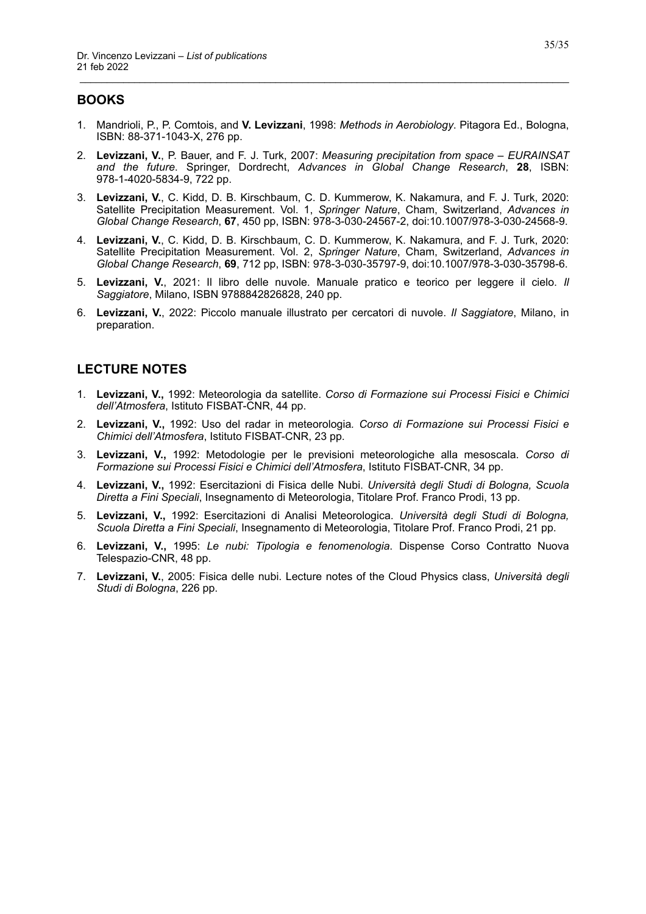## BOOKS

1. Mandrioli, P., P. Comtois, and **V. Levizzani**, 1998: *Methods in Aerobiology*. Pitagora Ed., Bologna, ISBN: 88-371-1043-X, 276 pp.
2. **Levizzani, V.**, P. Bauer, and F. J. Turk, 2007: *Measuring precipitation from space – EURAINSAT and the future*. Springer, Dordrecht, *Advances in Global Change Research*, **28**, ISBN: 978-1-4020-5834-9, 722 pp.
3. **Levizzani, V.**, C. Kidd, D. B. Kirschbaum, C. D. Kummerow, K. Nakamura, and F. J. Turk, 2020: Satellite Precipitation Measurement. Vol. 1, *Springer Nature*, Cham, Switzerland, *Advances in Global Change Research*, **67**, 450 pp, ISBN: 978-3-030-24567-2, doi:10.1007/978-3-030-24568-9.
4. **Levizzani, V.**, C. Kidd, D. B. Kirschbaum, C. D. Kummerow, K. Nakamura, and F. J. Turk, 2020: Satellite Precipitation Measurement. Vol. 2, *Springer Nature*, Cham, Switzerland, *Advances in Global Change Research*, **69**, 712 pp, ISBN: 978-3-030-35797-9, doi:10.1007/978-3-030-35798-6.
5. **Levizzani, V.**, 2021: Il libro delle nuvole. Manuale pratico e teorico per leggere il cielo. *Il Saggiatore*, Milano, ISBN 9788842826828, 240 pp.
6. **Levizzani, V.**, 2022: Piccolo manuale illustrato per cercatori di nuvole. *Il Saggiatore*, Milano, in preparation.

## LECTURE NOTES

1. **Levizzani, V.,** 1992: Meteorologia da satellite. *Corso di Formazione sui Processi Fisici e Chimici dell'Atmosfera*, Istituto FISBAT-CNR, 44 pp.
2. **Levizzani, V.,** 1992: Uso del radar in meteorologia. *Corso di Formazione sui Processi Fisici e Chimici dell'Atmosfera*, Istituto FISBAT-CNR, 23 pp.
3. **Levizzani, V.,** 1992: Metodologie per le previsioni meteorologiche alla mesoscala. *Corso di Formazione sui Processi Fisici e Chimici dell'Atmosfera*, Istituto FISBAT-CNR, 34 pp.
4. **Levizzani, V.,** 1992: Esercitazioni di Fisica delle Nubi. *Università degli Studi di Bologna, Scuola Diretta a Fini Speciali*, Insegnamento di Meteorologia, Titolare Prof. Franco Prodi, 13 pp.
5. **Levizzani, V.,** 1992: Esercitazioni di Analisi Meteorologica. *Università degli Studi di Bologna, Scuola Diretta a Fini Speciali*, Insegnamento di Meteorologia, Titolare Prof. Franco Prodi, 21 pp.
6. **Levizzani, V.,** 1995: *Le nubi: Tipologia e fenomenologia*. Dispense Corso Contratto Nuova Telespazio-CNR, 48 pp.
7. **Levizzani, V.**, 2005: Fisica delle nubi. Lecture notes of the Cloud Physics class, *Università degli Studi di Bologna*, 226 pp.